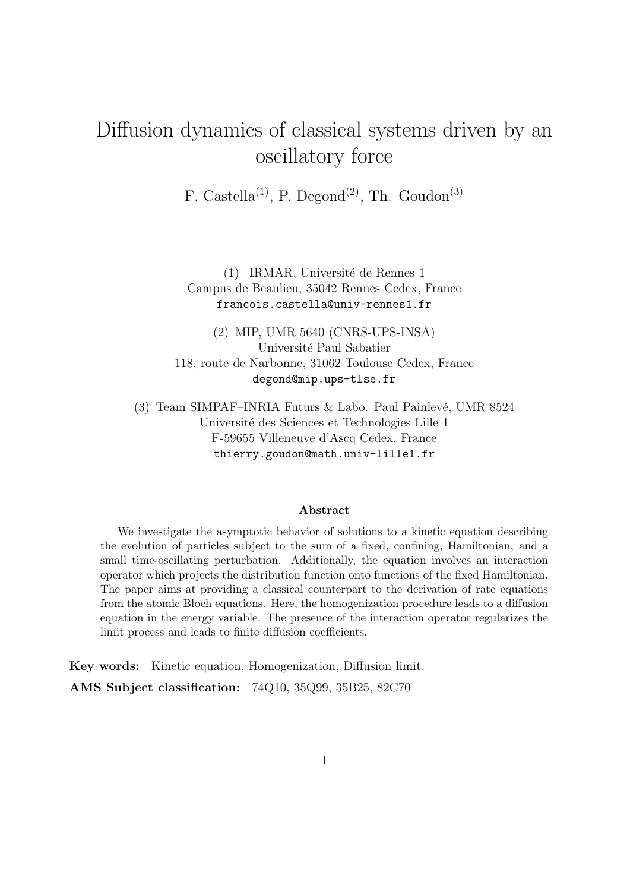# Diffusion dynamics of classical systems driven by an oscillatory force

F. Castella[(1)], P. Degond[(2)], Th. Goudon[(3)]

(1) IRMAR, Université de Rennes 1
Campus de Beaulieu, 35042 Rennes Cedex, France
francois.castella@univ-rennes1.fr

(2) MIP, UMR 5640 (CNRS-UPS-INSA)
Université Paul Sabatier
118, route de Narbonne, 31062 Toulouse Cedex, France
degond@mip.ups-tlse.fr

(3) Team SIMPAF–INRIA Futurs & Labo. Paul Painlevé, UMR 8524
Université des Sciences et Technologies Lille 1
F-59655 Villeneuve d'Ascq Cedex, France
thierry.goudon@math.univ-lille1.fr

**Abstract**

We investigate the asymptotic behavior of solutions to a kinetic equation describing the evolution of particles subject to the sum of a fixed, confining, Hamiltonian, and a small time-oscillating perturbation. Additionally, the equation involves an interaction operator which projects the distribution function onto functions of the fixed Hamiltonian. The paper aims at providing a classical counterpart to the derivation of rate equations from the atomic Bloch equations. Here, the homogenization procedure leads to a diffusion equation in the energy variable. The presence of the interaction operator regularizes the limit process and leads to finite diffusion coefficients.

**Key words:** Kinetic equation, Homogenization, Diffusion limit.

**AMS Subject classification:** 74Q10, 35Q99, 35B25, 82C70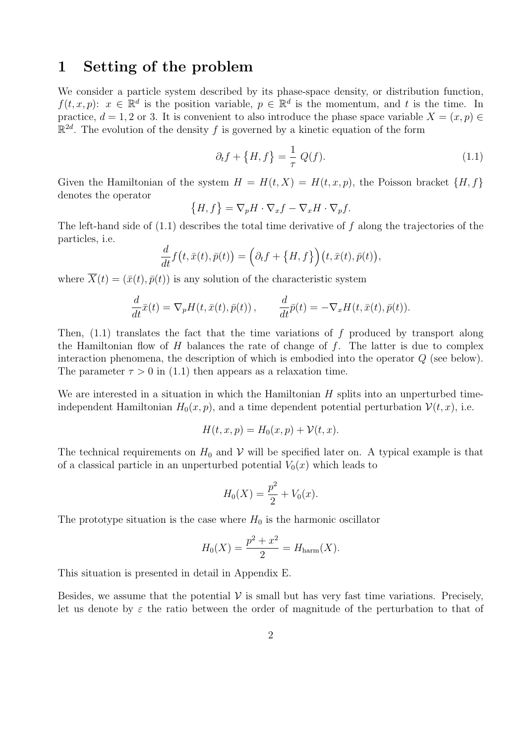# 1 Setting of the problem

We consider a particle system described by its phase-space density, or distribution function, $f(t,x,p)$: $x \in \mathbb{R}^d$ is the position variable, $p \in \mathbb{R}^d$ is the momentum, and $t$ is the time. In practice, $d = 1, 2$ or 3. It is convenient to also introduce the phase space variable $X = (x,p) \in \mathbb{R}^{2d}$. The evolution of the density $f$ is governed by a kinetic equation of the form

$$\partial_t f + \{H, f\} = \frac{1}{\tau} \, Q(f). \tag{1.1}$$

Given the Hamiltonian of the system $H = H(t,X) = H(t,x,p)$, the Poisson bracket $\{H, f\}$ denotes the operator

$$\{H, f\} = \nabla_p H \cdot \nabla_x f - \nabla_x H \cdot \nabla_p f.$$

The left-hand side of (1.1) describes the total time derivative of $f$ along the trajectories of the particles, i.e.

$$\frac{d}{dt} f\big(t, \bar{x}(t), \bar{p}(t)\big) = \Big(\partial_t f + \{H, f\}\Big)\big(t, \bar{x}(t), \bar{p}(t)\big),$$

where $\overline{X}(t) = (\bar{x}(t), \bar{p}(t))$ is any solution of the characteristic system

$$\frac{d}{dt}\bar{x}(t) = \nabla_p H(t, \bar{x}(t), \bar{p}(t)), \qquad \frac{d}{dt}\bar{p}(t) = -\nabla_x H(t, \bar{x}(t), \bar{p}(t)).$$

Then, (1.1) translates the fact that the time variations of $f$ produced by transport along the Hamiltonian flow of $H$ balances the rate of change of $f$. The latter is due to complex interaction phenomena, the description of which is embodied into the operator $Q$ (see below). The parameter $\tau > 0$ in (1.1) then appears as a relaxation time.

We are interested in a situation in which the Hamiltonian $H$ splits into an unperturbed time-independent Hamiltonian $H_0(x,p)$, and a time dependent potential perturbation $\mathcal{V}(t,x)$, i.e.

$$H(t,x,p) = H_0(x,p) + \mathcal{V}(t,x).$$

The technical requirements on $H_0$ and $\mathcal{V}$ will be specified later on. A typical example is that of a classical particle in an unperturbed potential $V_0(x)$ which leads to

$$H_0(X) = \frac{p^2}{2} + V_0(x).$$

The prototype situation is the case where $H_0$ is the harmonic oscillator

$$H_0(X) = \frac{p^2 + x^2}{2} = H_{\text{harm}}(X).$$

This situation is presented in detail in Appendix E.

Besides, we assume that the potential $\mathcal{V}$ is small but has very fast time variations. Precisely, let us denote by $\varepsilon$ the ratio between the order of magnitude of the perturbation to that of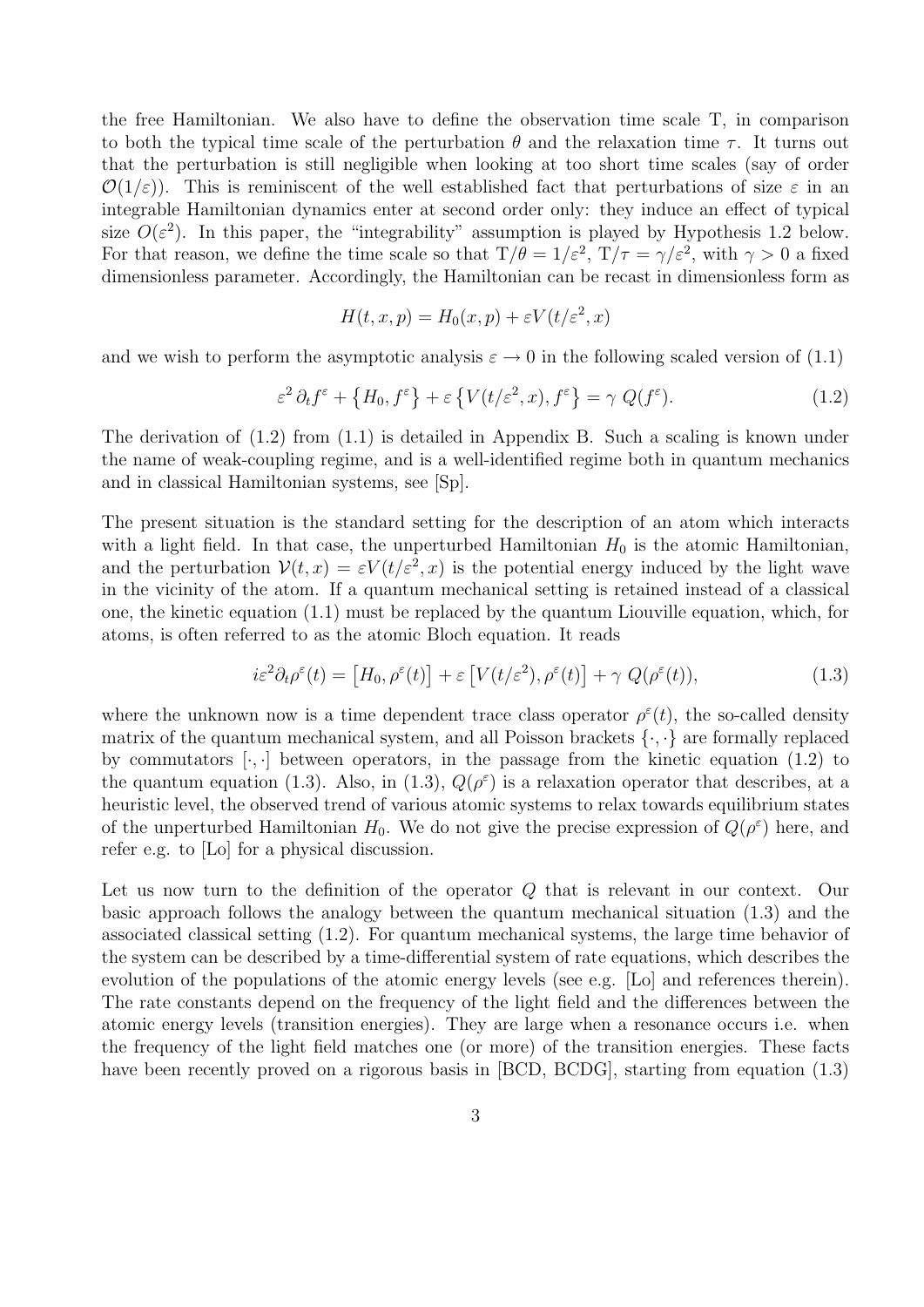the free Hamiltonian. We also have to define the observation time scale T, in comparison to both the typical time scale of the perturbation $\theta$ and the relaxation time $\tau$. It turns out that the perturbation is still negligible when looking at too short time scales (say of order $\mathcal{O}(1/\varepsilon)$). This is reminiscent of the well established fact that perturbations of size $\varepsilon$ in an integrable Hamiltonian dynamics enter at second order only: they induce an effect of typical size $O(\varepsilon^2)$. In this paper, the "integrability" assumption is played by Hypothesis 1.2 below. For that reason, we define the time scale so that $\mathrm{T}/\theta = 1/\varepsilon^2$, $\mathrm{T}/\tau = \gamma/\varepsilon^2$, with $\gamma > 0$ a fixed dimensionless parameter. Accordingly, the Hamiltonian can be recast in dimensionless form as

$$H(t,x,p) = H_0(x,p) + \varepsilon V(t/\varepsilon^2, x)$$

and we wish to perform the asymptotic analysis $\varepsilon \to 0$ in the following scaled version of (1.1)

$$\varepsilon^2 \, \partial_t f^\varepsilon + \left\{H_0, f^\varepsilon\right\} + \varepsilon \left\{V(t/\varepsilon^2, x), f^\varepsilon\right\} = \gamma \; Q(f^\varepsilon). \tag{1.2}$$

The derivation of (1.2) from (1.1) is detailed in Appendix B. Such a scaling is known under the name of weak-coupling regime, and is a well-identified regime both in quantum mechanics and in classical Hamiltonian systems, see [Sp].

The present situation is the standard setting for the description of an atom which interacts with a light field. In that case, the unperturbed Hamiltonian $H_0$ is the atomic Hamiltonian, and the perturbation $\mathcal{V}(t,x) = \varepsilon V(t/\varepsilon^2, x)$ is the potential energy induced by the light wave in the vicinity of the atom. If a quantum mechanical setting is retained instead of a classical one, the kinetic equation (1.1) must be replaced by the quantum Liouville equation, which, for atoms, is often referred to as the atomic Bloch equation. It reads

$$i\varepsilon^2 \partial_t \rho^\varepsilon(t) = \left[H_0, \rho^\varepsilon(t)\right] + \varepsilon \left[V(t/\varepsilon^2), \rho^\varepsilon(t)\right] + \gamma \; Q(\rho^\varepsilon(t)), \tag{1.3}$$

where the unknown now is a time dependent trace class operator $\rho^\varepsilon(t)$, the so-called density matrix of the quantum mechanical system, and all Poisson brackets $\{\cdot,\cdot\}$ are formally replaced by commutators $[\cdot,\cdot]$ between operators, in the passage from the kinetic equation (1.2) to the quantum equation (1.3). Also, in (1.3), $Q(\rho^\varepsilon)$ is a relaxation operator that describes, at a heuristic level, the observed trend of various atomic systems to relax towards equilibrium states of the unperturbed Hamiltonian $H_0$. We do not give the precise expression of $Q(\rho^\varepsilon)$ here, and refer e.g. to [Lo] for a physical discussion.

Let us now turn to the definition of the operator $Q$ that is relevant in our context. Our basic approach follows the analogy between the quantum mechanical situation (1.3) and the associated classical setting (1.2). For quantum mechanical systems, the large time behavior of the system can be described by a time-differential system of rate equations, which describes the evolution of the populations of the atomic energy levels (see e.g. [Lo] and references therein). The rate constants depend on the frequency of the light field and the differences between the atomic energy levels (transition energies). They are large when a resonance occurs i.e. when the frequency of the light field matches one (or more) of the transition energies. These facts have been recently proved on a rigorous basis in [BCD, BCDG], starting from equation (1.3)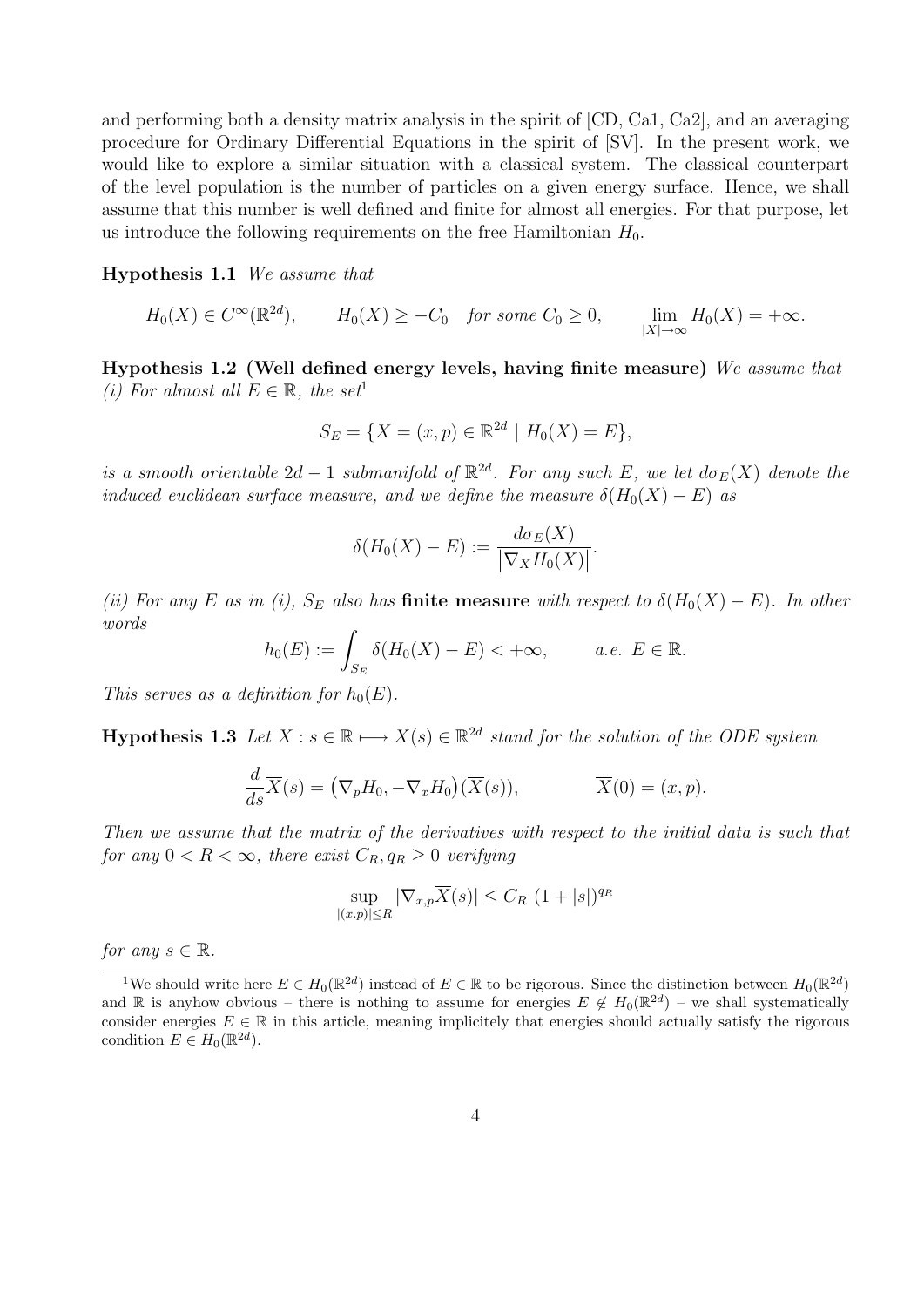and performing both a density matrix analysis in the spirit of [CD, Ca1, Ca2], and an averaging procedure for Ordinary Differential Equations in the spirit of [SV]. In the present work, we would like to explore a similar situation with a classical system. The classical counterpart of the level population is the number of particles on a given energy surface. Hence, we shall assume that this number is well defined and finite for almost all energies. For that purpose, let us introduce the following requirements on the free Hamiltonian $H_0$.

**Hypothesis 1.1** *We assume that*

$$H_0(X) \in C^\infty(\mathbb{R}^{2d}), \qquad H_0(X) \geq -C_0 \quad \textit{for some } C_0 \geq 0, \qquad \lim_{|X|\to\infty} H_0(X) = +\infty.$$

**Hypothesis 1.2 (Well defined energy levels, having finite measure)** *We assume that (i) For almost all $E \in \mathbb{R}$, the set*[1]

$$S_E = \{X = (x,p) \in \mathbb{R}^{2d} \mid H_0(X) = E\},$$

*is a smooth orientable $2d-1$ submanifold of $\mathbb{R}^{2d}$. For any such $E$, we let $d\sigma_E(X)$ denote the induced euclidean surface measure, and we define the measure $\delta(H_0(X) - E)$ as*

$$\delta(H_0(X) - E) := \frac{d\sigma_E(X)}{\left|\nabla_X H_0(X)\right|}.$$

*(ii) For any $E$ as in (i), $S_E$ also has* **finite measure** *with respect to $\delta(H_0(X) - E)$. In other words*

$$h_0(E) := \int_{S_E} \delta(H_0(X) - E) < +\infty, \qquad a.e. \ E \in \mathbb{R}.$$

*This serves as a definition for $h_0(E)$.*

**Hypothesis 1.3** *Let $\overline{X} : s \in \mathbb{R} \longmapsto \overline{X}(s) \in \mathbb{R}^{2d}$ stand for the solution of the ODE system*

$$\frac{d}{ds}\overline{X}(s) = \big(\nabla_p H_0, -\nabla_x H_0\big)(\overline{X}(s)), \qquad \overline{X}(0) = (x,p).$$

*Then we assume that the matrix of the derivatives with respect to the initial data is such that for any $0 < R < \infty$, there exist $C_R, q_R \geq 0$ verifying*

$$\sup_{|(x.p)|\leq R} |\nabla_{x,p}\overline{X}(s)| \leq C_R \ (1 + |s|)^{q_R}$$

*for any $s \in \mathbb{R}$.*

[1] We should write here $E \in H_0(\mathbb{R}^{2d})$ instead of $E \in \mathbb{R}$ to be rigorous. Since the distinction between $H_0(\mathbb{R}^{2d})$ and $\mathbb{R}$ is anyhow obvious – there is nothing to assume for energies $E \notin H_0(\mathbb{R}^{2d})$ – we shall systematically consider energies $E \in \mathbb{R}$ in this article, meaning implicitely that energies should actually satisfy the rigorous condition $E \in H_0(\mathbb{R}^{2d})$.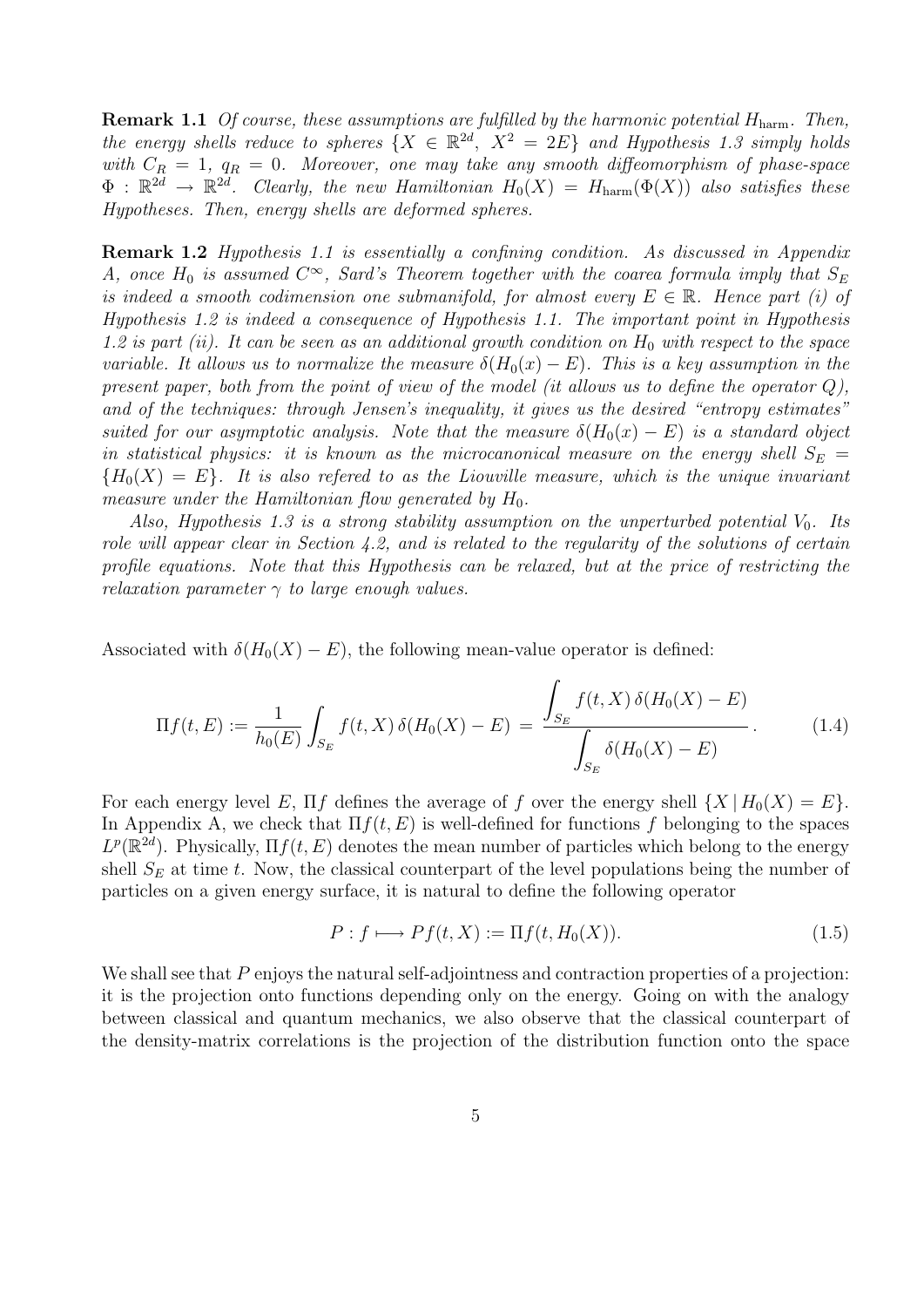**Remark 1.1** *Of course, these assumptions are fulfilled by the harmonic potential $H_{\text{harm}}$. Then, the energy shells reduce to spheres $\{X \in \mathbb{R}^{2d},\ X^2 = 2E\}$ and Hypothesis 1.3 simply holds with $C_R = 1$, $q_R = 0$. Moreover, one may take any smooth diffeomorphism of phase-space $\Phi : \mathbb{R}^{2d} \to \mathbb{R}^{2d}$. Clearly, the new Hamiltonian $H_0(X) = H_{\text{harm}}(\Phi(X))$ also satisfies these Hypotheses. Then, energy shells are deformed spheres.*

**Remark 1.2** *Hypothesis 1.1 is essentially a confining condition. As discussed in Appendix A, once $H_0$ is assumed $C^\infty$, Sard's Theorem together with the coarea formula imply that $S_E$ is indeed a smooth codimension one submanifold, for almost every $E \in \mathbb{R}$. Hence part (i) of Hypothesis 1.2 is indeed a consequence of Hypothesis 1.1. The important point in Hypothesis 1.2 is part (ii). It can be seen as an additional growth condition on $H_0$ with respect to the space variable. It allows us to normalize the measure $\delta(H_0(x) - E)$. This is a key assumption in the present paper, both from the point of view of the model (it allows us to define the operator $Q$), and of the techniques: through Jensen's inequality, it gives us the desired "entropy estimates" suited for our asymptotic analysis. Note that the measure $\delta(H_0(x) - E)$ is a standard object in statistical physics: it is known as the microcanonical measure on the energy shell $S_E = \{H_0(X) = E\}$. It is also refered to as the Liouville measure, which is the unique invariant measure under the Hamiltonian flow generated by $H_0$.*

*Also, Hypothesis 1.3 is a strong stability assumption on the unperturbed potential $V_0$. Its role will appear clear in Section 4.2, and is related to the regularity of the solutions of certain profile equations. Note that this Hypothesis can be relaxed, but at the price of restricting the relaxation parameter $\gamma$ to large enough values.*

Associated with $\delta(H_0(X) - E)$, the following mean-value operator is defined:

$$\Pi f(t, E) := \frac{1}{h_0(E)} \int_{S_E} f(t, X)\, \delta(H_0(X) - E) \;=\; \frac{\displaystyle\int_{S_E} f(t, X)\, \delta(H_0(X) - E)}{\displaystyle\int_{S_E} \delta(H_0(X) - E)}\,. \tag{1.4}$$

For each energy level $E$, $\Pi f$ defines the average of $f$ over the energy shell $\{X \,|\, H_0(X) = E\}$. In Appendix A, we check that $\Pi f(t, E)$ is well-defined for functions $f$ belonging to the spaces $L^p(\mathbb{R}^{2d})$. Physically, $\Pi f(t, E)$ denotes the mean number of particles which belong to the energy shell $S_E$ at time $t$. Now, the classical counterpart of the level populations being the number of particles on a given energy surface, it is natural to define the following operator

$$P : f \longmapsto Pf(t, X) := \Pi f(t, H_0(X)). \tag{1.5}$$

We shall see that $P$ enjoys the natural self-adjointness and contraction properties of a projection: it is the projection onto functions depending only on the energy. Going on with the analogy between classical and quantum mechanics, we also observe that the classical counterpart of the density-matrix correlations is the projection of the distribution function onto the space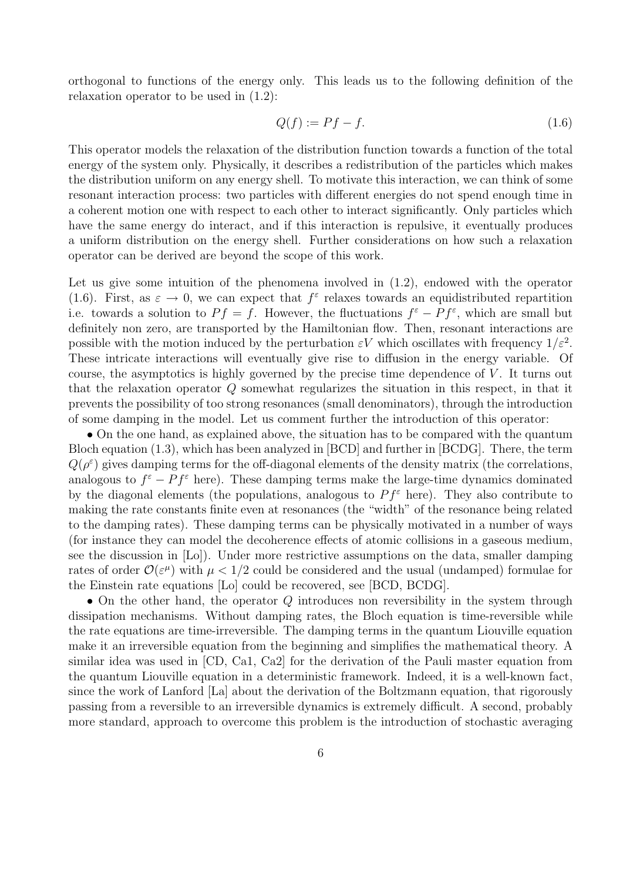orthogonal to functions of the energy only. This leads us to the following definition of the relaxation operator to be used in (1.2):

$$Q(f) := Pf - f. \tag{1.6}$$

This operator models the relaxation of the distribution function towards a function of the total energy of the system only. Physically, it describes a redistribution of the particles which makes the distribution uniform on any energy shell. To motivate this interaction, we can think of some resonant interaction process: two particles with different energies do not spend enough time in a coherent motion one with respect to each other to interact significantly. Only particles which have the same energy do interact, and if this interaction is repulsive, it eventually produces a uniform distribution on the energy shell. Further considerations on how such a relaxation operator can be derived are beyond the scope of this work.

Let us give some intuition of the phenomena involved in (1.2), endowed with the operator (1.6). First, as $\varepsilon \to 0$, we can expect that $f^\varepsilon$ relaxes towards an equidistributed repartition i.e. towards a solution to $Pf = f$. However, the fluctuations $f^\varepsilon - Pf^\varepsilon$, which are small but definitely non zero, are transported by the Hamiltonian flow. Then, resonant interactions are possible with the motion induced by the perturbation $\varepsilon V$ which oscillates with frequency $1/\varepsilon^2$. These intricate interactions will eventually give rise to diffusion in the energy variable. Of course, the asymptotics is highly governed by the precise time dependence of $V$. It turns out that the relaxation operator $Q$ somewhat regularizes the situation in this respect, in that it prevents the possibility of too strong resonances (small denominators), through the introduction of some damping in the model. Let us comment further the introduction of this operator:

• On the one hand, as explained above, the situation has to be compared with the quantum Bloch equation (1.3), which has been analyzed in [BCD] and further in [BCDG]. There, the term $Q(\rho^\varepsilon)$ gives damping terms for the off-diagonal elements of the density matrix (the correlations, analogous to $f^\varepsilon - Pf^\varepsilon$ here). These damping terms make the large-time dynamics dominated by the diagonal elements (the populations, analogous to $Pf^\varepsilon$ here). They also contribute to making the rate constants finite even at resonances (the "width" of the resonance being related to the damping rates). These damping terms can be physically motivated in a number of ways (for instance they can model the decoherence effects of atomic collisions in a gaseous medium, see the discussion in [Lo]). Under more restrictive assumptions on the data, smaller damping rates of order $\mathcal{O}(\varepsilon^\mu)$ with $\mu < 1/2$ could be considered and the usual (undamped) formulae for the Einstein rate equations [Lo] could be recovered, see [BCD, BCDG].

• On the other hand, the operator $Q$ introduces non reversibility in the system through dissipation mechanisms. Without damping rates, the Bloch equation is time-reversible while the rate equations are time-irreversible. The damping terms in the quantum Liouville equation make it an irreversible equation from the beginning and simplifies the mathematical theory. A similar idea was used in [CD, Ca1, Ca2] for the derivation of the Pauli master equation from the quantum Liouville equation in a deterministic framework. Indeed, it is a well-known fact, since the work of Lanford [La] about the derivation of the Boltzmann equation, that rigorously passing from a reversible to an irreversible dynamics is extremely difficult. A second, probably more standard, approach to overcome this problem is the introduction of stochastic averaging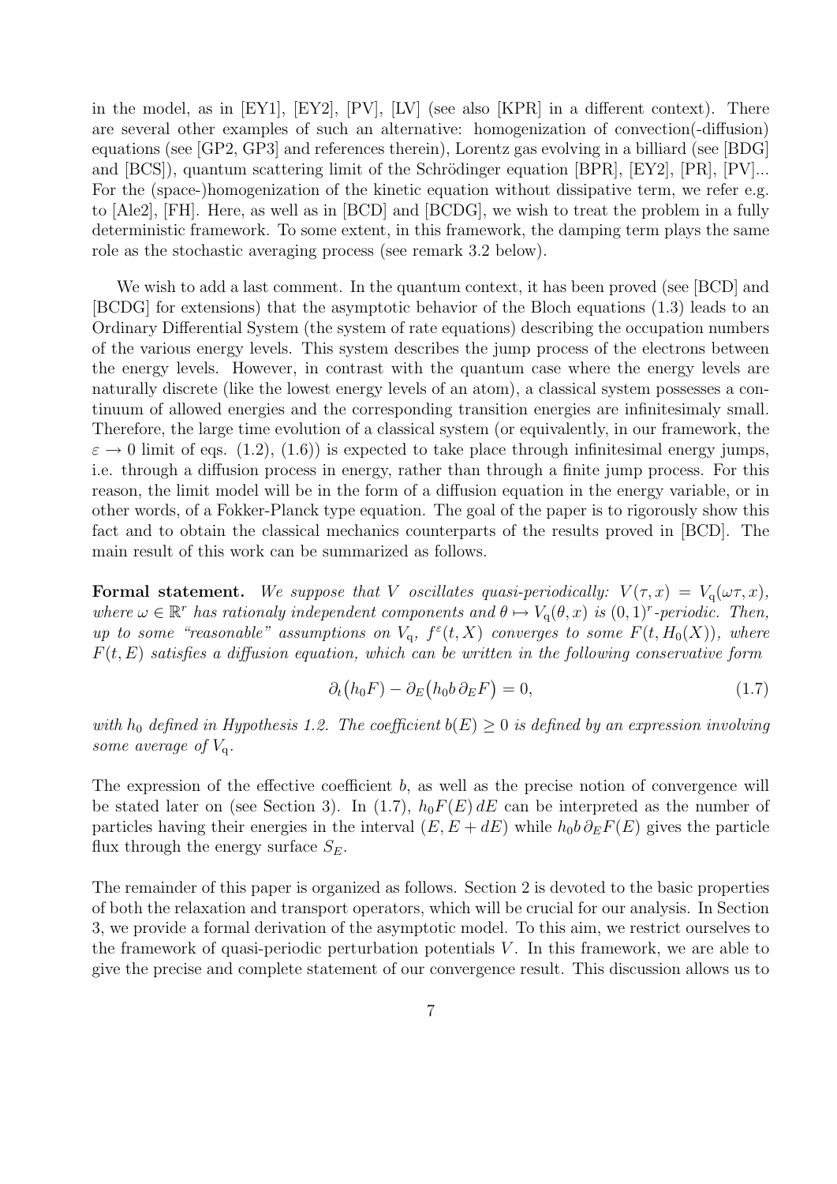in the model, as in [EY1], [EY2], [PV], [LV] (see also [KPR] in a different context). There are several other examples of such an alternative: homogenization of convection(-diffusion) equations (see [GP2, GP3] and references therein), Lorentz gas evolving in a billiard (see [BDG] and [BCS]), quantum scattering limit of the Schrödinger equation [BPR], [EY2], [PR], [PV]... For the (space-)homogenization of the kinetic equation without dissipative term, we refer e.g. to [Ale2], [FH]. Here, as well as in [BCD] and [BCDG], we wish to treat the problem in a fully deterministic framework. To some extent, in this framework, the damping term plays the same role as the stochastic averaging process (see remark 3.2 below).

We wish to add a last comment. In the quantum context, it has been proved (see [BCD] and [BCDG] for extensions) that the asymptotic behavior of the Bloch equations (1.3) leads to an Ordinary Differential System (the system of rate equations) describing the occupation numbers of the various energy levels. This system describes the jump process of the electrons between the energy levels. However, in contrast with the quantum case where the energy levels are naturally discrete (like the lowest energy levels of an atom), a classical system possesses a continuum of allowed energies and the corresponding transition energies are infinitesimaly small. Therefore, the large time evolution of a classical system (or equivalently, in our framework, the $\varepsilon \to 0$ limit of eqs. (1.2), (1.6)) is expected to take place through infinitesimal energy jumps, i.e. through a diffusion process in energy, rather than through a finite jump process. For this reason, the limit model will be in the form of a diffusion equation in the energy variable, or in other words, of a Fokker-Planck type equation. The goal of the paper is to rigorously show this fact and to obtain the classical mechanics counterparts of the results proved in [BCD]. The main result of this work can be summarized as follows.

**Formal statement.** *We suppose that $V$ oscillates quasi-periodically: $V(\tau, x) = V_{\mathrm{q}}(\omega\tau, x)$, where $\omega \in \mathbb{R}^r$ has rationaly independent components and $\theta \mapsto V_{\mathrm{q}}(\theta, x)$ is $(0,1)^r$-periodic. Then, up to some "reasonable" assumptions on $V_{\mathrm{q}}$, $f^\varepsilon(t, X)$ converges to some $F(t, H_0(X))$, where $F(t, E)$ satisfies a diffusion equation, which can be written in the following conservative form*

$$\partial_t\big(h_0 F\big) - \partial_E\big(h_0 b\, \partial_E F\big) = 0, \tag{1.7}$$

*with $h_0$ defined in Hypothesis 1.2. The coefficient $b(E) \geq 0$ is defined by an expression involving some average of $V_{\mathrm{q}}$.*

The expression of the effective coefficient $b$, as well as the precise notion of convergence will be stated later on (see Section 3). In (1.7), $h_0 F(E)\, dE$ can be interpreted as the number of particles having their energies in the interval $(E, E + dE)$ while $h_0 b\, \partial_E F(E)$ gives the particle flux through the energy surface $S_E$.

The remainder of this paper is organized as follows. Section 2 is devoted to the basic properties of both the relaxation and transport operators, which will be crucial for our analysis. In Section 3, we provide a formal derivation of the asymptotic model. To this aim, we restrict ourselves to the framework of quasi-periodic perturbation potentials $V$. In this framework, we are able to give the precise and complete statement of our convergence result. This discussion allows us to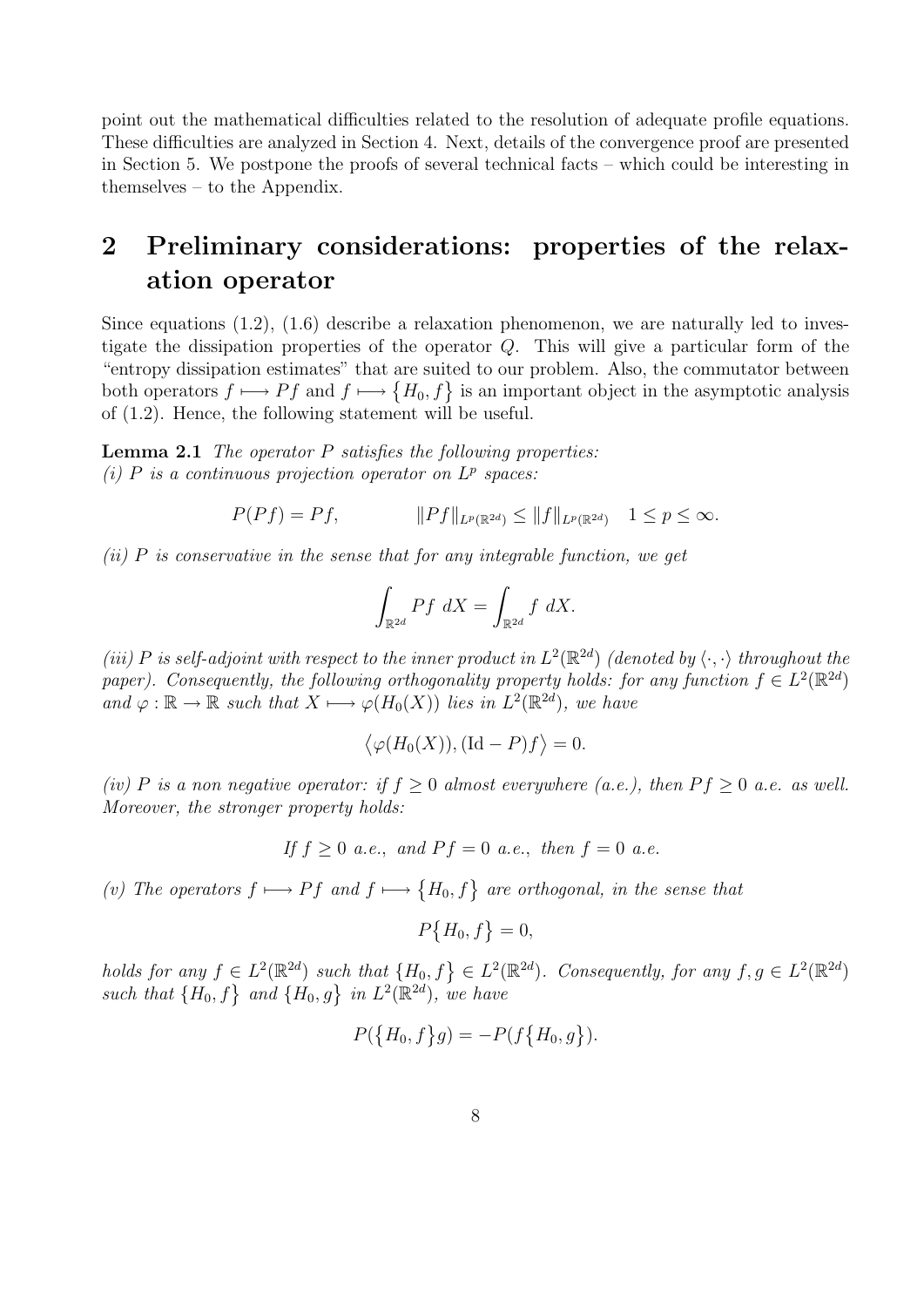point out the mathematical difficulties related to the resolution of adequate profile equations. These difficulties are analyzed in Section 4. Next, details of the convergence proof are presented in Section 5. We postpone the proofs of several technical facts – which could be interesting in themselves – to the Appendix.

## 2 Preliminary considerations: properties of the relaxation operator

Since equations (1.2), (1.6) describe a relaxation phenomenon, we are naturally led to investigate the dissipation properties of the operator $Q$. This will give a particular form of the "entropy dissipation estimates" that are suited to our problem. Also, the commutator between both operators $f \longmapsto Pf$ and $f \longmapsto \{H_0, f\}$ is an important object in the asymptotic analysis of (1.2). Hence, the following statement will be useful.

**Lemma 2.1** *The operator $P$ satisfies the following properties:*
*(i) $P$ is a continuous projection operator on $L^p$ spaces:*

$$P(Pf) = Pf, \qquad \|Pf\|_{L^p(\mathbb{R}^{2d})} \leq \|f\|_{L^p(\mathbb{R}^{2d})} \quad 1 \leq p \leq \infty.$$

*(ii) $P$ is conservative in the sense that for any integrable function, we get*

$$\int_{\mathbb{R}^{2d}} Pf \ dX = \int_{\mathbb{R}^{2d}} f \ dX.$$

*(iii) $P$ is self-adjoint with respect to the inner product in $L^2(\mathbb{R}^{2d})$ (denoted by $\langle \cdot, \cdot \rangle$ throughout the paper). Consequently, the following orthogonality property holds: for any function $f \in L^2(\mathbb{R}^{2d})$ and $\varphi : \mathbb{R} \to \mathbb{R}$ such that $X \longmapsto \varphi(H_0(X))$ lies in $L^2(\mathbb{R}^{2d})$, we have*

$$\big\langle \varphi(H_0(X)), (\mathrm{Id} - P)f \big\rangle = 0.$$

*(iv) $P$ is a non negative operator: if $f \geq 0$ almost everywhere (a.e.), then $Pf \geq 0$ a.e. as well. Moreover, the stronger property holds:*

*If $f \geq 0$ a.e., and $Pf = 0$ a.e., then $f = 0$ a.e.*

*(v) The operators $f \longmapsto Pf$ and $f \longmapsto \{H_0, f\}$ are orthogonal, in the sense that*

$$P\{H_0, f\} = 0,$$

*holds for any $f \in L^2(\mathbb{R}^{2d})$ such that $\{H_0, f\} \in L^2(\mathbb{R}^{2d})$. Consequently, for any $f, g \in L^2(\mathbb{R}^{2d})$ such that $\{H_0, f\}$ and $\{H_0, g\}$ in $L^2(\mathbb{R}^{2d})$, we have*

$$P(\{H_0, f\}g) = -P(f\{H_0, g\}).$$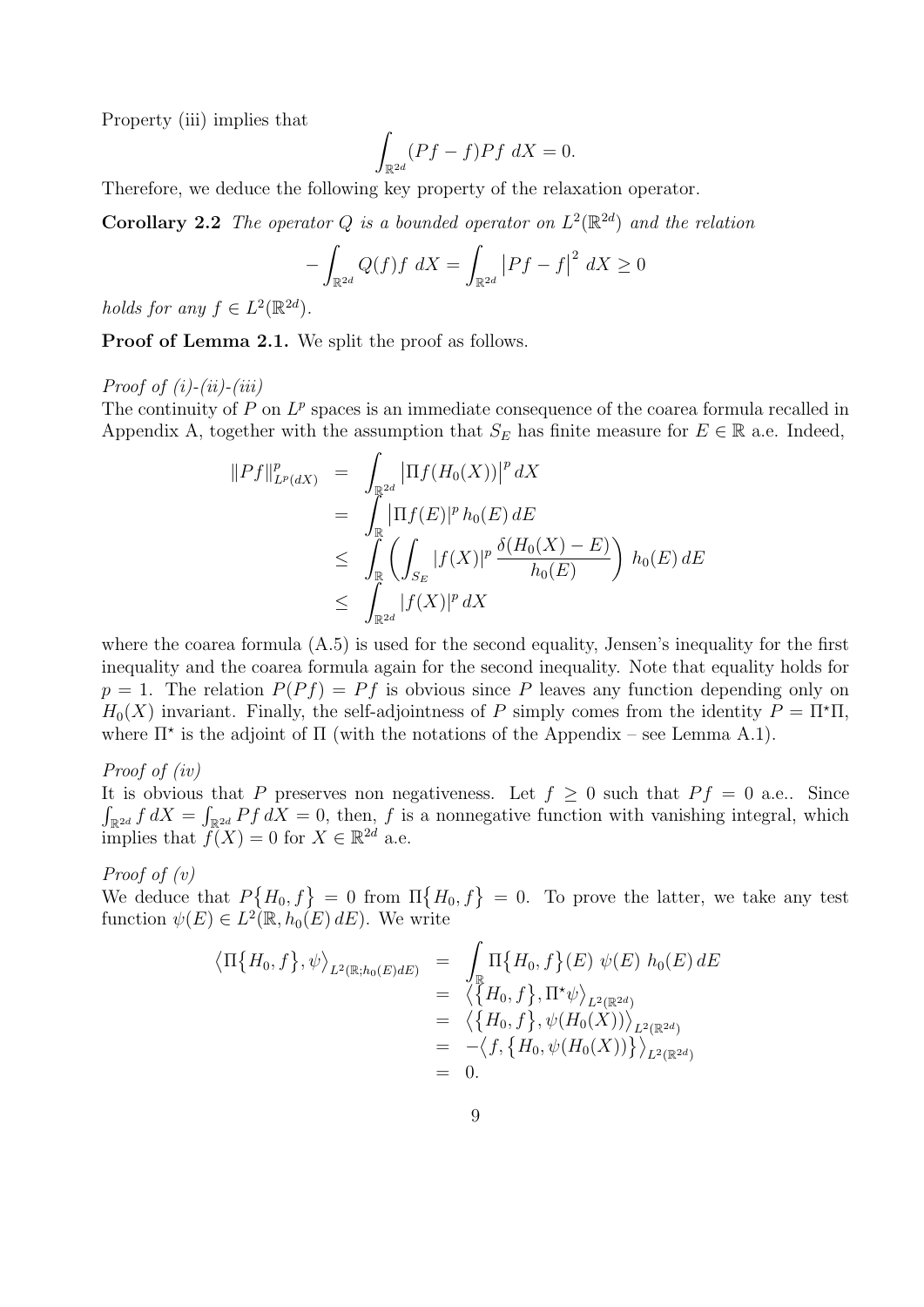Property (iii) implies that

$$\int_{\mathbb{R}^{2d}} (Pf - f)Pf \; dX = 0.$$

Therefore, we deduce the following key property of the relaxation operator.

**Corollary 2.2** *The operator $Q$ is a bounded operator on $L^2(\mathbb{R}^{2d})$ and the relation*

$$-\int_{\mathbb{R}^{2d}} Q(f)f \; dX = \int_{\mathbb{R}^{2d}} \left|Pf - f\right|^2 \; dX \geq 0$$

*holds for any $f \in L^2(\mathbb{R}^{2d})$.*

**Proof of Lemma 2.1.** We split the proof as follows.

*Proof of (i)-(ii)-(iii)*
The continuity of $P$ on $L^p$ spaces is an immediate consequence of the coarea formula recalled in Appendix A, together with the assumption that $S_E$ has finite measure for $E \in \mathbb{R}$ a.e. Indeed,

$$\begin{aligned}
\|Pf\|^p_{L^p(dX)} &= \int_{\mathbb{R}^{2d}} \left|\Pi f(H_0(X))\right|^p dX \\
&= \int_{\mathbb{R}} \left|\Pi f(E)\right|^p h_0(E)\, dE \\
&\leq \int_{\mathbb{R}} \left( \int_{S_E} |f(X)|^p \, \frac{\delta(H_0(X) - E)}{h_0(E)} \right) \, h_0(E)\, dE \\
&\leq \int_{\mathbb{R}^{2d}} |f(X)|^p \, dX
\end{aligned}$$

where the coarea formula (A.5) is used for the second equality, Jensen's inequality for the first inequality and the coarea formula again for the second inequality. Note that equality holds for $p = 1$. The relation $P(Pf) = Pf$ is obvious since $P$ leaves any function depending only on $H_0(X)$ invariant. Finally, the self-adjointness of $P$ simply comes from the identity $P = \Pi^\star \Pi$, where $\Pi^\star$ is the adjoint of $\Pi$ (with the notations of the Appendix – see Lemma A.1).

*Proof of (iv)*
It is obvious that $P$ preserves non negativeness. Let $f \geq 0$ such that $Pf = 0$ a.e.. Since $\int_{\mathbb{R}^{2d}} f \, dX = \int_{\mathbb{R}^{2d}} Pf \, dX = 0$, then, $f$ is a nonnegative function with vanishing integral, which implies that $f(X) = 0$ for $X \in \mathbb{R}^{2d}$ a.e.

*Proof of (v)*
We deduce that $P\{H_0, f\} = 0$ from $\Pi\{H_0, f\} = 0$. To prove the latter, we take any test function $\psi(E) \in L^2(\mathbb{R}, h_0(E)\, dE)$. We write

$$\begin{aligned}
\left\langle \Pi\{H_0, f\}, \psi \right\rangle_{L^2(\mathbb{R}; h_0(E)dE)} &= \int_{\mathbb{R}} \Pi\{H_0, f\}(E) \; \psi(E) \; h_0(E)\, dE \\
&= \left\langle \{H_0, f\}, \Pi^\star \psi \right\rangle_{L^2(\mathbb{R}^{2d})} \\
&= \left\langle \{H_0, f\}, \psi(H_0(X)) \right\rangle_{L^2(\mathbb{R}^{2d})} \\
&= -\left\langle f, \{H_0, \psi(H_0(X))\} \right\rangle_{L^2(\mathbb{R}^{2d})} \\
&= 0.
\end{aligned}$$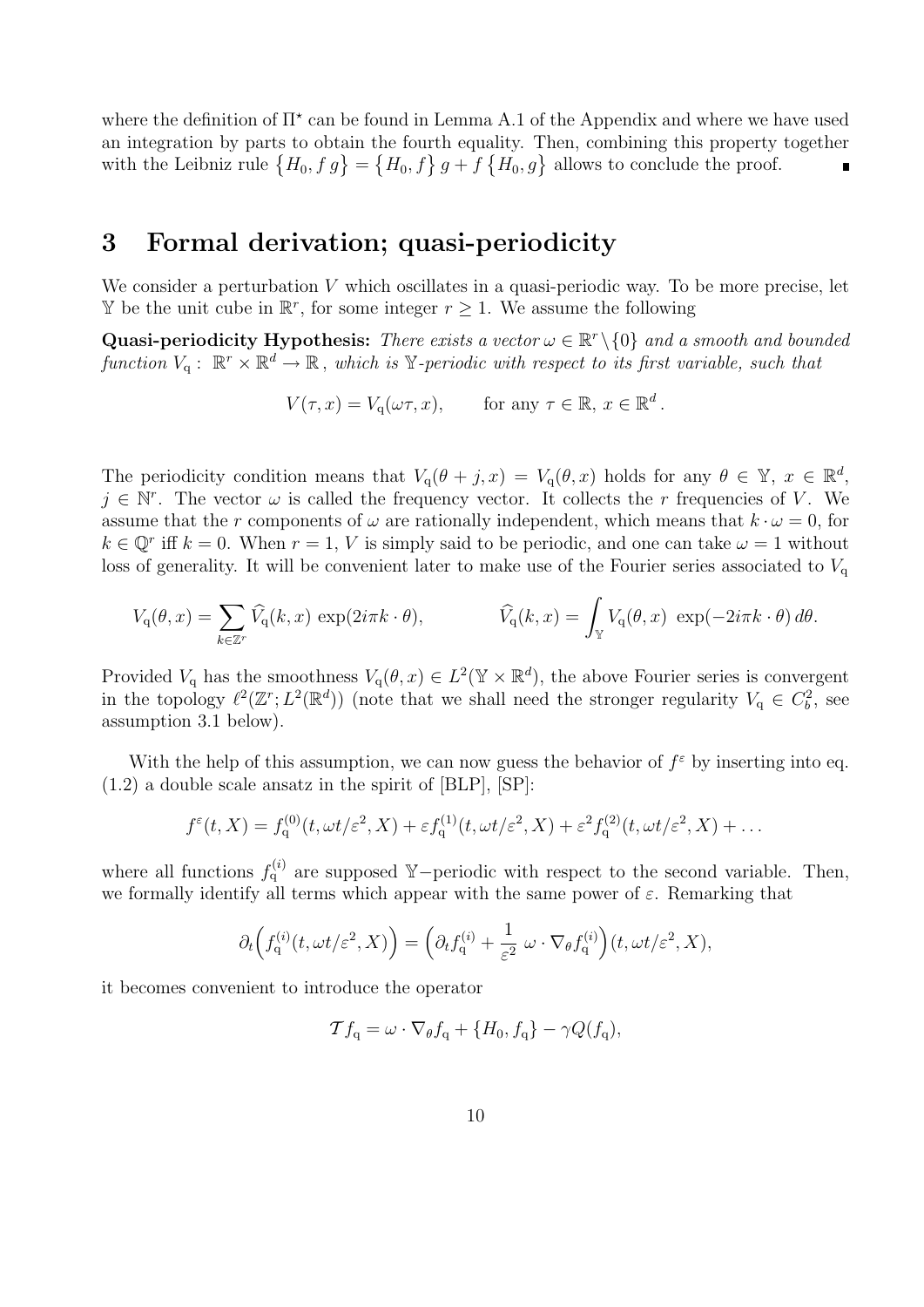where the definition of $\Pi^\star$ can be found in Lemma A.1 of the Appendix and where we have used an integration by parts to obtain the fourth equality. Then, combining this property together with the Leibniz rule $\{H_0, f\,g\} = \{H_0, f\}\,g + f\,\{H_0, g\}$ allows to conclude the proof. ∎

# 3 Formal derivation; quasi-periodicity

We consider a perturbation $V$ which oscillates in a quasi-periodic way. To be more precise, let $\mathbb{Y}$ be the unit cube in $\mathbb{R}^r$, for some integer $r \geq 1$. We assume the following

**Quasi-periodicity Hypothesis:** *There exists a vector $\omega \in \mathbb{R}^r \backslash \{0\}$ and a smooth and bounded function $V_{\rm q}: \mathbb{R}^r \times \mathbb{R}^d \to \mathbb{R}$, which is $\mathbb{Y}$-periodic with respect to its first variable, such that*

$$V(\tau, x) = V_{\rm q}(\omega\tau, x), \qquad \text{for any } \tau \in \mathbb{R},\, x \in \mathbb{R}^d.$$

The periodicity condition means that $V_{\rm q}(\theta + j, x) = V_{\rm q}(\theta, x)$ holds for any $\theta \in \mathbb{Y}$, $x \in \mathbb{R}^d$, $j \in \mathbb{N}^r$. The vector $\omega$ is called the frequency vector. It collects the $r$ frequencies of $V$. We assume that the $r$ components of $\omega$ are rationally independent, which means that $k \cdot \omega = 0$, for $k \in \mathbb{Q}^r$ iff $k = 0$. When $r = 1$, $V$ is simply said to be periodic, and one can take $\omega = 1$ without loss of generality. It will be convenient later to make use of the Fourier series associated to $V_{\rm q}$

$$V_{\rm q}(\theta, x) = \sum_{k \in \mathbb{Z}^r} \widehat{V}_{\rm q}(k, x)\, \exp(2i\pi k \cdot \theta), \qquad \widehat{V}_{\rm q}(k, x) = \int_{\mathbb{Y}} V_{\rm q}(\theta, x)\, \exp(-2i\pi k \cdot \theta)\, d\theta.$$

Provided $V_{\rm q}$ has the smoothness $V_{\rm q}(\theta, x) \in L^2(\mathbb{Y} \times \mathbb{R}^d)$, the above Fourier series is convergent in the topology $\ell^2(\mathbb{Z}^r; L^2(\mathbb{R}^d))$ (note that we shall need the stronger regularity $V_{\rm q} \in C^2_b$, see assumption 3.1 below).

With the help of this assumption, we can now guess the behavior of $f^\varepsilon$ by inserting into eq. (1.2) a double scale ansatz in the spirit of [BLP], [SP]:

$$f^\varepsilon(t, X) = f_{\rm q}^{(0)}(t, \omega t/\varepsilon^2, X) + \varepsilon f_{\rm q}^{(1)}(t, \omega t/\varepsilon^2, X) + \varepsilon^2 f_{\rm q}^{(2)}(t, \omega t/\varepsilon^2, X) + \ldots$$

where all functions $f_{\rm q}^{(i)}$ are supposed $\mathbb{Y}-$periodic with respect to the second variable. Then, we formally identify all terms which appear with the same power of $\varepsilon$. Remarking that

$$\partial_t\Big(f_{\rm q}^{(i)}(t, \omega t/\varepsilon^2, X)\Big) = \Big(\partial_t f_{\rm q}^{(i)} + \frac{1}{\varepsilon^2}\,\omega \cdot \nabla_\theta f_{\rm q}^{(i)}\Big)(t, \omega t/\varepsilon^2, X),$$

it becomes convenient to introduce the operator

$$\mathcal{T} f_{\rm q} = \omega \cdot \nabla_\theta f_{\rm q} + \{H_0, f_{\rm q}\} - \gamma Q(f_{\rm q}),$$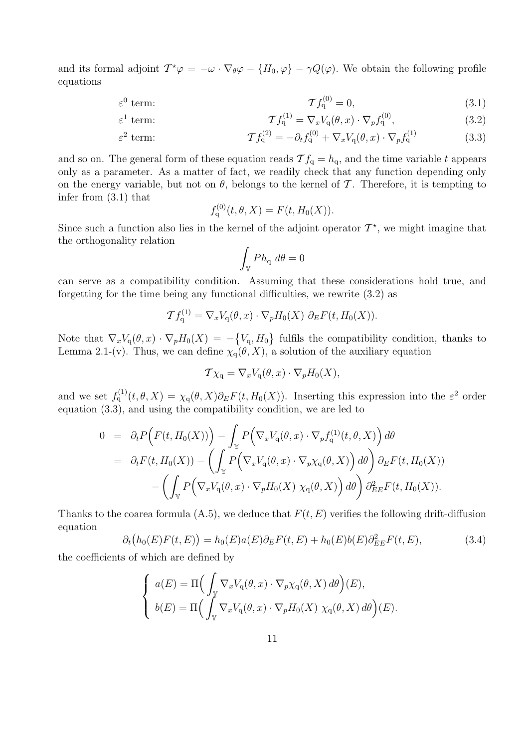and its formal adjoint $\mathcal{T}^\star \varphi = -\omega \cdot \nabla_\theta \varphi - \{H_0, \varphi\} - \gamma Q(\varphi)$. We obtain the following profile equations

$$\varepsilon^0 \text{ term:} \qquad \mathcal{T} f_{\rm q}^{(0)} = 0, \tag{3.1}$$

$$\varepsilon^1 \text{ term:} \qquad \mathcal{T} f_{\rm q}^{(1)} = \nabla_x V_{\rm q}(\theta, x) \cdot \nabla_p f_{\rm q}^{(0)}, \tag{3.2}$$

$$\varepsilon^2 \text{ term:} \qquad \mathcal{T} f_{\rm q}^{(2)} = -\partial_t f_{\rm q}^{(0)} + \nabla_x V_{\rm q}(\theta, x) \cdot \nabla_p f_{\rm q}^{(1)} \tag{3.3}$$

and so on. The general form of these equation reads $\mathcal{T} f_{\rm q} = h_{\rm q}$, and the time variable $t$ appears only as a parameter. As a matter of fact, we readily check that any function depending only on the energy variable, but not on $\theta$, belongs to the kernel of $\mathcal{T}$. Therefore, it is tempting to infer from (3.1) that

$$f_{\rm q}^{(0)}(t, \theta, X) = F(t, H_0(X)).$$

Since such a function also lies in the kernel of the adjoint operator $\mathcal{T}^\star$, we might imagine that the orthogonality relation

$$\int_{\mathbb{Y}} P h_{\rm q} \, d\theta = 0$$

can serve as a compatibility condition. Assuming that these considerations hold true, and forgetting for the time being any functional difficulties, we rewrite (3.2) as

$$\mathcal{T} f_{\rm q}^{(1)} = \nabla_x V_{\rm q}(\theta, x) \cdot \nabla_p H_0(X) \; \partial_E F(t, H_0(X)).$$

Note that $\nabla_x V_{\rm q}(\theta, x) \cdot \nabla_p H_0(X) = -\{V_{\rm q}, H_0\}$ fulfils the compatibility condition, thanks to Lemma 2.1-(v). Thus, we can define $\chi_{\rm q}(\theta, X)$, a solution of the auxiliary equation

$$\mathcal{T} \chi_{\rm q} = \nabla_x V_{\rm q}(\theta, x) \cdot \nabla_p H_0(X),$$

and we set $f_{\rm q}^{(1)}(t, \theta, X) = \chi_{\rm q}(\theta, X) \partial_E F(t, H_0(X))$. Inserting this expression into the $\varepsilon^2$ order equation (3.3), and using the compatibility condition, we are led to

$$\begin{aligned}
0 &= \partial_t P\Big(F(t, H_0(X))\Big) - \int_{\mathbb{Y}} P\Big(\nabla_x V_{\rm q}(\theta, x) \cdot \nabla_p f_{\rm q}^{(1)}(t, \theta, X)\Big) \, d\theta \\
&= \partial_t F(t, H_0(X)) - \left(\int_{\mathbb{Y}} P\Big(\nabla_x V_{\rm q}(\theta, x) \cdot \nabla_p \chi_{\rm q}(\theta, X)\Big) \, d\theta\right) \partial_E F(t, H_0(X)) \\
&\quad - \left(\int_{\mathbb{Y}} P\Big(\nabla_x V_{\rm q}(\theta, x) \cdot \nabla_p H_0(X) \; \chi_{\rm q}(\theta, X)\Big) \, d\theta\right) \partial^2_{EE} F(t, H_0(X)).
\end{aligned}$$

Thanks to the coarea formula (A.5), we deduce that $F(t, E)$ verifies the following drift-diffusion equation

$$\partial_t\big(h_0(E) F(t, E)\big) = h_0(E) a(E) \partial_E F(t, E) + h_0(E) b(E) \partial^2_{EE} F(t, E), \tag{3.4}$$

the coefficients of which are defined by

$$\left\{\begin{array}{l}
a(E) = \Pi\Big(\displaystyle\int_{\mathbb{Y}} \nabla_x V_{\rm q}(\theta, x) \cdot \nabla_p \chi_{\rm q}(\theta, X) \, d\theta\Big)(E), \\[2ex]
b(E) = \Pi\Big(\displaystyle\int_{\mathbb{Y}} \nabla_x V_{\rm q}(\theta, x) \cdot \nabla_p H_0(X) \; \chi_{\rm q}(\theta, X) \, d\theta\Big)(E).
\end{array}\right.$$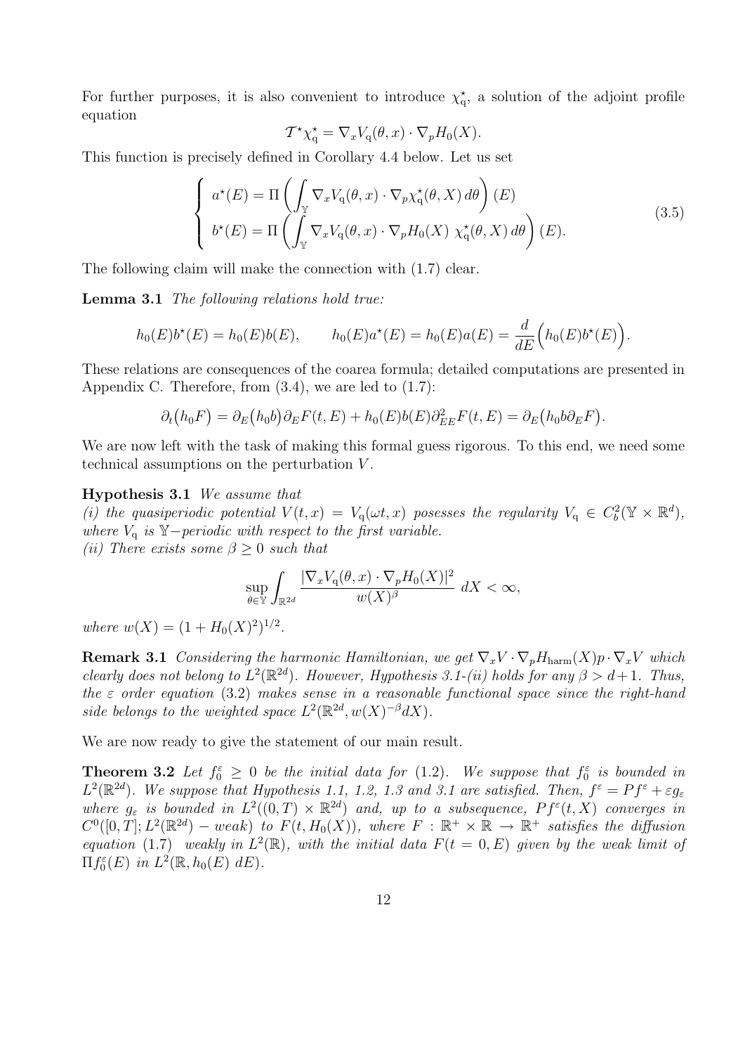For further purposes, it is also convenient to introduce $\chi^\star_{\rm q}$, a solution of the adjoint profile equation

$$\mathcal{T}^\star \chi^\star_{\rm q} = \nabla_x V_{\rm q}(\theta, x) \cdot \nabla_p H_0(X).$$

This function is precisely defined in Corollary 4.4 below. Let us set

$$\left\{ \begin{array}{l} a^\star(E) = \Pi \left( \displaystyle\int_{\mathbb{Y}} \nabla_x V_{\rm q}(\theta, x) \cdot \nabla_p \chi^\star_{\rm q}(\theta, X)\, d\theta \right)(E) \\ b^\star(E) = \Pi \left( \displaystyle\int_{\mathbb{Y}} \nabla_x V_{\rm q}(\theta, x) \cdot \nabla_p H_0(X)\ \chi^\star_{\rm q}(\theta, X)\, d\theta \right)(E). \end{array} \right. \tag{3.5}$$

The following claim will make the connection with (1.7) clear.

**Lemma 3.1** *The following relations hold true:*

$$h_0(E) b^\star(E) = h_0(E) b(E), \qquad h_0(E) a^\star(E) = h_0(E) a(E) = \frac{d}{dE}\Big( h_0(E) b^\star(E) \Big).$$

These relations are consequences of the coarea formula; detailed computations are presented in Appendix C. Therefore, from (3.4), we are led to (1.7):

$$\partial_t \big( h_0 F \big) = \partial_E \big( h_0 b \big) \partial_E F(t, E) + h_0(E) b(E) \partial^2_{EE} F(t, E) = \partial_E \big( h_0 b \partial_E F \big).$$

We are now left with the task of making this formal guess rigorous. To this end, we need some technical assumptions on the perturbation $V$.

**Hypothesis 3.1** *We assume that*
*(i) the quasiperiodic potential $V(t, x) = V_{\rm q}(\omega t, x)$ posesses the regularity $V_{\rm q} \in C^2_b(\mathbb{Y} \times \mathbb{R}^d)$, where $V_{\rm q}$ is $\mathbb{Y}-$periodic with respect to the first variable.*
*(ii) There exists some $\beta \geq 0$ such that*

$$\sup_{\theta \in \mathbb{Y}} \int_{\mathbb{R}^{2d}} \frac{|\nabla_x V_{\rm q}(\theta, x) \cdot \nabla_p H_0(X)|^2}{w(X)^\beta}\ dX < \infty,$$

*where $w(X) = (1 + H_0(X)^2)^{1/2}$.*

**Remark 3.1** *Considering the harmonic Hamiltonian, we get $\nabla_x V \cdot \nabla_p H_{\rm harm}(X) p \cdot \nabla_x V$ which clearly does not belong to $L^2(\mathbb{R}^{2d})$. However, Hypothesis 3.1-(ii) holds for any $\beta > d+1$. Thus, the $\varepsilon$ order equation (3.2) makes sense in a reasonable functional space since the right-hand side belongs to the weighted space $L^2(\mathbb{R}^{2d}, w(X)^{-\beta} dX)$.*

We are now ready to give the statement of our main result.

**Theorem 3.2** *Let $f^\varepsilon_0 \geq 0$ be the initial data for (1.2). We suppose that $f^\varepsilon_0$ is bounded in $L^2(\mathbb{R}^{2d})$. We suppose that Hypothesis 1.1, 1.2, 1.3 and 3.1 are satisfied. Then, $f^\varepsilon = P f^\varepsilon + \varepsilon g_\varepsilon$ where $g_\varepsilon$ is bounded in $L^2((0, T) \times \mathbb{R}^{2d})$ and, up to a subsequence, $P f^\varepsilon(t, X)$ converges in $C^0([0, T]; L^2(\mathbb{R}^{2d}) - weak)$ to $F(t, H_0(X))$, where $F : \mathbb{R}^+ \times \mathbb{R} \to \mathbb{R}^+$ satisfies the diffusion equation (1.7) weakly in $L^2(\mathbb{R})$, with the initial data $F(t = 0, E)$ given by the weak limit of $\Pi f^\varepsilon_0(E)$ in $L^2(\mathbb{R}, h_0(E)\ dE)$.*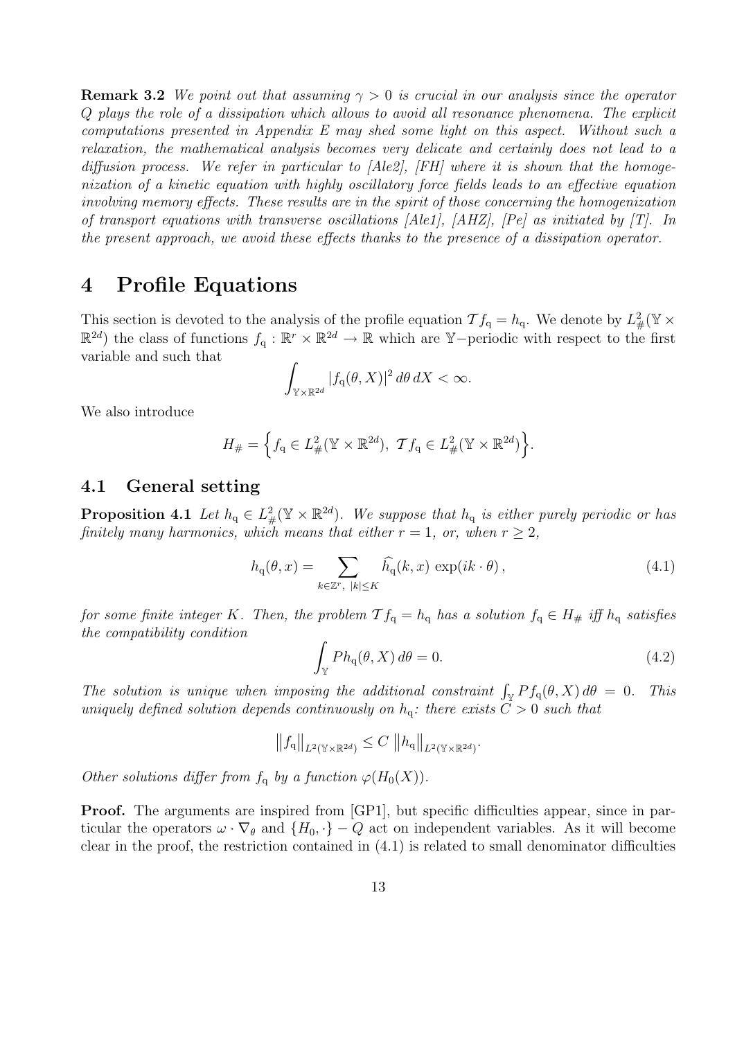**Remark 3.2** *We point out that assuming $\gamma > 0$ is crucial in our analysis since the operator $Q$ plays the role of a dissipation which allows to avoid all resonance phenomena. The explicit computations presented in Appendix E may shed some light on this aspect. Without such a relaxation, the mathematical analysis becomes very delicate and certainly does not lead to a diffusion process. We refer in particular to [Ale2], [FH] where it is shown that the homogenization of a kinetic equation with highly oscillatory force fields leads to an effective equation involving memory effects. These results are in the spirit of those concerning the homogenization of transport equations with transverse oscillations [Ale1], [AHZ], [Pe] as initiated by [T]. In the present approach, we avoid these effects thanks to the presence of a dissipation operator.*

# 4 Profile Equations

This section is devoted to the analysis of the profile equation $\mathcal{T} f_{\mathrm{q}} = h_{\mathrm{q}}$. We denote by $L^2_{\#}(\mathbb{Y} \times \mathbb{R}^{2d})$ the class of functions $f_{\mathrm{q}} : \mathbb{R}^r \times \mathbb{R}^{2d} \to \mathbb{R}$ which are $\mathbb{Y}-$periodic with respect to the first variable and such that

$$\int_{\mathbb{Y}\times\mathbb{R}^{2d}} |f_{\mathrm{q}}(\theta, X)|^2 \, d\theta \, dX < \infty.$$

We also introduce

$$H_{\#} = \Big\{ f_{\mathrm{q}} \in L^2_{\#}(\mathbb{Y} \times \mathbb{R}^{2d}), \ \mathcal{T} f_{\mathrm{q}} \in L^2_{\#}(\mathbb{Y} \times \mathbb{R}^{2d}) \Big\}.$$

## 4.1 General setting

**Proposition 4.1** *Let $h_{\mathrm{q}} \in L^2_{\#}(\mathbb{Y} \times \mathbb{R}^{2d})$. We suppose that $h_{\mathrm{q}}$ is either purely periodic or has finitely many harmonics, which means that either $r = 1$, or, when $r \geq 2$,*

$$h_{\mathrm{q}}(\theta, x) = \sum_{k\in\mathbb{Z}^r, \ |k|\leq K} \widehat{h_{\mathrm{q}}}(k, x) \, \exp(ik \cdot \theta) \,, \tag{4.1}$$

*for some finite integer $K$. Then, the problem $\mathcal{T} f_{\mathrm{q}} = h_{\mathrm{q}}$ has a solution $f_{\mathrm{q}} \in H_{\#}$ iff $h_{\mathrm{q}}$ satisfies the compatibility condition*

$$\int_{\mathbb{Y}} P h_{\mathrm{q}}(\theta, X) \, d\theta = 0. \tag{4.2}$$

*The solution is unique when imposing the additional constraint $\int_{\mathbb{Y}} P f_{\mathrm{q}}(\theta, X) \, d\theta = 0$. This uniquely defined solution depends continuously on $h_{\mathrm{q}}$: there exists $C > 0$ such that*

$$\big\| f_{\mathrm{q}} \big\|_{L^2(\mathbb{Y}\times\mathbb{R}^{2d})} \leq C \, \big\| h_{\mathrm{q}} \big\|_{L^2(\mathbb{Y}\times\mathbb{R}^{2d})}.$$

*Other solutions differ from $f_{\mathrm{q}}$ by a function $\varphi(H_0(X))$.*

**Proof.** The arguments are inspired from [GP1], but specific difficulties appear, since in particular the operators $\omega \cdot \nabla_\theta$ and $\{H_0, \cdot\} - Q$ act on independent variables. As it will become clear in the proof, the restriction contained in (4.1) is related to small denominator difficulties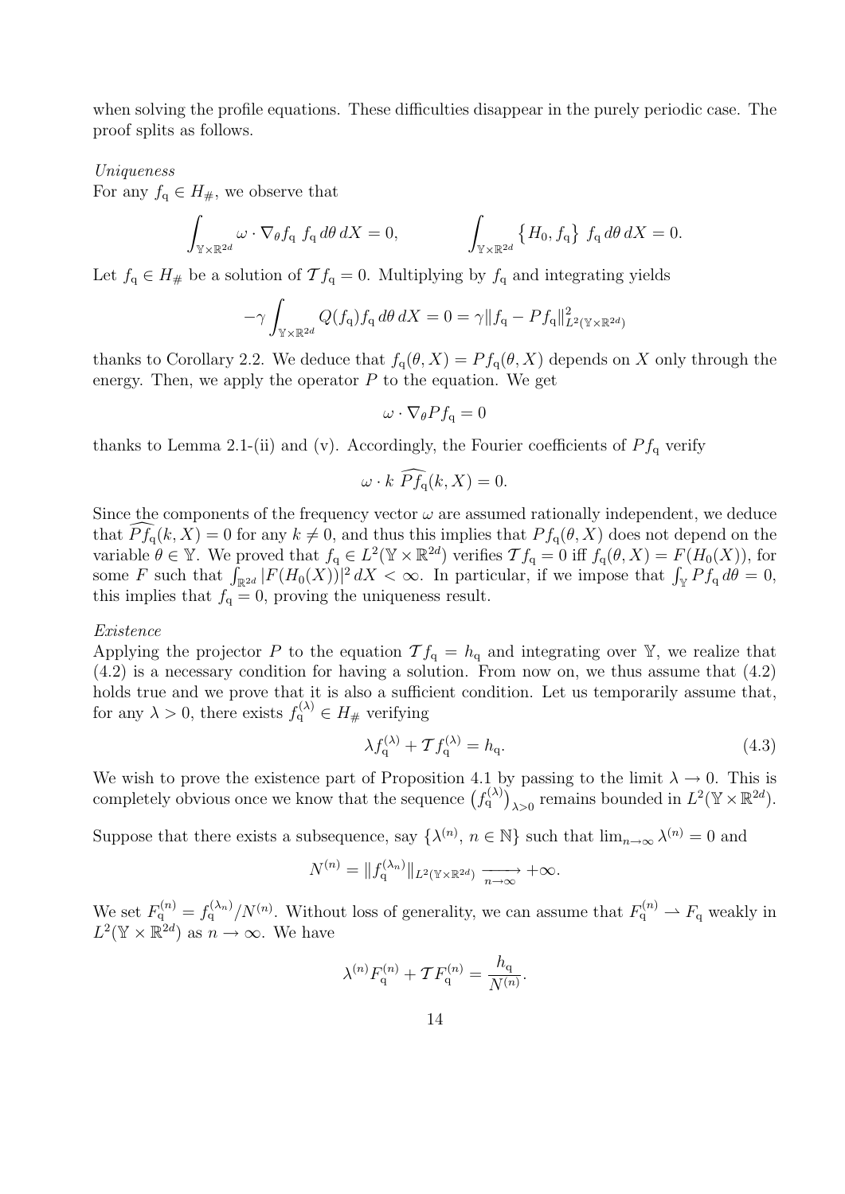when solving the profile equations. These difficulties disappear in the purely periodic case. The proof splits as follows.

*Uniqueness*

For any $f_{\mathrm{q}} \in H_{\#}$, we observe that

$$\int_{\mathbb{Y}\times\mathbb{R}^{2d}} \omega \cdot \nabla_\theta f_{\mathrm{q}}\; f_{\mathrm{q}}\, d\theta\, dX = 0, \qquad\qquad \int_{\mathbb{Y}\times\mathbb{R}^{2d}} \big\{H_0, f_{\mathrm{q}}\big\}\; f_{\mathrm{q}}\, d\theta\, dX = 0.$$

Let $f_{\mathrm{q}} \in H_{\#}$ be a solution of $\mathcal{T} f_{\mathrm{q}} = 0$. Multiplying by $f_{\mathrm{q}}$ and integrating yields

$$-\gamma \int_{\mathbb{Y}\times\mathbb{R}^{2d}} Q(f_{\mathrm{q}}) f_{\mathrm{q}}\, d\theta\, dX = 0 = \gamma \|f_{\mathrm{q}} - P f_{\mathrm{q}}\|^2_{L^2(\mathbb{Y}\times\mathbb{R}^{2d})}$$

thanks to Corollary 2.2. We deduce that $f_{\mathrm{q}}(\theta, X) = P f_{\mathrm{q}}(\theta, X)$ depends on $X$ only through the energy. Then, we apply the operator $P$ to the equation. We get

$$\omega \cdot \nabla_\theta P f_{\mathrm{q}} = 0$$

thanks to Lemma 2.1-(ii) and (v). Accordingly, the Fourier coefficients of $P f_{\mathrm{q}}$ verify

$$\omega \cdot k\; \widehat{P f_{\mathrm{q}}}(k, X) = 0.$$

Since the components of the frequency vector $\omega$ are assumed rationally independent, we deduce that $\widehat{P f_{\mathrm{q}}}(k, X) = 0$ for any $k \neq 0$, and thus this implies that $P f_{\mathrm{q}}(\theta, X)$ does not depend on the variable $\theta \in \mathbb{Y}$. We proved that $f_{\mathrm{q}} \in L^2(\mathbb{Y}\times\mathbb{R}^{2d})$ verifies $\mathcal{T} f_{\mathrm{q}} = 0$ iff $f_{\mathrm{q}}(\theta, X) = F(H_0(X))$, for some $F$ such that $\int_{\mathbb{R}^{2d}} |F(H_0(X))|^2\, dX < \infty$. In particular, if we impose that $\int_{\mathbb{Y}} P f_{\mathrm{q}}\, d\theta = 0$, this implies that $f_{\mathrm{q}} = 0$, proving the uniqueness result.

*Existence*

Applying the projector $P$ to the equation $\mathcal{T} f_{\mathrm{q}} = h_{\mathrm{q}}$ and integrating over $\mathbb{Y}$, we realize that (4.2) is a necessary condition for having a solution. From now on, we thus assume that (4.2) holds true and we prove that it is also a sufficient condition. Let us temporarily assume that, for any $\lambda > 0$, there exists $f_{\mathrm{q}}^{(\lambda)} \in H_{\#}$ verifying

$$\lambda f_{\mathrm{q}}^{(\lambda)} + \mathcal{T} f_{\mathrm{q}}^{(\lambda)} = h_{\mathrm{q}}. \tag{4.3}$$

We wish to prove the existence part of Proposition 4.1 by passing to the limit $\lambda \to 0$. This is completely obvious once we know that the sequence $\big(f_{\mathrm{q}}^{(\lambda)}\big)_{\lambda>0}$ remains bounded in $L^2(\mathbb{Y}\times\mathbb{R}^{2d})$.

Suppose that there exists a subsequence, say $\{\lambda^{(n)},\, n \in \mathbb{N}\}$ such that $\lim_{n\to\infty} \lambda^{(n)} = 0$ and

$$N^{(n)} = \|f_{\mathrm{q}}^{(\lambda_n)}\|_{L^2(\mathbb{Y}\times\mathbb{R}^{2d})} \xrightarrow[n\to\infty]{} +\infty.$$

We set $F_{\mathrm{q}}^{(n)} = f_{\mathrm{q}}^{(\lambda_n)}/N^{(n)}$. Without loss of generality, we can assume that $F_{\mathrm{q}}^{(n)} \rightharpoonup F_{\mathrm{q}}$ weakly in $L^2(\mathbb{Y}\times\mathbb{R}^{2d})$ as $n \to \infty$. We have

$$\lambda^{(n)} F_{\mathrm{q}}^{(n)} + \mathcal{T} F_{\mathrm{q}}^{(n)} = \frac{h_{\mathrm{q}}}{N^{(n)}}.$$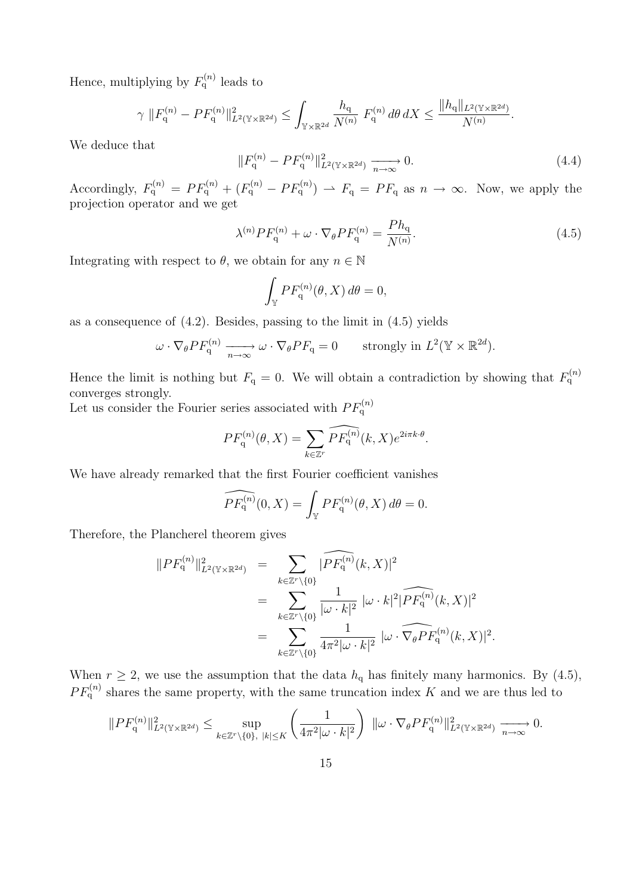Hence, multiplying by $F_{\rm q}^{(n)}$ leads to

$$\gamma \, \|F_{\rm q}^{(n)} - PF_{\rm q}^{(n)}\|^2_{L^2(\mathbb{Y}\times\mathbb{R}^{2d})} \leq \int_{\mathbb{Y}\times\mathbb{R}^{2d}} \frac{h_{\rm q}}{N^{(n)}} \, F_{\rm q}^{(n)} \, d\theta \, dX \leq \frac{\|h_{\rm q}\|_{L^2(\mathbb{Y}\times\mathbb{R}^{2d})}}{N^{(n)}}.$$

We deduce that

$$\|F_{\rm q}^{(n)} - PF_{\rm q}^{(n)}\|^2_{L^2(\mathbb{Y}\times\mathbb{R}^{2d})} \xrightarrow[n\to\infty]{} 0. \tag{4.4}$$

Accordingly, $F_{\rm q}^{(n)} = PF_{\rm q}^{(n)} + (F_{\rm q}^{(n)} - PF_{\rm q}^{(n)}) \rightharpoonup F_{\rm q} = PF_{\rm q}$ as $n \to \infty$. Now, we apply the projection operator and we get

$$\lambda^{(n)} PF_{\rm q}^{(n)} + \omega \cdot \nabla_\theta PF_{\rm q}^{(n)} = \frac{Ph_{\rm q}}{N^{(n)}}. \tag{4.5}$$

Integrating with respect to $\theta$, we obtain for any $n \in \mathbb{N}$

$$\int_{\mathbb{Y}} PF_{\rm q}^{(n)}(\theta, X) \, d\theta = 0,$$

as a consequence of (4.2). Besides, passing to the limit in (4.5) yields

$$\omega \cdot \nabla_\theta PF_{\rm q}^{(n)} \xrightarrow[n\to\infty]{} \omega \cdot \nabla_\theta PF_{\rm q} = 0 \qquad \text{strongly in } L^2(\mathbb{Y}\times\mathbb{R}^{2d}).$$

Hence the limit is nothing but $F_{\rm q} = 0$. We will obtain a contradiction by showing that $F_{\rm q}^{(n)}$ converges strongly.

Let us consider the Fourier series associated with $PF_{\rm q}^{(n)}$

$$PF_{\rm q}^{(n)}(\theta, X) = \sum_{k\in\mathbb{Z}^r} \widehat{PF_{\rm q}^{(n)}}(k, X) e^{2i\pi k\cdot\theta}.$$

We have already remarked that the first Fourier coefficient vanishes

$$\widehat{PF_{\rm q}^{(n)}}(0, X) = \int_{\mathbb{Y}} PF_{\rm q}^{(n)}(\theta, X) \, d\theta = 0.$$

Therefore, the Plancherel theorem gives

$$\begin{aligned}
\|PF_{\rm q}^{(n)}\|^2_{L^2(\mathbb{Y}\times\mathbb{R}^{2d})} &= \sum_{k\in\mathbb{Z}^r\setminus\{0\}} |\widehat{PF_{\rm q}^{(n)}}(k, X)|^2 \\
&= \sum_{k\in\mathbb{Z}^r\setminus\{0\}} \frac{1}{|\omega\cdot k|^2} \, |\omega\cdot k|^2 |\widehat{PF_{\rm q}^{(n)}}(k, X)|^2 \\
&= \sum_{k\in\mathbb{Z}^r\setminus\{0\}} \frac{1}{4\pi^2|\omega\cdot k|^2} \, |\omega\cdot \widehat{\nabla_\theta PF_{\rm q}^{(n)}}(k, X)|^2.
\end{aligned}$$

When $r \geq 2$, we use the assumption that the data $h_{\rm q}$ has finitely many harmonics. By (4.5), $PF_{\rm q}^{(n)}$ shares the same property, with the same truncation index $K$ and we are thus led to

$$\|PF_{\rm q}^{(n)}\|^2_{L^2(\mathbb{Y}\times\mathbb{R}^{2d})} \leq \sup_{k\in\mathbb{Z}^r\setminus\{0\}, \ |k|\leq K} \left(\frac{1}{4\pi^2|\omega\cdot k|^2}\right) \ \|\omega\cdot\nabla_\theta PF_{\rm q}^{(n)}\|^2_{L^2(\mathbb{Y}\times\mathbb{R}^{2d})} \xrightarrow[n\to\infty]{} 0.$$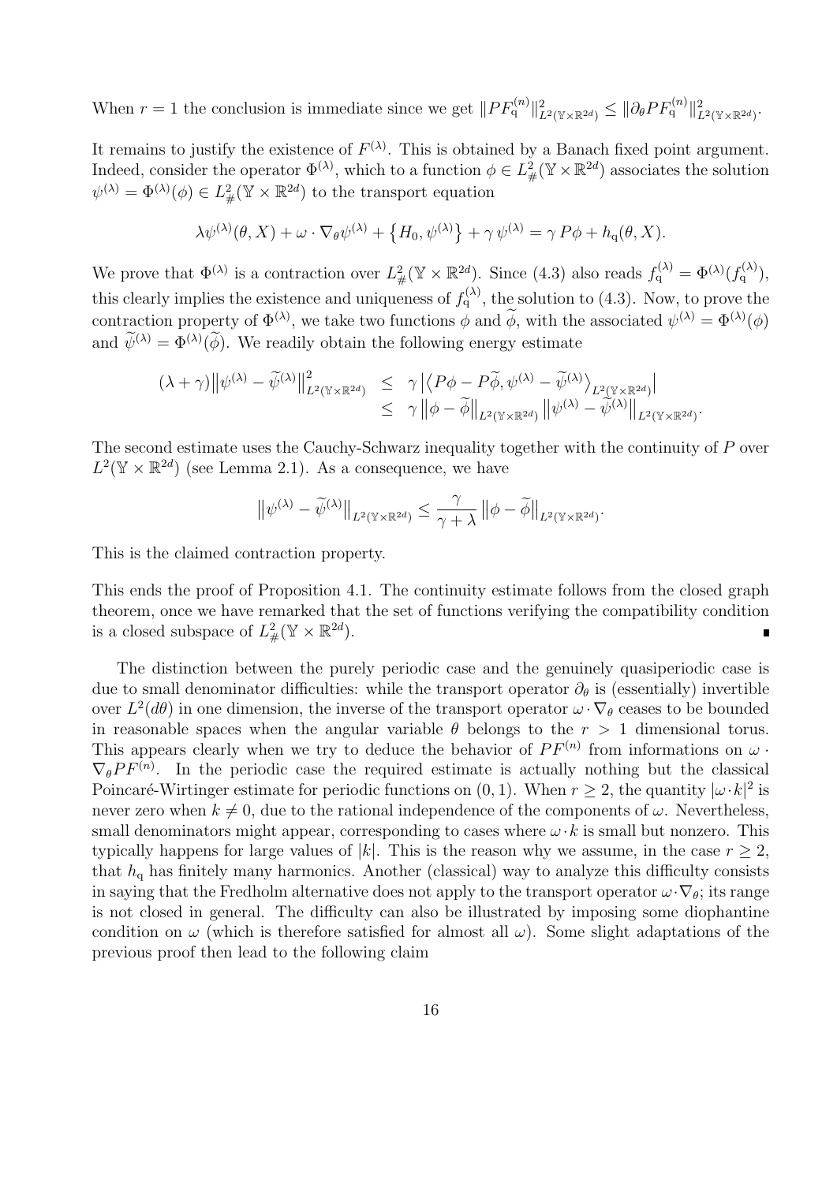When $r = 1$ the conclusion is immediate since we get $\|PF_{\mathrm{q}}^{(n)}\|^2_{L^2(\mathbb{Y}\times\mathbb{R}^{2d})} \leq \|\partial_\theta PF_{\mathrm{q}}^{(n)}\|^2_{L^2(\mathbb{Y}\times\mathbb{R}^{2d})}$.

It remains to justify the existence of $F^{(\lambda)}$. This is obtained by a Banach fixed point argument. Indeed, consider the operator $\Phi^{(\lambda)}$, which to a function $\phi \in L^2_\#(\mathbb{Y}\times\mathbb{R}^{2d})$ associates the solution $\psi^{(\lambda)} = \Phi^{(\lambda)}(\phi) \in L^2_\#(\mathbb{Y}\times\mathbb{R}^{2d})$ to the transport equation

$$\lambda\psi^{(\lambda)}(\theta, X) + \omega\cdot\nabla_\theta\psi^{(\lambda)} + \left\{H_0, \psi^{(\lambda)}\right\} + \gamma\,\psi^{(\lambda)} = \gamma\, P\phi + h_{\mathrm{q}}(\theta, X).$$

We prove that $\Phi^{(\lambda)}$ is a contraction over $L^2_\#(\mathbb{Y}\times\mathbb{R}^{2d})$. Since (4.3) also reads $f_{\mathrm{q}}^{(\lambda)} = \Phi^{(\lambda)}(f_{\mathrm{q}}^{(\lambda)})$, this clearly implies the existence and uniqueness of $f_{\mathrm{q}}^{(\lambda)}$, the solution to (4.3). Now, to prove the contraction property of $\Phi^{(\lambda)}$, we take two functions $\phi$ and $\widetilde{\phi}$, with the associated $\psi^{(\lambda)} = \Phi^{(\lambda)}(\phi)$ and $\widetilde{\psi}^{(\lambda)} = \Phi^{(\lambda)}(\widetilde{\phi})$. We readily obtain the following energy estimate

$$\begin{aligned}(\lambda+\gamma)\left\|\psi^{(\lambda)} - \widetilde{\psi}^{(\lambda)}\right\|^2_{L^2(\mathbb{Y}\times\mathbb{R}^{2d})} &\leq \gamma\left|\left\langle P\phi - P\widetilde{\phi}, \psi^{(\lambda)} - \widetilde{\psi}^{(\lambda)}\right\rangle_{L^2(\mathbb{Y}\times\mathbb{R}^{2d})}\right| \\ &\leq \gamma\left\|\phi - \widetilde{\phi}\right\|_{L^2(\mathbb{Y}\times\mathbb{R}^{2d})}\left\|\psi^{(\lambda)} - \widetilde{\psi}^{(\lambda)}\right\|_{L^2(\mathbb{Y}\times\mathbb{R}^{2d})}.\end{aligned}$$

The second estimate uses the Cauchy-Schwarz inequality together with the continuity of $P$ over $L^2(\mathbb{Y}\times\mathbb{R}^{2d})$ (see Lemma 2.1). As a consequence, we have

$$\left\|\psi^{(\lambda)} - \widetilde{\psi}^{(\lambda)}\right\|_{L^2(\mathbb{Y}\times\mathbb{R}^{2d})} \leq \frac{\gamma}{\gamma+\lambda}\left\|\phi - \widetilde{\phi}\right\|_{L^2(\mathbb{Y}\times\mathbb{R}^{2d})}.$$

This is the claimed contraction property.

This ends the proof of Proposition 4.1. The continuity estimate follows from the closed graph theorem, once we have remarked that the set of functions verifying the compatibility condition is a closed subspace of $L^2_\#(\mathbb{Y}\times\mathbb{R}^{2d})$. ∎

The distinction between the purely periodic case and the genuinely quasiperiodic case is due to small denominator difficulties: while the transport operator $\partial_\theta$ is (essentially) invertible over $L^2(d\theta)$ in one dimension, the inverse of the transport operator $\omega\cdot\nabla_\theta$ ceases to be bounded in reasonable spaces when the angular variable $\theta$ belongs to the $r > 1$ dimensional torus. This appears clearly when we try to deduce the behavior of $PF^{(n)}$ from informations on $\omega\cdot\nabla_\theta PF^{(n)}$. In the periodic case the required estimate is actually nothing but the classical Poincaré-Wirtinger estimate for periodic functions on $(0, 1)$. When $r \geq 2$, the quantity $|\omega\cdot k|^2$ is never zero when $k \neq 0$, due to the rational independence of the components of $\omega$. Nevertheless, small denominators might appear, corresponding to cases where $\omega\cdot k$ is small but nonzero. This typically happens for large values of $|k|$. This is the reason why we assume, in the case $r \geq 2$, that $h_{\mathrm{q}}$ has finitely many harmonics. Another (classical) way to analyze this difficulty consists in saying that the Fredholm alternative does not apply to the transport operator $\omega\cdot\nabla_\theta$; its range is not closed in general. The difficulty can also be illustrated by imposing some diophantine condition on $\omega$ (which is therefore satisfied for almost all $\omega$). Some slight adaptations of the previous proof then lead to the following claim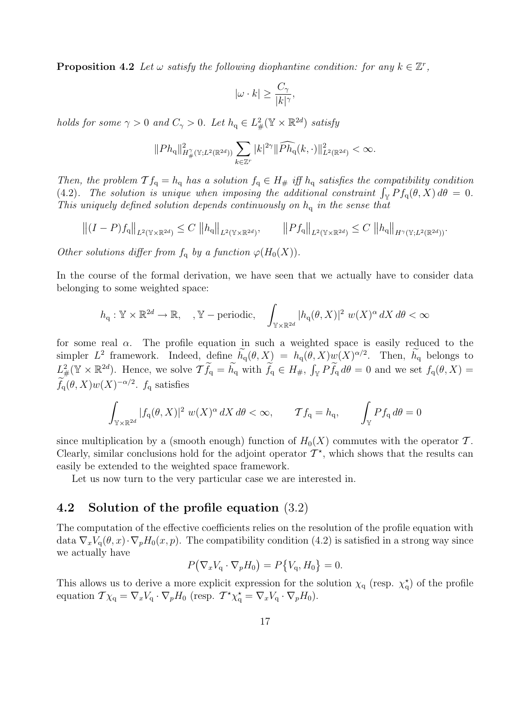**Proposition 4.2** *Let $\omega$ satisfy the following diophantine condition: for any $k \in \mathbb{Z}^r$,*

$$|\omega \cdot k| \geq \frac{C_\gamma}{|k|^\gamma},$$

*holds for some $\gamma > 0$ and $C_\gamma > 0$. Let $h_{\rm q} \in L^2_\#(\mathbb{Y} \times \mathbb{R}^{2d})$ satisfy*

$$\|Ph_{\rm q}\|^2_{H^\gamma_\#(\mathbb{Y};L^2(\mathbb{R}^{2d}))} \sum_{k \in \mathbb{Z}^r} |k|^{2\gamma} \|\widehat{Ph_{\rm q}}(k,\cdot)\|^2_{L^2(\mathbb{R}^{2d})} < \infty.$$

*Then, the problem $\mathcal{T} f_{\rm q} = h_{\rm q}$ has a solution $f_{\rm q} \in H_\#$ iff $h_{\rm q}$ satisfies the compatibility condition (4.2). The solution is unique when imposing the additional constraint $\int_{\mathbb{Y}} Pf_{\rm q}(\theta, X)\, d\theta = 0$. This uniquely defined solution depends continuously on $h_{\rm q}$ in the sense that*

$$\big\|(I-P)f_{\rm q}\big\|_{L^2(\mathbb{Y}\times\mathbb{R}^{2d})} \leq C\, \big\|h_{\rm q}\big\|_{L^2(\mathbb{Y}\times\mathbb{R}^{2d})}, \qquad \big\|Pf_{\rm q}\big\|_{L^2(\mathbb{Y}\times\mathbb{R}^{2d})} \leq C\, \big\|h_{\rm q}\big\|_{H^\gamma(\mathbb{Y};L^2(\mathbb{R}^{2d}))}.$$

*Other solutions differ from $f_{\rm q}$ by a function $\varphi(H_0(X))$.*

In the course of the formal derivation, we have seen that we actually have to consider data belonging to some weighted space:

$$h_{\rm q} : \mathbb{Y} \times \mathbb{R}^{2d} \to \mathbb{R}, \quad , \mathbb{Y}-\text{periodic}, \quad \int_{\mathbb{Y}\times\mathbb{R}^{2d}} |h_{\rm q}(\theta, X)|^2\ w(X)^\alpha \, dX\, d\theta < \infty$$

for some real $\alpha$. The profile equation in such a weighted space is easily reduced to the simpler $L^2$ framework. Indeed, define $\widetilde{h}_{\rm q}(\theta, X) = h_{\rm q}(\theta, X) w(X)^{\alpha/2}$. Then, $\widetilde{h}_{\rm q}$ belongs to $L^2_\#(\mathbb{Y} \times \mathbb{R}^{2d})$. Hence, we solve $\mathcal{T}\widetilde{f}_{\rm q} = \widetilde{h}_{\rm q}$ with $\widetilde{f}_{\rm q} \in H_\#$, $\int_{\mathbb{Y}} P\widetilde{f}_{\rm q}\, d\theta = 0$ and we set $f_{\rm q}(\theta, X) = \widetilde{f}_{\rm q}(\theta, X) w(X)^{-\alpha/2}$. $f_{\rm q}$ satisfies

$$\int_{\mathbb{Y}\times\mathbb{R}^{2d}} |f_{\rm q}(\theta, X)|^2\ w(X)^\alpha \, dX\, d\theta < \infty, \qquad \mathcal{T} f_{\rm q} = h_{\rm q}, \qquad \int_{\mathbb{Y}} P f_{\rm q}\, d\theta = 0$$

since multiplication by a (smooth enough) function of $H_0(X)$ commutes with the operator $\mathcal{T}$. Clearly, similar conclusions hold for the adjoint operator $\mathcal{T}^\star$, which shows that the results can easily be extended to the weighted space framework.

Let us now turn to the very particular case we are interested in.

## 4.2 Solution of the profile equation (3.2)

The computation of the effective coefficients relies on the resolution of the profile equation with data $\nabla_x V_{\rm q}(\theta, x) \cdot \nabla_p H_0(x, p)$. The compatibility condition (4.2) is satisfied in a strong way since we actually have

$$P\big(\nabla_x V_{\rm q} \cdot \nabla_p H_0\big) = P\big\{V_{\rm q}, H_0\big\} = 0.$$

This allows us to derive a more explicit expression for the solution $\chi_{\rm q}$ (resp. $\chi^\star_{\rm q}$) of the profile equation $\mathcal{T}\chi_{\rm q} = \nabla_x V_{\rm q} \cdot \nabla_p H_0$ (resp. $\mathcal{T}^\star \chi^\star_{\rm q} = \nabla_x V_{\rm q} \cdot \nabla_p H_0$).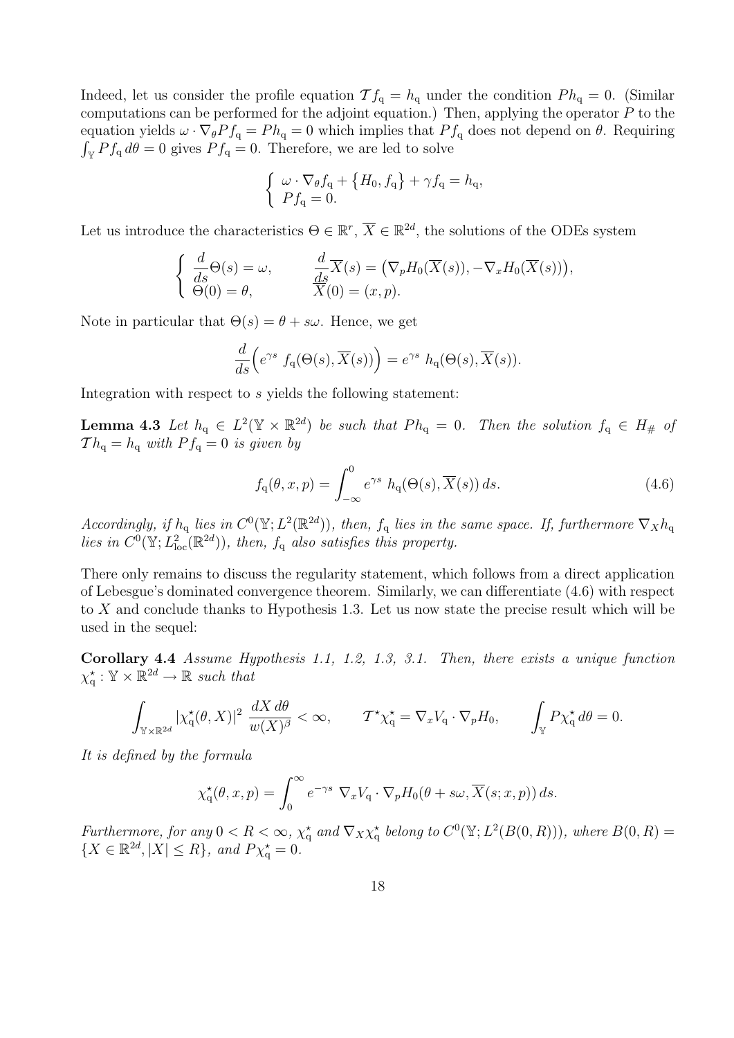Indeed, let us consider the profile equation $\mathcal{T} f_{\mathrm{q}} = h_{\mathrm{q}}$ under the condition $Ph_{\mathrm{q}} = 0$. (Similar computations can be performed for the adjoint equation.) Then, applying the operator $P$ to the equation yields $\omega \cdot \nabla_\theta P f_{\mathrm{q}} = Ph_{\mathrm{q}} = 0$ which implies that $Pf_{\mathrm{q}}$ does not depend on $\theta$. Requiring $\int_{\mathbb{Y}} Pf_{\mathrm{q}}\, d\theta = 0$ gives $Pf_{\mathrm{q}} = 0$. Therefore, we are led to solve

$$\begin{cases} \omega \cdot \nabla_\theta f_{\mathrm{q}} + \{H_0, f_{\mathrm{q}}\} + \gamma f_{\mathrm{q}} = h_{\mathrm{q}}, \\ Pf_{\mathrm{q}} = 0. \end{cases}$$

Let us introduce the characteristics $\Theta \in \mathbb{R}^r$, $\overline{X} \in \mathbb{R}^{2d}$, the solutions of the ODEs system

$$\begin{cases} \dfrac{d}{ds}\Theta(s) = \omega, & \dfrac{d}{ds}\overline{X}(s) = \big(\nabla_p H_0(\overline{X}(s)), -\nabla_x H_0(\overline{X}(s))\big), \\ \Theta(0) = \theta, & \overline{X}(0) = (x,p). \end{cases}$$

Note in particular that $\Theta(s) = \theta + s\omega$. Hence, we get

$$\frac{d}{ds}\Big(e^{\gamma s}\ f_{\mathrm{q}}(\Theta(s), \overline{X}(s))\Big) = e^{\gamma s}\ h_{\mathrm{q}}(\Theta(s), \overline{X}(s)).$$

Integration with respect to $s$ yields the following statement:

**Lemma 4.3** *Let $h_{\mathrm{q}} \in L^2(\mathbb{Y} \times \mathbb{R}^{2d})$ be such that $Ph_{\mathrm{q}} = 0$. Then the solution $f_{\mathrm{q}} \in H_\#$ of $\mathcal{T} h_{\mathrm{q}} = h_{\mathrm{q}}$ with $Pf_{\mathrm{q}} = 0$ is given by*

$$f_{\mathrm{q}}(\theta, x, p) = \int_{-\infty}^0 e^{\gamma s}\ h_{\mathrm{q}}(\Theta(s), \overline{X}(s))\, ds. \tag{4.6}$$

*Accordingly, if $h_{\mathrm{q}}$ lies in $C^0(\mathbb{Y}; L^2(\mathbb{R}^{2d}))$, then, $f_{\mathrm{q}}$ lies in the same space. If, furthermore $\nabla_X h_{\mathrm{q}}$ lies in $C^0(\mathbb{Y}; L^2_{\mathrm{loc}}(\mathbb{R}^{2d}))$, then, $f_{\mathrm{q}}$ also satisfies this property.*

There only remains to discuss the regularity statement, which follows from a direct application of Lebesgue's dominated convergence theorem. Similarly, we can differentiate (4.6) with respect to $X$ and conclude thanks to Hypothesis 1.3. Let us now state the precise result which will be used in the sequel:

**Corollary 4.4** *Assume Hypothesis 1.1, 1.2, 1.3, 3.1. Then, there exists a unique function $\chi^\star_{\mathrm{q}} : \mathbb{Y} \times \mathbb{R}^{2d} \to \mathbb{R}$ such that*

$$\int_{\mathbb{Y}\times\mathbb{R}^{2d}} |\chi^\star_{\mathrm{q}}(\theta, X)|^2\ \frac{dX\, d\theta}{w(X)^\beta} < \infty, \qquad \mathcal{T}^\star \chi^\star_{\mathrm{q}} = \nabla_x V_{\mathrm{q}} \cdot \nabla_p H_0, \qquad \int_{\mathbb{Y}} P\chi^\star_{\mathrm{q}}\, d\theta = 0.$$

*It is defined by the formula*

$$\chi^\star_{\mathrm{q}}(\theta, x, p) = \int_0^\infty e^{-\gamma s}\ \nabla_x V_{\mathrm{q}} \cdot \nabla_p H_0(\theta + s\omega, \overline{X}(s; x, p))\, ds.$$

*Furthermore, for any $0 < R < \infty$, $\chi^\star_{\mathrm{q}}$ and $\nabla_X \chi^\star_{\mathrm{q}}$ belong to $C^0(\mathbb{Y}; L^2(B(0,R)))$, where $B(0,R) = \{X \in \mathbb{R}^{2d}, |X| \leq R\}$, and $P\chi^\star_{\mathrm{q}} = 0$.*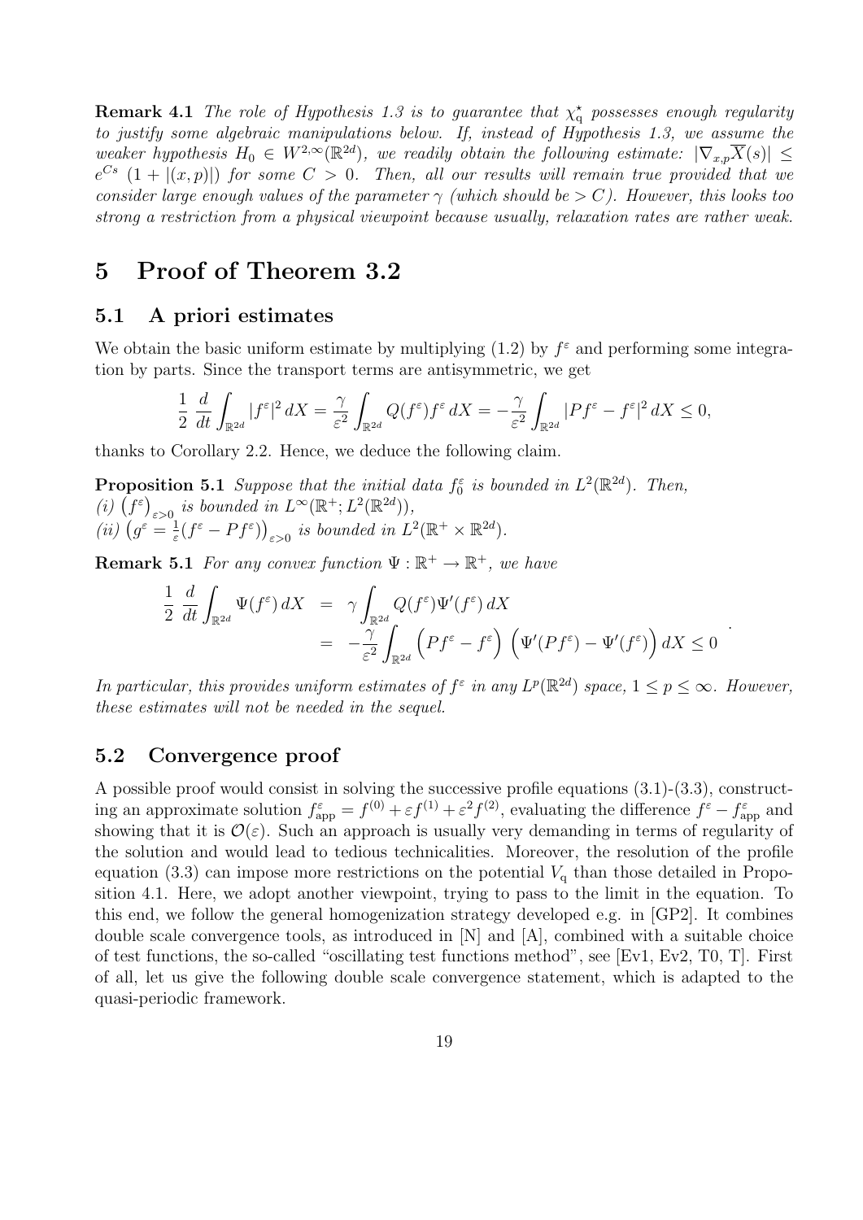**Remark 4.1** *The role of Hypothesis 1.3 is to guarantee that $\chi_{\mathrm{q}}^{\star}$ possesses enough regularity to justify some algebraic manipulations below. If, instead of Hypothesis 1.3, we assume the weaker hypothesis $H_0 \in W^{2,\infty}(\mathbb{R}^{2d})$, we readily obtain the following estimate: $|\nabla_{x,p}\overline{X}(s)| \leq e^{Cs}\ (1 + |(x,p)|)$ for some $C > 0$. Then, all our results will remain true provided that we consider large enough values of the parameter $\gamma$ (which should be $> C$). However, this looks too strong a restriction from a physical viewpoint because usually, relaxation rates are rather weak.*

# 5 Proof of Theorem 3.2

## 5.1 A priori estimates

We obtain the basic uniform estimate by multiplying (1.2) by $f^\varepsilon$ and performing some integration by parts. Since the transport terms are antisymmetric, we get

$$\frac{1}{2}\ \frac{d}{dt}\int_{\mathbb{R}^{2d}} |f^\varepsilon|^2\, dX = \frac{\gamma}{\varepsilon^2}\int_{\mathbb{R}^{2d}} Q(f^\varepsilon) f^\varepsilon\, dX = -\frac{\gamma}{\varepsilon^2}\int_{\mathbb{R}^{2d}} |Pf^\varepsilon - f^\varepsilon|^2\, dX \leq 0,$$

thanks to Corollary 2.2. Hence, we deduce the following claim.

**Proposition 5.1** *Suppose that the initial data $f_0^\varepsilon$ is bounded in $L^2(\mathbb{R}^{2d})$. Then,*
*(i) $\left(f^\varepsilon\right)_{\varepsilon>0}$ is bounded in $L^\infty(\mathbb{R}^+; L^2(\mathbb{R}^{2d}))$,*
*(ii) $\left(g^\varepsilon = \frac{1}{\varepsilon}(f^\varepsilon - Pf^\varepsilon)\right)_{\varepsilon>0}$ is bounded in $L^2(\mathbb{R}^+ \times \mathbb{R}^{2d})$.*

**Remark 5.1** *For any convex function $\Psi : \mathbb{R}^+ \to \mathbb{R}^+$, we have*

$$\begin{aligned}
\frac{1}{2}\ \frac{d}{dt}\int_{\mathbb{R}^{2d}} \Psi(f^\varepsilon)\, dX &= \gamma\int_{\mathbb{R}^{2d}} Q(f^\varepsilon)\Psi'(f^\varepsilon)\, dX \\
&= -\frac{\gamma}{\varepsilon^2}\int_{\mathbb{R}^{2d}} \left(Pf^\varepsilon - f^\varepsilon\right)\ \left(\Psi'(Pf^\varepsilon) - \Psi'(f^\varepsilon)\right) dX \leq 0
\end{aligned}.$$

*In particular, this provides uniform estimates of $f^\varepsilon$ in any $L^p(\mathbb{R}^{2d})$ space, $1 \leq p \leq \infty$. However, these estimates will not be needed in the sequel.*

## 5.2 Convergence proof

A possible proof would consist in solving the successive profile equations (3.1)-(3.3), constructing an approximate solution $f^\varepsilon_{\mathrm{app}} = f^{(0)} + \varepsilon f^{(1)} + \varepsilon^2 f^{(2)}$, evaluating the difference $f^\varepsilon - f^\varepsilon_{\mathrm{app}}$ and showing that it is $\mathcal{O}(\varepsilon)$. Such an approach is usually very demanding in terms of regularity of the solution and would lead to tedious technicalities. Moreover, the resolution of the profile equation (3.3) can impose more restrictions on the potential $V_{\mathrm{q}}$ than those detailed in Proposition 4.1. Here, we adopt another viewpoint, trying to pass to the limit in the equation. To this end, we follow the general homogenization strategy developed e.g. in [GP2]. It combines double scale convergence tools, as introduced in [N] and [A], combined with a suitable choice of test functions, the so-called "oscillating test functions method", see [Ev1, Ev2, T0, T]. First of all, let us give the following double scale convergence statement, which is adapted to the quasi-periodic framework.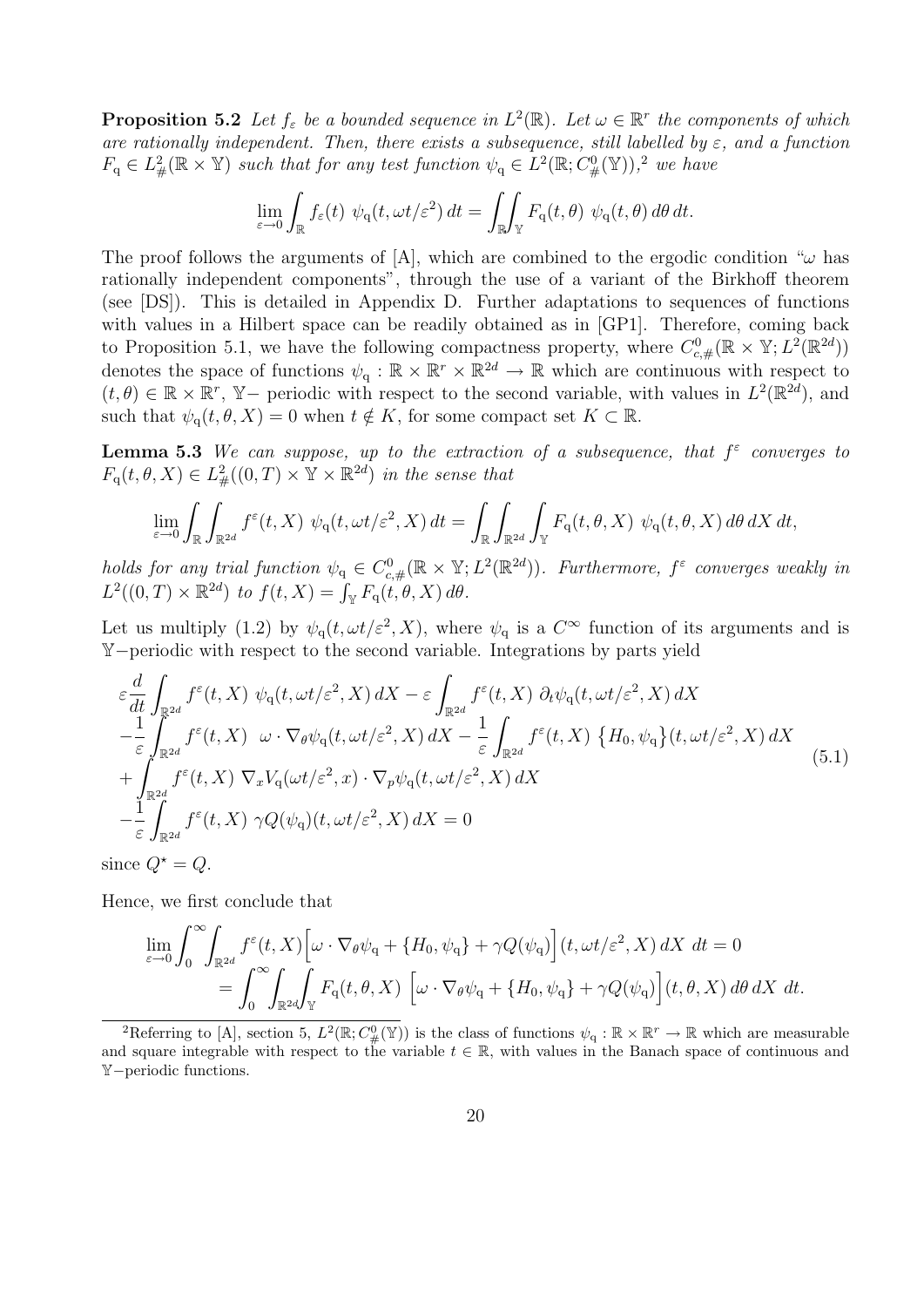**Proposition 5.2** *Let $f_\varepsilon$ be a bounded sequence in $L^2(\mathbb{R})$. Let $\omega \in \mathbb{R}^r$ the components of which are rationally independent. Then, there exists a subsequence, still labelled by $\varepsilon$, and a function $F_{\rm q} \in L^2_\#(\mathbb{R}\times\mathbb{Y})$ such that for any test function $\psi_{\rm q} \in L^2(\mathbb{R}; C^0_\#(\mathbb{Y}))$,[2] we have*

$$\lim_{\varepsilon\to 0}\int_{\mathbb{R}} f_\varepsilon(t)\ \psi_{\rm q}(t,\omega t/\varepsilon^2)\,dt = \int_{\mathbb{R}}\int_{\mathbb{Y}} F_{\rm q}(t,\theta)\ \psi_{\rm q}(t,\theta)\,d\theta\,dt.$$

The proof follows the arguments of [A], which are combined to the ergodic condition "$\omega$ has rationally independent components", through the use of a variant of the Birkhoff theorem (see [DS]). This is detailed in Appendix D. Further adaptations to sequences of functions with values in a Hilbert space can be readily obtained as in [GP1]. Therefore, coming back to Proposition 5.1, we have the following compactness property, where $C^0_{c,\#}(\mathbb{R}\times\mathbb{Y};L^2(\mathbb{R}^{2d}))$ denotes the space of functions $\psi_{\rm q}:\mathbb{R}\times\mathbb{R}^r\times\mathbb{R}^{2d}\to\mathbb{R}$ which are continuous with respect to $(t,\theta)\in\mathbb{R}\times\mathbb{R}^r$, $\mathbb{Y}-$ periodic with respect to the second variable, with values in $L^2(\mathbb{R}^{2d})$, and such that $\psi_{\rm q}(t,\theta,X)=0$ when $t\notin K$, for some compact set $K\subset\mathbb{R}$.

**Lemma 5.3** *We can suppose, up to the extraction of a subsequence, that $f^\varepsilon$ converges to $F_{\rm q}(t,\theta,X)\in L^2_\#((0,T)\times\mathbb{Y}\times\mathbb{R}^{2d})$ in the sense that*

$$\lim_{\varepsilon\to 0}\int_{\mathbb{R}}\int_{\mathbb{R}^{2d}} f^\varepsilon(t,X)\ \psi_{\rm q}(t,\omega t/\varepsilon^2,X)\,dt = \int_{\mathbb{R}}\int_{\mathbb{R}^{2d}}\int_{\mathbb{Y}} F_{\rm q}(t,\theta,X)\ \psi_{\rm q}(t,\theta,X)\,d\theta\,dX\,dt,$$

*holds for any trial function $\psi_{\rm q}\in C^0_{c,\#}(\mathbb{R}\times\mathbb{Y};L^2(\mathbb{R}^{2d}))$. Furthermore, $f^\varepsilon$ converges weakly in $L^2((0,T)\times\mathbb{R}^{2d})$ to $f(t,X)=\int_{\mathbb{Y}}F_{\rm q}(t,\theta,X)\,d\theta$.*

Let us multiply (1.2) by $\psi_{\rm q}(t,\omega t/\varepsilon^2,X)$, where $\psi_{\rm q}$ is a $C^\infty$ function of its arguments and is $\mathbb{Y}-$periodic with respect to the second variable. Integrations by parts yield

$$\begin{aligned}
&\varepsilon\frac{d}{dt}\int_{\mathbb{R}^{2d}} f^\varepsilon(t,X)\ \psi_{\rm q}(t,\omega t/\varepsilon^2,X)\,dX - \varepsilon\int_{\mathbb{R}^{2d}} f^\varepsilon(t,X)\ \partial_t\psi_{\rm q}(t,\omega t/\varepsilon^2,X)\,dX\\
&-\frac{1}{\varepsilon}\int_{\mathbb{R}^{2d}} f^\varepsilon(t,X)\ \ \omega\cdot\nabla_\theta\psi_{\rm q}(t,\omega t/\varepsilon^2,X)\,dX - \frac{1}{\varepsilon}\int_{\mathbb{R}^{2d}} f^\varepsilon(t,X)\ \big\{H_0,\psi_{\rm q}\big\}(t,\omega t/\varepsilon^2,X)\,dX\\
&+\int_{\mathbb{R}^{2d}} f^\varepsilon(t,X)\ \nabla_x V_{\rm q}(\omega t/\varepsilon^2,x)\cdot\nabla_p\psi_{\rm q}(t,\omega t/\varepsilon^2,X)\,dX\\
&-\frac{1}{\varepsilon}\int_{\mathbb{R}^{2d}} f^\varepsilon(t,X)\ \gamma Q(\psi_{\rm q})(t,\omega t/\varepsilon^2,X)\,dX = 0
\end{aligned}\tag{5.1}$$

since $Q^\star = Q$.

Hence, we first conclude that

$$\begin{aligned}
\lim_{\varepsilon\to 0}\int_0^\infty\int_{\mathbb{R}^{2d}} f^\varepsilon(t,X)\Big[\omega\cdot\nabla_\theta\psi_{\rm q}+\{H_0,\psi_{\rm q}\}+\gamma Q(\psi_{\rm q})\Big](t,\omega t/\varepsilon^2,X)\,dX\ dt = 0\\
=\int_0^\infty\int_{\mathbb{R}^{2d}}\int_{\mathbb{Y}} F_{\rm q}(t,\theta,X)\ \Big[\omega\cdot\nabla_\theta\psi_{\rm q}+\{H_0,\psi_{\rm q}\}+\gamma Q(\psi_{\rm q})\Big](t,\theta,X)\,d\theta\,dX\ dt.
\end{aligned}$$

[2] Referring to [A], section 5, $L^2(\mathbb{R};C^0_\#(\mathbb{Y}))$ is the class of functions $\psi_{\rm q}:\mathbb{R}\times\mathbb{R}^r\to\mathbb{R}$ which are measurable and square integrable with respect to the variable $t\in\mathbb{R}$, with values in the Banach space of continuous and $\mathbb{Y}-$periodic functions.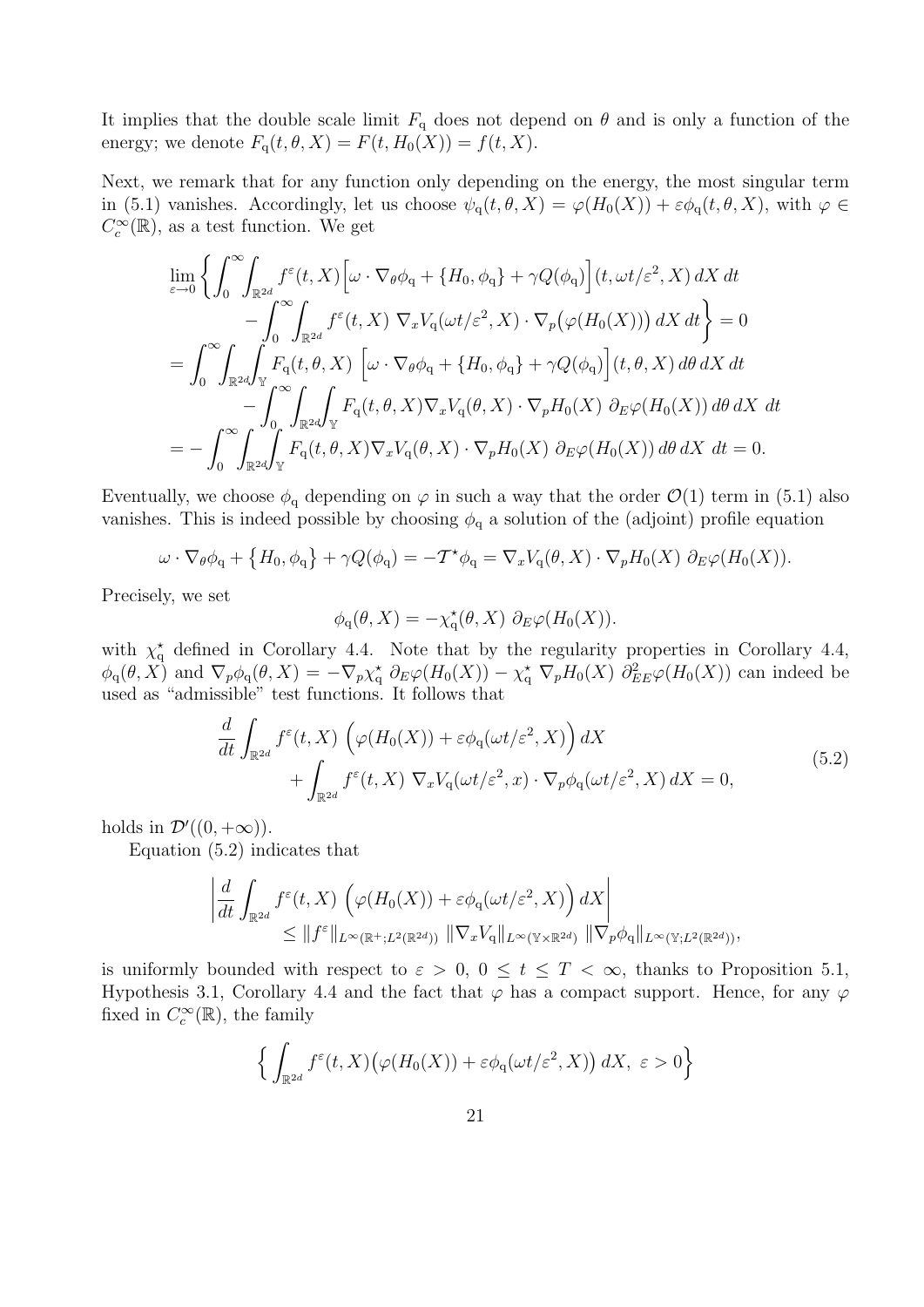It implies that the double scale limit $F_{\rm q}$ does not depend on $\theta$ and is only a function of the energy; we denote $F_{\rm q}(t, \theta, X) = F(t, H_0(X)) = f(t, X)$.

Next, we remark that for any function only depending on the energy, the most singular term in (5.1) vanishes. Accordingly, let us choose $\psi_{\rm q}(t, \theta, X) = \varphi(H_0(X)) + \varepsilon\phi_{\rm q}(t, \theta, X)$, with $\varphi \in C_c^\infty(\mathbb{R})$, as a test function. We get

$$
\begin{aligned}
\lim_{\varepsilon\to 0} \Big\{ &\int_0^\infty\!\!\int_{\mathbb{R}^{2d}} f^\varepsilon(t, X)\Big[\omega\cdot\nabla_\theta\phi_{\rm q} + \{H_0, \phi_{\rm q}\} + \gamma Q(\phi_{\rm q})\Big](t, \omega t/\varepsilon^2, X)\, dX\, dt \\
&- \int_0^\infty\!\!\int_{\mathbb{R}^{2d}} f^\varepsilon(t, X)\ \nabla_x V_{\rm q}(\omega t/\varepsilon^2, X)\cdot\nabla_p\big(\varphi(H_0(X))\big)\, dX\, dt \Big\} = 0 \\
= &\int_0^\infty\!\!\int_{\mathbb{R}^{2d}}\!\!\int_{\mathbb{Y}} F_{\rm q}(t, \theta, X)\ \Big[\omega\cdot\nabla_\theta\phi_{\rm q} + \{H_0, \phi_{\rm q}\} + \gamma Q(\phi_{\rm q})\Big](t, \theta, X)\, d\theta\, dX\, dt \\
&- \int_0^\infty\!\!\int_{\mathbb{R}^{2d}}\!\!\int_{\mathbb{Y}} F_{\rm q}(t, \theta, X)\nabla_x V_{\rm q}(\theta, X)\cdot\nabla_p H_0(X)\ \partial_E\varphi(H_0(X))\, d\theta\, dX\ dt \\
= &-\int_0^\infty\!\!\int_{\mathbb{R}^{2d}}\!\!\int_{\mathbb{Y}} F_{\rm q}(t, \theta, X)\nabla_x V_{\rm q}(\theta, X)\cdot\nabla_p H_0(X)\ \partial_E\varphi(H_0(X))\, d\theta\, dX\ dt = 0.
\end{aligned}
$$

Eventually, we choose $\phi_{\rm q}$ depending on $\varphi$ in such a way that the order $\mathcal{O}(1)$ term in (5.1) also vanishes. This is indeed possible by choosing $\phi_{\rm q}$ a solution of the (adjoint) profile equation

$$
\omega\cdot\nabla_\theta\phi_{\rm q} + \big\{H_0, \phi_{\rm q}\big\} + \gamma Q(\phi_{\rm q}) = -\mathcal{T}^\star\phi_{\rm q} = \nabla_x V_{\rm q}(\theta, X)\cdot\nabla_p H_0(X)\ \partial_E\varphi(H_0(X)).
$$

Precisely, we set

$$
\phi_{\rm q}(\theta, X) = -\chi_{\rm q}^\star(\theta, X)\ \partial_E\varphi(H_0(X)).
$$

with $\chi_{\rm q}^\star$ defined in Corollary 4.4. Note that by the regularity properties in Corollary 4.4, $\phi_{\rm q}(\theta, X)$ and $\nabla_p\phi_{\rm q}(\theta, X) = -\nabla_p\chi_{\rm q}^\star\ \partial_E\varphi(H_0(X)) - \chi_{\rm q}^\star\ \nabla_p H_0(X)\ \partial^2_{EE}\varphi(H_0(X))$ can indeed be used as "admissible" test functions. It follows that

$$
\begin{aligned}
\frac{d}{dt}\int_{\mathbb{R}^{2d}} f^\varepsilon(t, X)\ \Big(\varphi(H_0(X)) + \varepsilon\phi_{\rm q}(\omega t/\varepsilon^2, X)\Big)\, dX& \\
+ \int_{\mathbb{R}^{2d}} f^\varepsilon(t, X)\ \nabla_x V_{\rm q}(\omega t/\varepsilon^2, x)\cdot\nabla_p\phi_{\rm q}(\omega t/\varepsilon^2, X)\, dX &= 0,
\end{aligned}
\tag{5.2}
$$

holds in $\mathcal{D}'((0, +\infty))$.

Equation (5.2) indicates that

$$
\begin{aligned}
\left|\frac{d}{dt}\int_{\mathbb{R}^{2d}} f^\varepsilon(t, X)\ \Big(\varphi(H_0(X)) + \varepsilon\phi_{\rm q}(\omega t/\varepsilon^2, X)\Big)\, dX\right|& \\
\leq \|f^\varepsilon\|_{L^\infty(\mathbb{R}^+; L^2(\mathbb{R}^{2d}))}\ \|\nabla_x V_{\rm q}\|_{L^\infty(\mathbb{Y}\times\mathbb{R}^{2d})}\ \|\nabla_p\phi_{\rm q}\|_{L^\infty(\mathbb{Y}; L^2(\mathbb{R}^{2d}))}&,
\end{aligned}
$$

is uniformly bounded with respect to $\varepsilon > 0$, $0 \leq t \leq T < \infty$, thanks to Proposition 5.1, Hypothesis 3.1, Corollary 4.4 and the fact that $\varphi$ has a compact support. Hence, for any $\varphi$ fixed in $C_c^\infty(\mathbb{R})$, the family

$$
\Big\{ \int_{\mathbb{R}^{2d}} f^\varepsilon(t, X)\big(\varphi(H_0(X)) + \varepsilon\phi_{\rm q}(\omega t/\varepsilon^2, X)\big)\, dX,\ \varepsilon > 0\Big\}
$$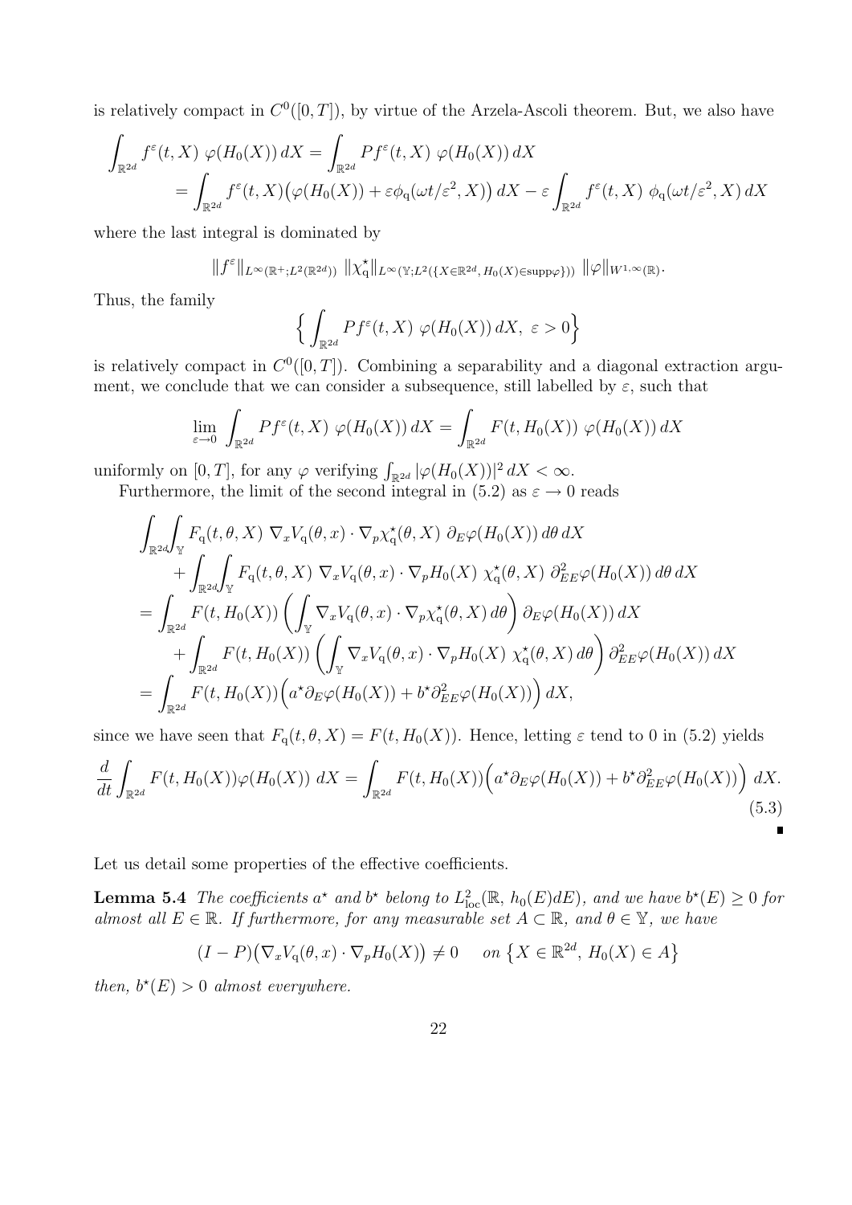is relatively compact in $C^0([0,T])$, by virtue of the Arzela-Ascoli theorem. But, we also have

$$\int_{\mathbb{R}^{2d}} f^\varepsilon(t,X)\ \varphi(H_0(X))\,dX = \int_{\mathbb{R}^{2d}} Pf^\varepsilon(t,X)\ \varphi(H_0(X))\,dX$$
$$= \int_{\mathbb{R}^{2d}} f^\varepsilon(t,X)\big(\varphi(H_0(X)) + \varepsilon\phi_{\rm q}(\omega t/\varepsilon^2, X)\big)\,dX - \varepsilon\int_{\mathbb{R}^{2d}} f^\varepsilon(t,X)\ \phi_{\rm q}(\omega t/\varepsilon^2, X)\,dX$$

where the last integral is dominated by

$$\|f^\varepsilon\|_{L^\infty(\mathbb{R}^+;L^2(\mathbb{R}^{2d}))}\ \|\chi^\star_{\rm q}\|_{L^\infty(\mathbb{Y};L^2(\{X\in\mathbb{R}^{2d},\,H_0(X)\in{\rm supp}\varphi\}))}\ \|\varphi\|_{W^{1,\infty}(\mathbb{R})}.$$

Thus, the family

$$\Big\{\int_{\mathbb{R}^{2d}} Pf^\varepsilon(t,X)\ \varphi(H_0(X))\,dX,\ \varepsilon>0\Big\}$$

is relatively compact in $C^0([0,T])$. Combining a separability and a diagonal extraction argument, we conclude that we can consider a subsequence, still labelled by $\varepsilon$, such that

$$\lim_{\varepsilon\to 0}\int_{\mathbb{R}^{2d}} Pf^\varepsilon(t,X)\ \varphi(H_0(X))\,dX = \int_{\mathbb{R}^{2d}} F(t,H_0(X))\ \varphi(H_0(X))\,dX$$

uniformly on $[0,T]$, for any $\varphi$ verifying $\int_{\mathbb{R}^{2d}}|\varphi(H_0(X))|^2\,dX<\infty$.

Furthermore, the limit of the second integral in (5.2) as $\varepsilon\to 0$ reads

$$\begin{aligned}
&\int_{\mathbb{R}^{2d}}\!\int_{\mathbb{Y}} F_{\rm q}(t,\theta,X)\ \nabla_x V_{\rm q}(\theta,x)\cdot\nabla_p\chi^\star_{\rm q}(\theta,X)\ \partial_E\varphi(H_0(X))\,d\theta\,dX\\
&\qquad+\int_{\mathbb{R}^{2d}}\!\int_{\mathbb{Y}} F_{\rm q}(t,\theta,X)\ \nabla_x V_{\rm q}(\theta,x)\cdot\nabla_p H_0(X)\ \chi^\star_{\rm q}(\theta,X)\ \partial^2_{EE}\varphi(H_0(X))\,d\theta\,dX\\
&=\int_{\mathbb{R}^{2d}} F(t,H_0(X))\left(\int_{\mathbb{Y}}\nabla_x V_{\rm q}(\theta,x)\cdot\nabla_p\chi^\star_{\rm q}(\theta,X)\,d\theta\right)\partial_E\varphi(H_0(X))\,dX\\
&\qquad+\int_{\mathbb{R}^{2d}} F(t,H_0(X))\left(\int_{\mathbb{Y}}\nabla_x V_{\rm q}(\theta,x)\cdot\nabla_p H_0(X)\ \chi^\star_{\rm q}(\theta,X)\,d\theta\right)\partial^2_{EE}\varphi(H_0(X))\,dX\\
&=\int_{\mathbb{R}^{2d}} F(t,H_0(X))\Big(a^\star\partial_E\varphi(H_0(X))+b^\star\partial^2_{EE}\varphi(H_0(X))\Big)\,dX,
\end{aligned}$$

since we have seen that $F_{\rm q}(t,\theta,X)=F(t,H_0(X))$. Hence, letting $\varepsilon$ tend to 0 in (5.2) yields

$$\frac{d}{dt}\int_{\mathbb{R}^{2d}} F(t,H_0(X))\varphi(H_0(X))\ dX = \int_{\mathbb{R}^{2d}} F(t,H_0(X))\Big(a^\star\partial_E\varphi(H_0(X))+b^\star\partial^2_{EE}\varphi(H_0(X))\Big)\ dX. \tag{5.3}$$

∎

Let us detail some properties of the effective coefficients.

**Lemma 5.4** *The coefficients $a^\star$ and $b^\star$ belong to $L^2_{\rm loc}(\mathbb{R},\,h_0(E)dE)$, and we have $b^\star(E)\geq 0$ for almost all $E\in\mathbb{R}$. If furthermore, for any measurable set $A\subset\mathbb{R}$, and $\theta\in\mathbb{Y}$, we have*

$$(I-P)\big(\nabla_x V_{\rm q}(\theta,x)\cdot\nabla_p H_0(X)\big)\neq 0\qquad on\ \big\{X\in\mathbb{R}^{2d},\ H_0(X)\in A\big\}$$

*then, $b^\star(E)>0$ almost everywhere.*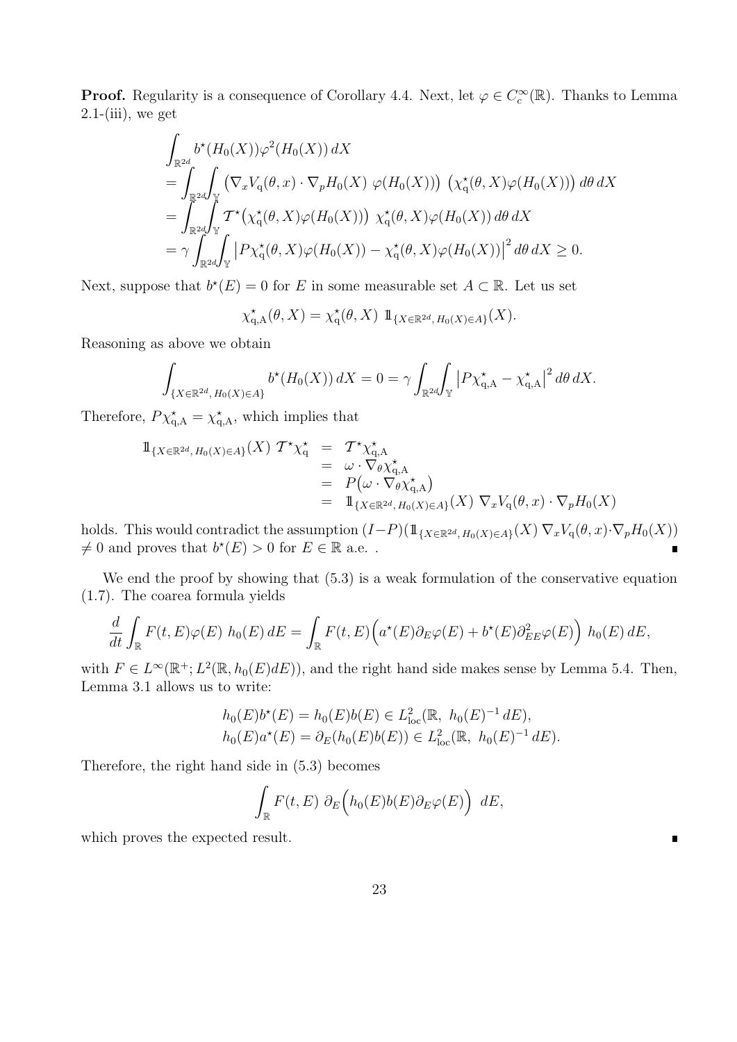**Proof.** Regularity is a consequence of Corollary 4.4. Next, let $\varphi \in C_c^\infty(\mathbb{R})$. Thanks to Lemma 2.1-(iii), we get

$$
\begin{aligned}
&\int_{\mathbb{R}^{2d}} b^\star(H_0(X))\varphi^2(H_0(X))\,dX \\
&= \int_{\mathbb{R}^{2d}}\int_{\mathbb{Y}} \big(\nabla_x V_{\rm q}(\theta,x)\cdot\nabla_p H_0(X)\ \varphi(H_0(X))\big)\ \big(\chi_{\rm q}^\star(\theta,X)\varphi(H_0(X))\big)\,d\theta\,dX \\
&= \int_{\mathbb{R}^{2d}}\int_{\mathbb{Y}} \mathcal{T}^\star\big(\chi_{\rm q}^\star(\theta,X)\varphi(H_0(X))\big)\ \chi_{\rm q}^\star(\theta,X)\varphi(H_0(X))\,d\theta\,dX \\
&= \gamma\int_{\mathbb{R}^{2d}}\int_{\mathbb{Y}} \big|P\chi_{\rm q}^\star(\theta,X)\varphi(H_0(X)) - \chi_{\rm q}^\star(\theta,X)\varphi(H_0(X))\big|^2\,d\theta\,dX \geq 0.
\end{aligned}
$$

Next, suppose that $b^\star(E) = 0$ for $E$ in some measurable set $A \subset \mathbb{R}$. Let us set

$$
\chi_{\rm q,A}^\star(\theta,X) = \chi_{\rm q}^\star(\theta,X)\ \mathbb{1}_{\{X\in\mathbb{R}^{2d},\,H_0(X)\in A\}}(X).
$$

Reasoning as above we obtain

$$
\int_{\{X\in\mathbb{R}^{2d},\,H_0(X)\in A\}} b^\star(H_0(X))\,dX = 0 = \gamma\int_{\mathbb{R}^{2d}}\int_{\mathbb{Y}} \big|P\chi_{\rm q,A}^\star - \chi_{\rm q,A}^\star\big|^2\,d\theta\,dX.
$$

Therefore, $P\chi_{\rm q,A}^\star = \chi_{\rm q,A}^\star$, which implies that

$$
\begin{aligned}
\mathbb{1}_{\{X\in\mathbb{R}^{2d},\,H_0(X)\in A\}}(X)\ \mathcal{T}^\star\chi_{\rm q}^\star &= \mathcal{T}^\star\chi_{\rm q,A}^\star \\
&= \omega\cdot\nabla_\theta\chi_{\rm q,A}^\star \\
&= P\big(\omega\cdot\nabla_\theta\chi_{\rm q,A}^\star\big) \\
&= \mathbb{1}_{\{X\in\mathbb{R}^{2d},\,H_0(X)\in A\}}(X)\ \nabla_x V_{\rm q}(\theta,x)\cdot\nabla_p H_0(X)
\end{aligned}
$$

holds. This would contradict the assumption $(I-P)(\mathbb{1}_{\{X\in\mathbb{R}^{2d},\,H_0(X)\in A\}}(X)\ \nabla_x V_{\rm q}(\theta,x)\cdot\nabla_p H_0(X)) \neq 0$ and proves that $b^\star(E) > 0$ for $E \in \mathbb{R}$ a.e. . ∎

We end the proof by showing that (5.3) is a weak formulation of the conservative equation (1.7). The coarea formula yields

$$
\frac{d}{dt}\int_{\mathbb{R}} F(t,E)\varphi(E)\ h_0(E)\,dE = \int_{\mathbb{R}} F(t,E)\Big(a^\star(E)\partial_E\varphi(E) + b^\star(E)\partial_{EE}^2\varphi(E)\Big)\ h_0(E)\,dE,
$$

with $F \in L^\infty(\mathbb{R}^+; L^2(\mathbb{R}, h_0(E)dE))$, and the right hand side makes sense by Lemma 5.4. Then, Lemma 3.1 allows us to write:

$$
\begin{aligned}
&h_0(E)b^\star(E) = h_0(E)b(E) \in L^2_{\rm loc}(\mathbb{R},\ h_0(E)^{-1}\,dE), \\
&h_0(E)a^\star(E) = \partial_E(h_0(E)b(E)) \in L^2_{\rm loc}(\mathbb{R},\ h_0(E)^{-1}\,dE).
\end{aligned}
$$

Therefore, the right hand side in (5.3) becomes

$$
\int_{\mathbb{R}} F(t,E)\ \partial_E\Big(h_0(E)b(E)\partial_E\varphi(E)\Big)\ dE,
$$

which proves the expected result. ∎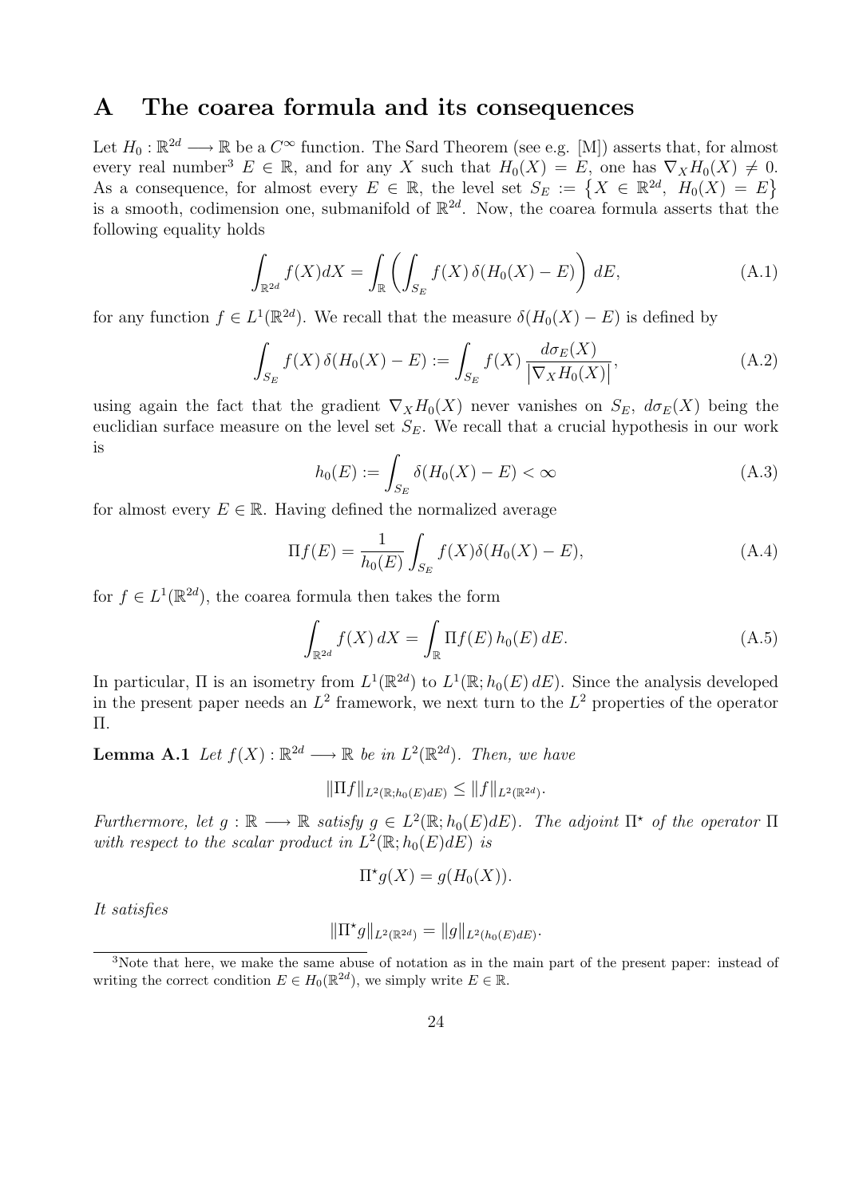# A The coarea formula and its consequences

Let $H_0 : \mathbb{R}^{2d} \longrightarrow \mathbb{R}$ be a $C^\infty$ function. The Sard Theorem (see e.g. [M]) asserts that, for almost every real number[3] $E \in \mathbb{R}$, and for any $X$ such that $H_0(X) = E$, one has $\nabla_X H_0(X) \neq 0$. As a consequence, for almost every $E \in \mathbb{R}$, the level set $S_E := \{X \in \mathbb{R}^{2d},\ H_0(X) = E\}$ is a smooth, codimension one, submanifold of $\mathbb{R}^{2d}$. Now, the coarea formula asserts that the following equality holds

$$\int_{\mathbb{R}^{2d}} f(X)dX = \int_{\mathbb{R}} \left( \int_{S_E} f(X)\, \delta(H_0(X) - E) \right) dE, \tag{A.1}$$

for any function $f \in L^1(\mathbb{R}^{2d})$. We recall that the measure $\delta(H_0(X) - E)$ is defined by

$$\int_{S_E} f(X)\, \delta(H_0(X) - E) := \int_{S_E} f(X)\, \frac{d\sigma_E(X)}{\left|\nabla_X H_0(X)\right|}, \tag{A.2}$$

using again the fact that the gradient $\nabla_X H_0(X)$ never vanishes on $S_E$, $d\sigma_E(X)$ being the euclidian surface measure on the level set $S_E$. We recall that a crucial hypothesis in our work is

$$h_0(E) := \int_{S_E} \delta(H_0(X) - E) < \infty \tag{A.3}$$

for almost every $E \in \mathbb{R}$. Having defined the normalized average

$$\Pi f(E) = \frac{1}{h_0(E)} \int_{S_E} f(X) \delta(H_0(X) - E), \tag{A.4}$$

for $f \in L^1(\mathbb{R}^{2d})$, the coarea formula then takes the form

$$\int_{\mathbb{R}^{2d}} f(X)\, dX = \int_{\mathbb{R}} \Pi f(E)\, h_0(E)\, dE. \tag{A.5}$$

In particular, $\Pi$ is an isometry from $L^1(\mathbb{R}^{2d})$ to $L^1(\mathbb{R}; h_0(E)\, dE)$. Since the analysis developed in the present paper needs an $L^2$ framework, we next turn to the $L^2$ properties of the operator $\Pi$.

**Lemma A.1** *Let $f(X) : \mathbb{R}^{2d} \longrightarrow \mathbb{R}$ be in $L^2(\mathbb{R}^{2d})$. Then, we have*

$$\|\Pi f\|_{L^2(\mathbb{R};h_0(E)dE)} \leq \|f\|_{L^2(\mathbb{R}^{2d})}.$$

*Furthermore, let $g : \mathbb{R} \longrightarrow \mathbb{R}$ satisfy $g \in L^2(\mathbb{R}; h_0(E)dE)$. The adjoint $\Pi^\star$ of the operator $\Pi$ with respect to the scalar product in $L^2(\mathbb{R}; h_0(E)dE)$ is*

$$\Pi^\star g(X) = g(H_0(X)).$$

*It satisfies*

$$\|\Pi^\star g\|_{L^2(\mathbb{R}^{2d})} = \|g\|_{L^2(h_0(E)dE)}.$$

[3]Note that here, we make the same abuse of notation as in the main part of the present paper: instead of writing the correct condition $E \in H_0(\mathbb{R}^{2d})$, we simply write $E \in \mathbb{R}$.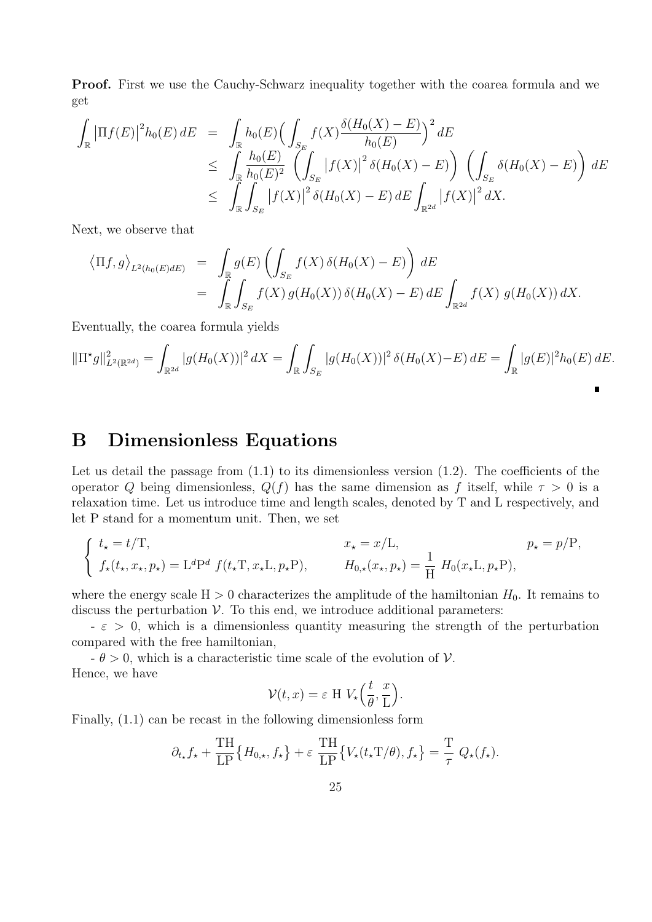**Proof.** First we use the Cauchy-Schwarz inequality together with the coarea formula and we get

$$
\begin{aligned}
\int_{\mathbb{R}} \left|\Pi f(E)\right|^2 h_0(E)\, dE &= \int_{\mathbb{R}} h_0(E) \Big( \int_{S_E} f(X) \frac{\delta(H_0(X) - E)}{h_0(E)} \Big)^2 \, dE \\
&\leq \int_{\mathbb{R}} \frac{h_0(E)}{h_0(E)^2} \left( \int_{S_E} \left|f(X)\right|^2 \delta(H_0(X) - E) \right) \left( \int_{S_E} \delta(H_0(X) - E) \right) dE \\
&\leq \int_{\mathbb{R}} \int_{S_E} \left|f(X)\right|^2 \delta(H_0(X) - E)\, dE \int_{\mathbb{R}^{2d}} \left|f(X)\right|^2 dX.
\end{aligned}
$$

Next, we observe that

$$
\begin{aligned}
\left\langle \Pi f, g \right\rangle_{L^2(h_0(E)dE)} &= \int_{\mathbb{R}} g(E) \left( \int_{S_E} f(X)\, \delta(H_0(X) - E) \right) dE \\
&= \int_{\mathbb{R}} \int_{S_E} f(X)\, g(H_0(X))\, \delta(H_0(X) - E)\, dE \int_{\mathbb{R}^{2d}} f(X)\ g(H_0(X))\, dX.
\end{aligned}
$$

Eventually, the coarea formula yields

$$
\|\Pi^\star g\|^2_{L^2(\mathbb{R}^{2d})} = \int_{\mathbb{R}^{2d}} |g(H_0(X))|^2 \, dX = \int_{\mathbb{R}} \int_{S_E} |g(H_0(X))|^2 \, \delta(H_0(X) - E)\, dE = \int_{\mathbb{R}} |g(E)|^2 h_0(E)\, dE.
$$

∎

# B Dimensionless Equations

Let us detail the passage from (1.1) to its dimensionless version (1.2). The coefficients of the operator $Q$ being dimensionless, $Q(f)$ has the same dimension as $f$ itself, while $\tau > 0$ is a relaxation time. Let us introduce time and length scales, denoted by $\mathrm{T}$ and $\mathrm{L}$ respectively, and let $\mathrm{P}$ stand for a momentum unit. Then, we set

$$
\begin{cases}
t_\star = t/\mathrm{T}, & x_\star = x/\mathrm{L}, \qquad\qquad p_\star = p/\mathrm{P}, \\
f_\star(t_\star, x_\star, p_\star) = \mathrm{L}^d \mathrm{P}^d \ f(t_\star \mathrm{T}, x_\star \mathrm{L}, p_\star \mathrm{P}), & H_{0,\star}(x_\star, p_\star) = \dfrac{1}{\mathrm{H}}\ H_0(x_\star \mathrm{L}, p_\star \mathrm{P}),
\end{cases}
$$

where the energy scale $\mathrm{H} > 0$ characterizes the amplitude of the hamiltonian $H_0$. It remains to discuss the perturbation $\mathcal{V}$. To this end, we introduce additional parameters:

- $\varepsilon > 0$, which is a dimensionless quantity measuring the strength of the perturbation compared with the free hamiltonian,

- $\theta > 0$, which is a characteristic time scale of the evolution of $\mathcal{V}$.

Hence, we have

$$
\mathcal{V}(t, x) = \varepsilon\ \mathrm{H}\ V_\star\Big(\frac{t}{\theta}, \frac{x}{\mathrm{L}}\Big).
$$

Finally, (1.1) can be recast in the following dimensionless form

$$
\partial_{t_\star} f_\star + \frac{\mathrm{TH}}{\mathrm{LP}} \big\{ H_{0,\star}, f_\star \big\} + \varepsilon\ \frac{\mathrm{TH}}{\mathrm{LP}} \big\{ V_\star(t_\star \mathrm{T}/\theta), f_\star \big\} = \frac{\mathrm{T}}{\tau}\ Q_\star(f_\star).
$$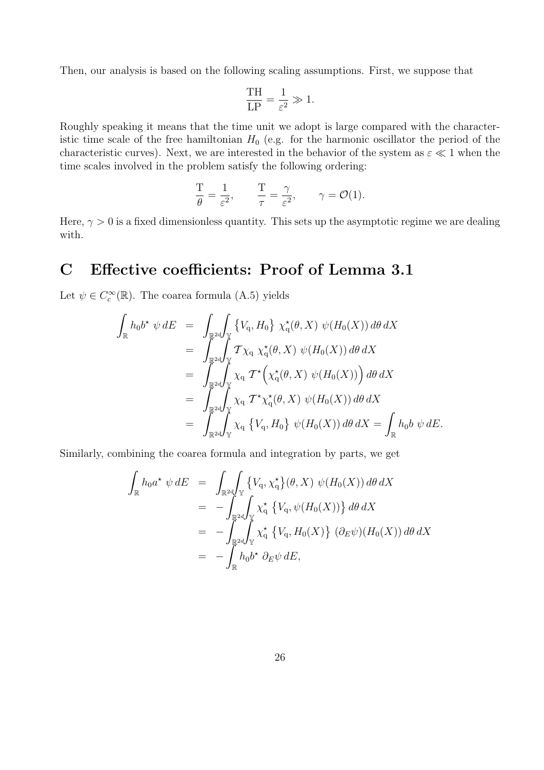Then, our analysis is based on the following scaling assumptions. First, we suppose that

$$\frac{\mathrm{TH}}{\mathrm{LP}} = \frac{1}{\varepsilon^2} \gg 1.$$

Roughly speaking it means that the time unit we adopt is large compared with the characteristic time scale of the free hamiltonian $H_0$ (e.g. for the harmonic oscillator the period of the characteristic curves). Next, we are interested in the behavior of the system as $\varepsilon \ll 1$ when the time scales involved in the problem satisfy the following ordering:

$$\frac{\mathrm{T}}{\theta} = \frac{1}{\varepsilon^2}, \qquad \frac{\mathrm{T}}{\tau} = \frac{\gamma}{\varepsilon^2}, \qquad \gamma = \mathcal{O}(1).$$

Here, $\gamma > 0$ is a fixed dimensionless quantity. This sets up the asymptotic regime we are dealing with.

# C Effective coefficients: Proof of Lemma 3.1

Let $\psi \in C_c^\infty(\mathbb{R})$. The coarea formula (A.5) yields

$$\begin{aligned}
\int_{\mathbb{R}} h_0 b^\star \; \psi \, dE &= \int_{\mathbb{R}^{2d}} \int_{\mathbb{Y}} \big\{V_{\mathrm{q}}, H_0\big\} \; \chi_{\mathrm{q}}^\star(\theta, X) \; \psi(H_0(X)) \, d\theta \, dX \\
&= \int_{\mathbb{R}^{2d}} \int_{\mathbb{Y}} \mathcal{T} \chi_{\mathrm{q}} \; \chi_{\mathrm{q}}^\star(\theta, X) \; \psi(H_0(X)) \, d\theta \, dX \\
&= \int_{\mathbb{R}^{2d}} \int_{\mathbb{Y}} \chi_{\mathrm{q}} \; \mathcal{T}^\star \Big( \chi_{\mathrm{q}}^\star(\theta, X) \; \psi(H_0(X)) \Big) \, d\theta \, dX \\
&= \int_{\mathbb{R}^{2d}} \int_{\mathbb{Y}} \chi_{\mathrm{q}} \; \mathcal{T}^\star \chi_{\mathrm{q}}^\star(\theta, X) \; \psi(H_0(X)) \, d\theta \, dX \\
&= \int_{\mathbb{R}^{2d}} \int_{\mathbb{Y}} \chi_{\mathrm{q}} \; \big\{V_{\mathrm{q}}, H_0\big\} \; \psi(H_0(X)) \, d\theta \, dX = \int_{\mathbb{R}} h_0 b \; \psi \, dE.
\end{aligned}$$

Similarly, combining the coarea formula and integration by parts, we get

$$\begin{aligned}
\int_{\mathbb{R}} h_0 a^\star \; \psi \, dE &= \int_{\mathbb{R}^{2d}} \int_{\mathbb{Y}} \big\{V_{\mathrm{q}}, \chi_{\mathrm{q}}^\star\big\}(\theta, X) \; \psi(H_0(X)) \, d\theta \, dX \\
&= -\int_{\mathbb{R}^{2d}} \int_{\mathbb{Y}} \chi_{\mathrm{q}}^\star \; \big\{V_{\mathrm{q}}, \psi(H_0(X))\big\} \, d\theta \, dX \\
&= -\int_{\mathbb{R}^{2d}} \int_{\mathbb{Y}} \chi_{\mathrm{q}}^\star \; \big\{V_{\mathrm{q}}, H_0(X)\big\} \; (\partial_E \psi)(H_0(X)) \, d\theta \, dX \\
&= -\int_{\mathbb{R}} h_0 b^\star \; \partial_E \psi \, dE,
\end{aligned}$$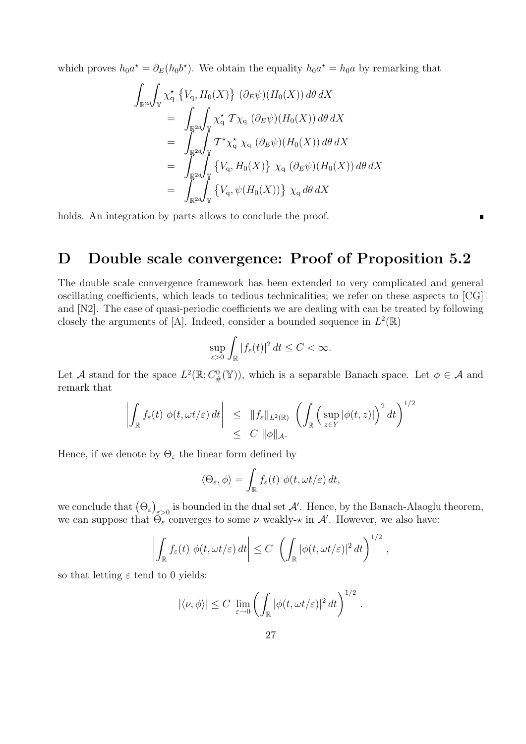which proves $h_0 a^\star = \partial_E(h_0 b^\star)$. We obtain the equality $h_0 a^\star = h_0 a$ by remarking that

$$
\begin{aligned}
\int_{\mathbb{R}^{2d}}\int_{\mathbb{Y}} \chi_{\rm q}^\star \left\{V_{\rm q}, H_0(X)\right\} (\partial_E\psi)(H_0(X))\, d\theta\, dX
&= \int_{\mathbb{R}^{2d}}\int_{\mathbb{Y}} \chi_{\rm q}^\star \,\mathcal{T}\chi_{\rm q}\, (\partial_E\psi)(H_0(X))\, d\theta\, dX \\
&= \int_{\mathbb{R}^{2d}}\int_{\mathbb{Y}} \mathcal{T}^\star\chi_{\rm q}^\star\, \chi_{\rm q}\, (\partial_E\psi)(H_0(X))\, d\theta\, dX \\
&= \int_{\mathbb{R}^{2d}}\int_{\mathbb{Y}} \left\{V_{\rm q}, H_0(X)\right\}\, \chi_{\rm q}\, (\partial_E\psi)(H_0(X))\, d\theta\, dX \\
&= \int_{\mathbb{R}^{2d}}\int_{\mathbb{Y}} \left\{V_{\rm q}, \psi(H_0(X))\right\}\, \chi_{\rm q}\, d\theta\, dX
\end{aligned}
$$

holds. An integration by parts allows to conclude the proof. ∎

# D Double scale convergence: Proof of Proposition 5.2

The double scale convergence framework has been extended to very complicated and general oscillating coefficients, which leads to tedious technicalities; we refer on these aspects to [CG] and [N2]. The case of quasi-periodic coefficients we are dealing with can be treated by following closely the arguments of [A]. Indeed, consider a bounded sequence in $L^2(\mathbb{R})$

$$
\sup_{\varepsilon>0}\int_{\mathbb{R}} |f_\varepsilon(t)|^2\, dt \le C < \infty.
$$

Let $\mathcal{A}$ stand for the space $L^2(\mathbb{R}; C^0_\#(\mathbb{Y}))$, which is a separable Banach space. Let $\phi \in \mathcal{A}$ and remark that

$$
\begin{aligned}
\left| \int_{\mathbb{R}} f_\varepsilon(t)\ \phi(t, \omega t/\varepsilon)\, dt \right| &\le \|f_\varepsilon\|_{L^2(\mathbb{R})} \left( \int_{\mathbb{R}} \left( \sup_{z\in Y} |\phi(t,z)| \right)^2 dt \right)^{1/2} \\
&\le C\ \|\phi\|_{\mathcal{A}}.
\end{aligned}
$$

Hence, if we denote by $\Theta_\varepsilon$ the linear form defined by

$$
\langle \Theta_\varepsilon, \phi\rangle = \int_{\mathbb{R}} f_\varepsilon(t)\ \phi(t, \omega t/\varepsilon)\, dt,
$$

we conclude that $\left(\Theta_\varepsilon\right)_{\varepsilon>0}$ is bounded in the dual set $\mathcal{A}'$. Hence, by the Banach-Alaoglu theorem, we can suppose that $\Theta_\varepsilon$ converges to some $\nu$ weakly-$\star$ in $\mathcal{A}'$. However, we also have:

$$
\left| \int_{\mathbb{R}} f_\varepsilon(t)\ \phi(t, \omega t/\varepsilon)\, dt \right| \le C\ \left( \int_{\mathbb{R}} |\phi(t, \omega t/\varepsilon)|^2\, dt \right)^{1/2},
$$

so that letting $\varepsilon$ tend to 0 yields:

$$
|\langle \nu, \phi\rangle| \le C\ \lim_{\varepsilon\to 0} \left( \int_{\mathbb{R}} |\phi(t, \omega t/\varepsilon)|^2\, dt \right)^{1/2}.
$$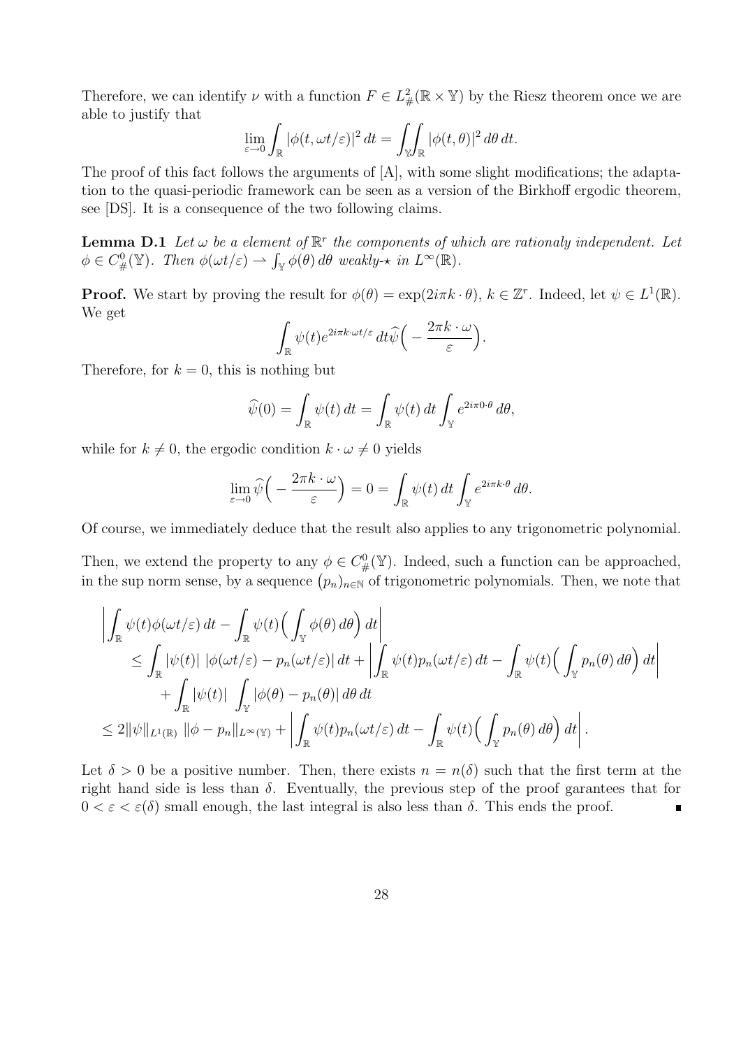Therefore, we can identify $\nu$ with a function $F \in L^2_\#(\mathbb{R} \times \mathbb{Y})$ by the Riesz theorem once we are able to justify that

$$\lim_{\varepsilon \to 0} \int_{\mathbb{R}} |\phi(t, \omega t/\varepsilon)|^2 \, dt = \iint_{\mathbb{Y}\mathbb{R}} |\phi(t,\theta)|^2 \, d\theta \, dt.$$

The proof of this fact follows the arguments of [A], with some slight modifications; the adaptation to the quasi-periodic framework can be seen as a version of the Birkhoff ergodic theorem, see [DS]. It is a consequence of the two following claims.

**Lemma D.1** *Let $\omega$ be a element of $\mathbb{R}^r$ the components of which are rationaly independent. Let $\phi \in C^0_\#(\mathbb{Y})$. Then $\phi(\omega t/\varepsilon) \rightharpoonup \int_{\mathbb{Y}} \phi(\theta) \, d\theta$ weakly-$\star$ in $L^\infty(\mathbb{R})$.*

**Proof.** We start by proving the result for $\phi(\theta) = \exp(2i\pi k \cdot \theta)$, $k \in \mathbb{Z}^r$. Indeed, let $\psi \in L^1(\mathbb{R})$. We get

$$\int_{\mathbb{R}} \psi(t) e^{2i\pi k \cdot \omega t/\varepsilon} \, dt \widehat{\psi}\Big( - \frac{2\pi k \cdot \omega}{\varepsilon} \Big).$$

Therefore, for $k = 0$, this is nothing but

$$\widehat{\psi}(0) = \int_{\mathbb{R}} \psi(t) \, dt = \int_{\mathbb{R}} \psi(t) \, dt \int_{\mathbb{Y}} e^{2i\pi 0 \cdot \theta} \, d\theta,$$

while for $k \neq 0$, the ergodic condition $k \cdot \omega \neq 0$ yields

$$\lim_{\varepsilon \to 0} \widehat{\psi}\Big( - \frac{2\pi k \cdot \omega}{\varepsilon} \Big) = 0 = \int_{\mathbb{R}} \psi(t) \, dt \int_{\mathbb{Y}} e^{2i\pi k \cdot \theta} \, d\theta.$$

Of course, we immediately deduce that the result also applies to any trigonometric polynomial.

Then, we extend the property to any $\phi \in C^0_\#(\mathbb{Y})$. Indeed, such a function can be approached, in the sup norm sense, by a sequence $(p_n)_{n \in \mathbb{N}}$ of trigonometric polynomials. Then, we note that

$$\begin{aligned}
&\left| \int_{\mathbb{R}} \psi(t) \phi(\omega t/\varepsilon) \, dt - \int_{\mathbb{R}} \psi(t) \Big( \int_{\mathbb{Y}} \phi(\theta) \, d\theta \Big) \, dt \right| \\
&\quad \leq \int_{\mathbb{R}} |\psi(t)| \; |\phi(\omega t/\varepsilon) - p_n(\omega t/\varepsilon)| \, dt + \left| \int_{\mathbb{R}} \psi(t) p_n(\omega t/\varepsilon) \, dt - \int_{\mathbb{R}} \psi(t) \Big( \int_{\mathbb{Y}} p_n(\theta) \, d\theta \Big) \, dt \right| \\
&\qquad + \int_{\mathbb{R}} |\psi(t)| \; \int_{\mathbb{Y}} |\phi(\theta) - p_n(\theta)| \, d\theta \, dt \\
&\leq 2 \|\psi\|_{L^1(\mathbb{R})} \; \|\phi - p_n\|_{L^\infty(\mathbb{Y})} + \left| \int_{\mathbb{R}} \psi(t) p_n(\omega t/\varepsilon) \, dt - \int_{\mathbb{R}} \psi(t) \Big( \int_{\mathbb{Y}} p_n(\theta) \, d\theta \Big) \, dt \right|.
\end{aligned}$$

Let $\delta > 0$ be a positive number. Then, there exists $n = n(\delta)$ such that the first term at the right hand side is less than $\delta$. Eventually, the previous step of the proof garantees that for $0 < \varepsilon < \varepsilon(\delta)$ small enough, the last integral is also less than $\delta$. This ends the proof. ∎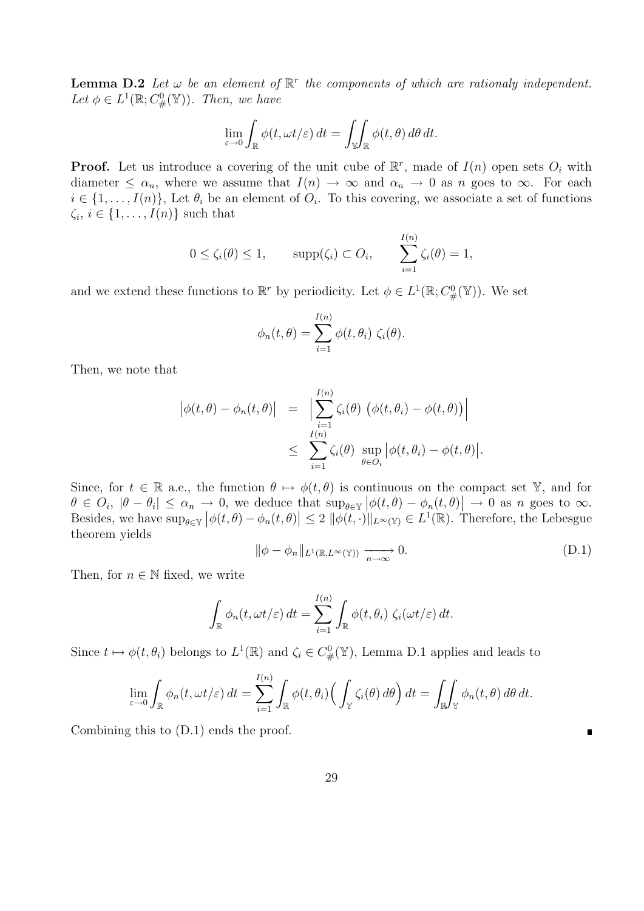**Lemma D.2** *Let $\omega$ be an element of $\mathbb{R}^r$ the components of which are rationaly independent. Let $\phi \in L^1(\mathbb{R}; C^0_\#(\mathbb{Y}))$. Then, we have*

$$\lim_{\varepsilon \to 0} \int_{\mathbb{R}} \phi(t, \omega t/\varepsilon)\, dt = \iint_{\mathbb{Y}\mathbb{R}} \phi(t,\theta)\, d\theta\, dt.$$

**Proof.** Let us introduce a covering of the unit cube of $\mathbb{R}^r$, made of $I(n)$ open sets $O_i$ with diameter $\leq \alpha_n$, where we assume that $I(n) \to \infty$ and $\alpha_n \to 0$ as $n$ goes to $\infty$. For each $i \in \{1, \dots, I(n)\}$, Let $\theta_i$ be an element of $O_i$. To this covering, we associate a set of functions $\zeta_i$, $i \in \{1, \dots, I(n)\}$ such that

$$0 \leq \zeta_i(\theta) \leq 1, \qquad \mathrm{supp}(\zeta_i) \subset O_i, \qquad \sum_{i=1}^{I(n)} \zeta_i(\theta) = 1,$$

and we extend these functions to $\mathbb{R}^r$ by periodicity. Let $\phi \in L^1(\mathbb{R}; C^0_\#(\mathbb{Y}))$. We set

$$\phi_n(t,\theta) = \sum_{i=1}^{I(n)} \phi(t, \theta_i)\ \zeta_i(\theta).$$

Then, we note that

$$\begin{aligned}
\big|\phi(t,\theta) - \phi_n(t,\theta)\big| &= \Big| \sum_{i=1}^{I(n)} \zeta_i(\theta)\ \big(\phi(t,\theta_i) - \phi(t,\theta)\big)\Big| \\
&\leq \sum_{i=1}^{I(n)} \zeta_i(\theta)\ \sup_{\theta \in O_i} \big|\phi(t,\theta_i) - \phi(t,\theta)\big|.
\end{aligned}$$

Since, for $t \in \mathbb{R}$ a.e., the function $\theta \mapsto \phi(t,\theta)$ is continuous on the compact set $\mathbb{Y}$, and for $\theta \in O_i$, $|\theta - \theta_i| \leq \alpha_n \to 0$, we deduce that $\sup_{\theta \in \mathbb{Y}} \big|\phi(t,\theta) - \phi_n(t,\theta)\big| \to 0$ as $n$ goes to $\infty$. Besides, we have $\sup_{\theta \in \mathbb{Y}} \big|\phi(t,\theta) - \phi_n(t,\theta)\big| \leq 2\, \|\phi(t,\cdot)\|_{L^\infty(\mathbb{Y})} \in L^1(\mathbb{R})$. Therefore, the Lebesgue theorem yields

$$\|\phi - \phi_n\|_{L^1(\mathbb{R}, L^\infty(\mathbb{Y}))} \xrightarrow[n \to \infty]{} 0. \tag{D.1}$$

Then, for $n \in \mathbb{N}$ fixed, we write

$$\int_{\mathbb{R}} \phi_n(t, \omega t/\varepsilon)\, dt = \sum_{i=1}^{I(n)} \int_{\mathbb{R}} \phi(t, \theta_i)\ \zeta_i(\omega t/\varepsilon)\, dt.$$

Since $t \mapsto \phi(t,\theta_i)$ belongs to $L^1(\mathbb{R})$ and $\zeta_i \in C^0_\#(\mathbb{Y})$, Lemma D.1 applies and leads to

$$\lim_{\varepsilon \to 0} \int_{\mathbb{R}} \phi_n(t, \omega t/\varepsilon)\, dt = \sum_{i=1}^{I(n)} \int_{\mathbb{R}} \phi(t,\theta_i) \Big( \int_{\mathbb{Y}} \zeta_i(\theta)\, d\theta \Big)\, dt = \iint_{\mathbb{R}\mathbb{Y}} \phi_n(t,\theta)\, d\theta\, dt.$$

Combining this to (D.1) ends the proof. ∎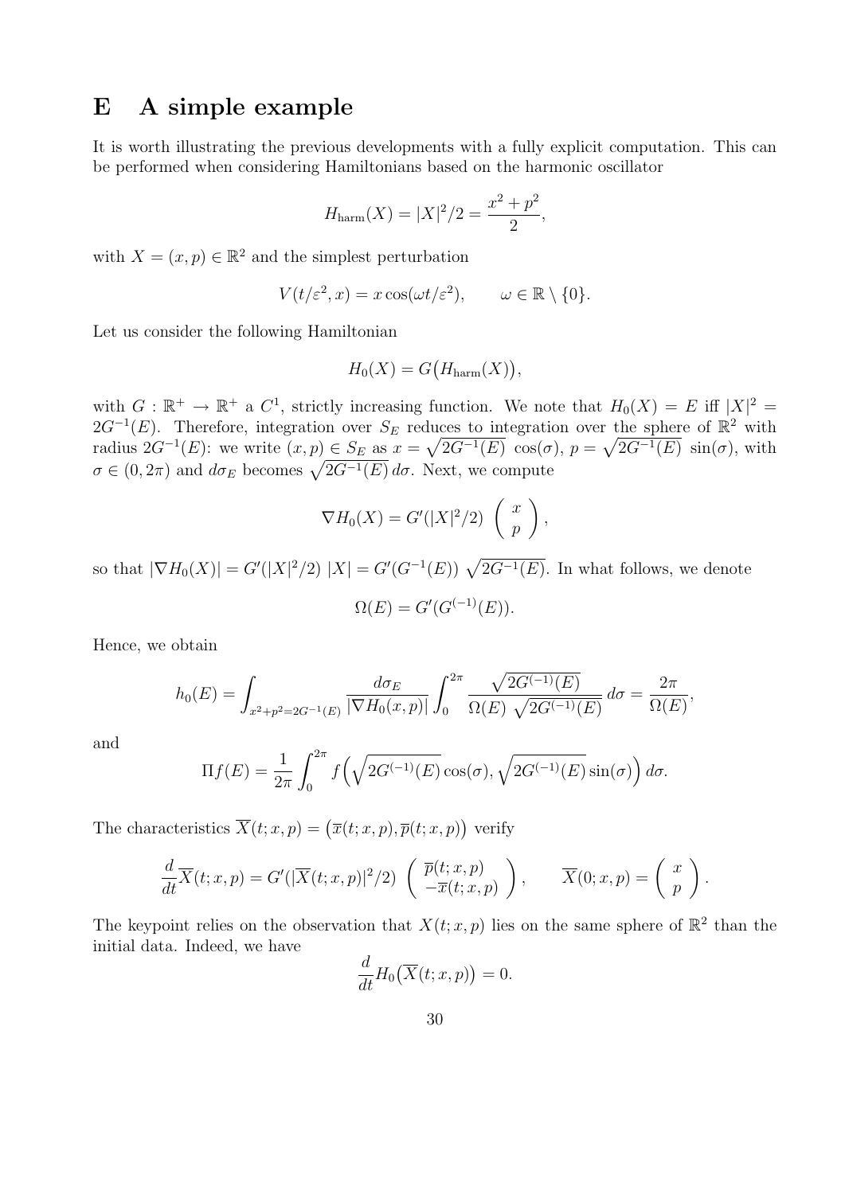# E A simple example

It is worth illustrating the previous developments with a fully explicit computation. This can be performed when considering Hamiltonians based on the harmonic oscillator

$$H_{\text{harm}}(X) = |X|^2/2 = \frac{x^2 + p^2}{2},$$

with $X = (x, p) \in \mathbb{R}^2$ and the simplest perturbation

$$V(t/\varepsilon^2, x) = x \cos(\omega t/\varepsilon^2), \qquad \omega \in \mathbb{R} \setminus \{0\}.$$

Let us consider the following Hamiltonian

$$H_0(X) = G\big(H_{\text{harm}}(X)\big),$$

with $G : \mathbb{R}^+ \to \mathbb{R}^+$ a $C^1$, strictly increasing function. We note that $H_0(X) = E$ iff $|X|^2 = 2G^{-1}(E)$. Therefore, integration over $S_E$ reduces to integration over the sphere of $\mathbb{R}^2$ with radius $2G^{-1}(E)$: we write $(x, p) \in S_E$ as $x = \sqrt{2G^{-1}(E)}\ \cos(\sigma)$, $p = \sqrt{2G^{-1}(E)}\ \sin(\sigma)$, with $\sigma \in (0, 2\pi)$ and $d\sigma_E$ becomes $\sqrt{2G^{-1}(E)}\, d\sigma$. Next, we compute

$$\nabla H_0(X) = G'(|X|^2/2) \begin{pmatrix} x \\ p \end{pmatrix},$$

so that $|\nabla H_0(X)| = G'(|X|^2/2)\ |X| = G'(G^{-1}(E))\ \sqrt{2G^{-1}(E)}$. In what follows, we denote

$$\Omega(E) = G'(G^{(-1)}(E)).$$

Hence, we obtain

$$h_0(E) = \int_{x^2+p^2=2G^{-1}(E)} \frac{d\sigma_E}{|\nabla H_0(x,p)|} \int_0^{2\pi} \frac{\sqrt{2G^{(-1)}(E)}}{\Omega(E)\ \sqrt{2G^{(-1)}(E)}}\, d\sigma = \frac{2\pi}{\Omega(E)},$$

and

$$\Pi f(E) = \frac{1}{2\pi} \int_0^{2\pi} f\Big(\sqrt{2G^{(-1)}(E)} \cos(\sigma), \sqrt{2G^{(-1)}(E)} \sin(\sigma)\Big)\, d\sigma.$$

The characteristics $\overline{X}(t; x, p) = \big(\overline{x}(t; x, p), \overline{p}(t; x, p)\big)$ verify

$$\frac{d}{dt}\overline{X}(t; x, p) = G'(|\overline{X}(t; x, p)|^2/2) \begin{pmatrix} \overline{p}(t; x, p) \\ -\overline{x}(t; x, p) \end{pmatrix}, \qquad \overline{X}(0; x, p) = \begin{pmatrix} x \\ p \end{pmatrix}.$$

The keypoint relies on the observation that $X(t; x, p)$ lies on the same sphere of $\mathbb{R}^2$ than the initial data. Indeed, we have

$$\frac{d}{dt} H_0\big(\overline{X}(t; x, p)\big) = 0.$$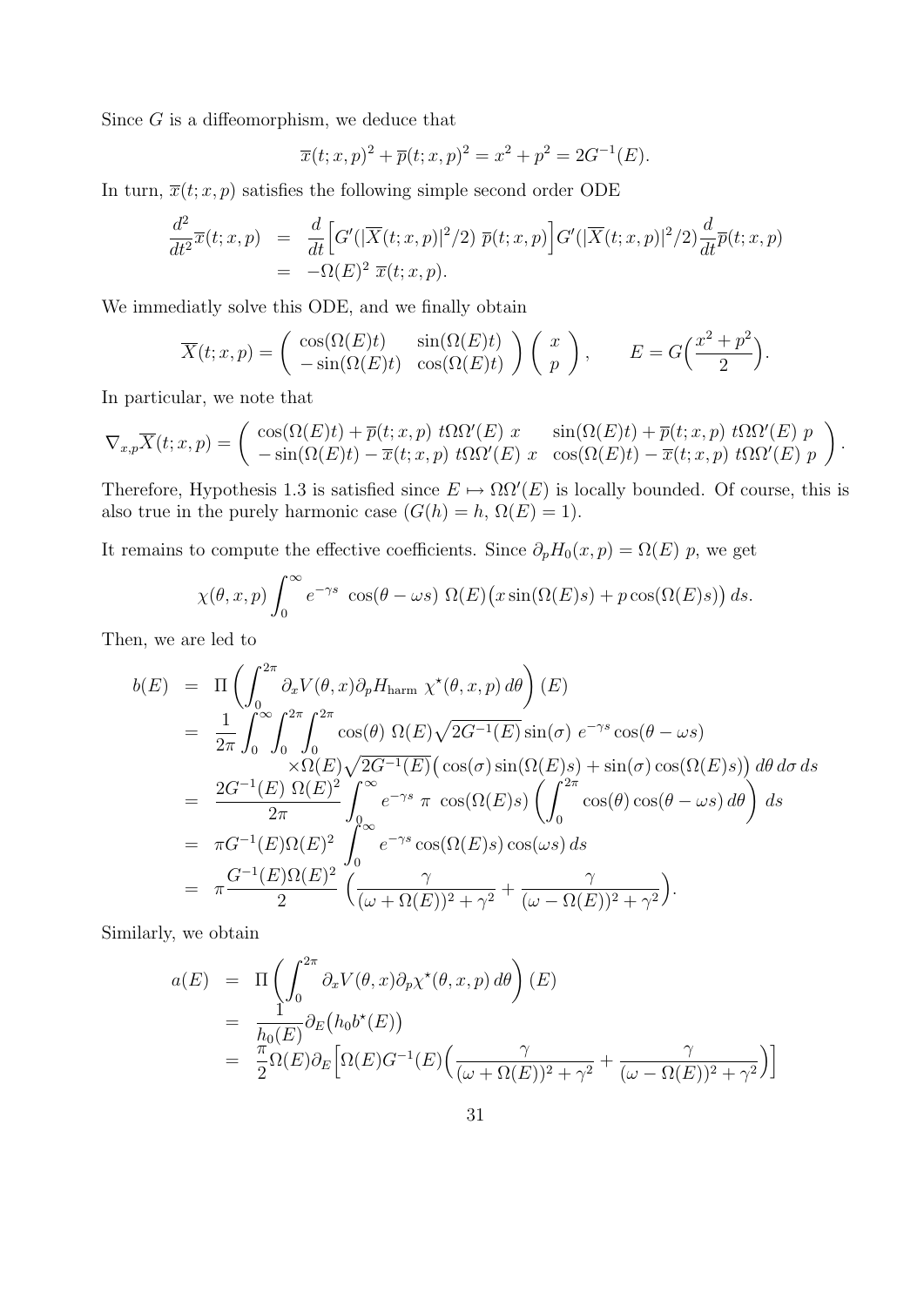Since $G$ is a diffeomorphism, we deduce that

$$\overline{x}(t;x,p)^2 + \overline{p}(t;x,p)^2 = x^2 + p^2 = 2G^{-1}(E).$$

In turn, $\overline{x}(t;x,p)$ satisfies the following simple second order ODE

$$\begin{aligned}
\frac{d^2}{dt^2}\overline{x}(t;x,p) &= \frac{d}{dt}\Big[G'(|\overline{X}(t;x,p)|^2/2)\ \overline{p}(t;x,p)\Big]G'(|\overline{X}(t;x,p)|^2/2)\frac{d}{dt}\overline{p}(t;x,p)\\
&= -\Omega(E)^2\ \overline{x}(t;x,p).
\end{aligned}$$

We immediatly solve this ODE, and we finally obtain

$$\overline{X}(t;x,p) = \begin{pmatrix} \cos(\Omega(E)t) & \sin(\Omega(E)t) \\ -\sin(\Omega(E)t) & \cos(\Omega(E)t) \end{pmatrix} \begin{pmatrix} x \\ p \end{pmatrix}, \qquad E = G\Big(\frac{x^2+p^2}{2}\Big).$$

In particular, we note that

$$\nabla_{x,p}\overline{X}(t;x,p) = \begin{pmatrix} \cos(\Omega(E)t) + \overline{p}(t;x,p)\ t\Omega\Omega'(E)\ x & \sin(\Omega(E)t) + \overline{p}(t;x,p)\ t\Omega\Omega'(E)\ p \\ -\sin(\Omega(E)t) - \overline{x}(t;x,p)\ t\Omega\Omega'(E)\ x & \cos(\Omega(E)t) - \overline{x}(t;x,p)\ t\Omega\Omega'(E)\ p \end{pmatrix}.$$

Therefore, Hypothesis 1.3 is satisfied since $E \mapsto \Omega\Omega'(E)$ is locally bounded. Of course, this is also true in the purely harmonic case ($G(h) = h$, $\Omega(E) = 1$).

It remains to compute the effective coefficients. Since $\partial_p H_0(x,p) = \Omega(E)\ p$, we get

$$\chi(\theta,x,p)\int_0^\infty e^{-\gamma s}\ \cos(\theta-\omega s)\ \Omega(E)\big(x\sin(\Omega(E)s) + p\cos(\Omega(E)s)\big)\,ds.$$

Then, we are led to

$$\begin{aligned}
b(E) &= \Pi\left(\int_0^{2\pi}\partial_x V(\theta,x)\partial_p H_{\text{harm}}\ \chi^\star(\theta,x,p)\,d\theta\right)(E)\\
&= \frac{1}{2\pi}\int_0^\infty\int_0^{2\pi}\int_0^{2\pi}\cos(\theta)\ \Omega(E)\sqrt{2G^{-1}(E)}\sin(\sigma)\ e^{-\gamma s}\cos(\theta-\omega s)\\
&\qquad\qquad \times\Omega(E)\sqrt{2G^{-1}(E)}\big(\cos(\sigma)\sin(\Omega(E)s) + \sin(\sigma)\cos(\Omega(E)s)\big)\,d\theta\,d\sigma\,ds\\
&= \frac{2G^{-1}(E)\ \Omega(E)^2}{2\pi}\int_0^\infty e^{-\gamma s}\ \pi\ \cos(\Omega(E)s)\left(\int_0^{2\pi}\cos(\theta)\cos(\theta-\omega s)\,d\theta\right)ds\\
&= \pi G^{-1}(E)\Omega(E)^2\int_0^\infty e^{-\gamma s}\cos(\Omega(E)s)\cos(\omega s)\,ds\\
&= \pi\frac{G^{-1}(E)\Omega(E)^2}{2}\Big(\frac{\gamma}{(\omega+\Omega(E))^2+\gamma^2} + \frac{\gamma}{(\omega-\Omega(E))^2+\gamma^2}\Big).
\end{aligned}$$

Similarly, we obtain

$$\begin{aligned}
a(E) &= \Pi\left(\int_0^{2\pi}\partial_x V(\theta,x)\partial_p\chi^\star(\theta,x,p)\,d\theta\right)(E)\\
&= \frac{1}{h_0(E)}\partial_E\big(h_0 b^\star(E)\big)\\
&= \frac{\pi}{2}\Omega(E)\partial_E\Big[\Omega(E)G^{-1}(E)\Big(\frac{\gamma}{(\omega+\Omega(E))^2+\gamma^2} + \frac{\gamma}{(\omega-\Omega(E))^2+\gamma^2}\Big)\Big]
\end{aligned}$$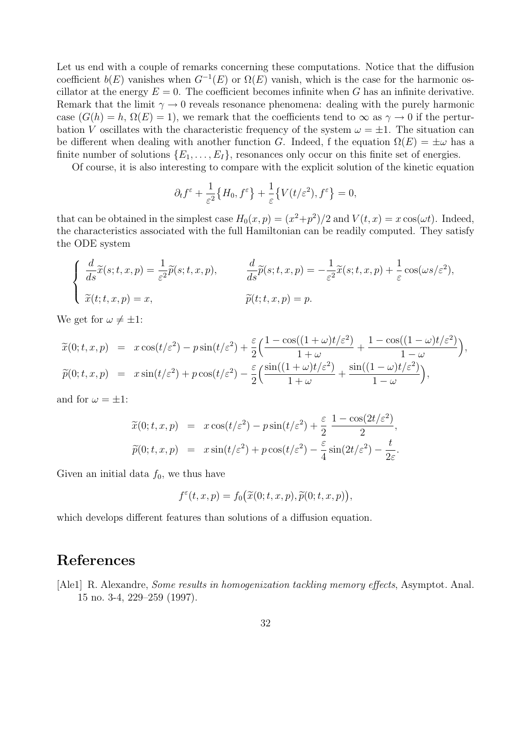Let us end with a couple of remarks concerning these computations. Notice that the diffusion coefficient $b(E)$ vanishes when $G^{-1}(E)$ or $\Omega(E)$ vanish, which is the case for the harmonic oscillator at the energy $E = 0$. The coefficient becomes infinite when $G$ has an infinite derivative. Remark that the limit $\gamma \to 0$ reveals resonance phenomena: dealing with the purely harmonic case ($G(h) = h$, $\Omega(E) = 1$), we remark that the coefficients tend to $\infty$ as $\gamma \to 0$ if the perturbation $V$ oscillates with the characteristic frequency of the system $\omega = \pm 1$. The situation can be different when dealing with another function $G$. Indeed, f the equation $\Omega(E) = \pm\omega$ has a finite number of solutions $\{E_1, \ldots, E_I\}$, resonances only occur on this finite set of energies.

Of course, it is also interesting to compare with the explicit solution of the kinetic equation

$$\partial_t f^\varepsilon + \frac{1}{\varepsilon^2}\big\{H_0, f^\varepsilon\big\} + \frac{1}{\varepsilon}\big\{V(t/\varepsilon^2), f^\varepsilon\big\} = 0,$$

that can be obtained in the simplest case $H_0(x,p) = (x^2+p^2)/2$ and $V(t,x) = x\cos(\omega t)$. Indeed, the characteristics associated with the full Hamiltonian can be readily computed. They satisfy the ODE system

$$\begin{cases} \dfrac{d}{ds}\widetilde{x}(s;t,x,p) = \dfrac{1}{\varepsilon^2}\widetilde{p}(s;t,x,p), & \dfrac{d}{ds}\widetilde{p}(s;t,x,p) = -\dfrac{1}{\varepsilon^2}\widetilde{x}(s;t,x,p) + \dfrac{1}{\varepsilon}\cos(\omega s/\varepsilon^2), \\ \widetilde{x}(t;t,x,p) = x, & \widetilde{p}(t;t,x,p) = p. \end{cases}$$

We get for $\omega \neq \pm 1$:

$$\begin{aligned} \widetilde{x}(0;t,x,p) &= x\cos(t/\varepsilon^2) - p\sin(t/\varepsilon^2) + \frac{\varepsilon}{2}\Big(\frac{1-\cos((1+\omega)t/\varepsilon^2)}{1+\omega} + \frac{1-\cos((1-\omega)t/\varepsilon^2)}{1-\omega}\Big), \\ \widetilde{p}(0;t,x,p) &= x\sin(t/\varepsilon^2) + p\cos(t/\varepsilon^2) - \frac{\varepsilon}{2}\Big(\frac{\sin((1+\omega)t/\varepsilon^2)}{1+\omega} + \frac{\sin((1-\omega)t/\varepsilon^2)}{1-\omega}\Big), \end{aligned}$$

and for $\omega = \pm 1$:

$$\begin{aligned} \widetilde{x}(0;t,x,p) &= x\cos(t/\varepsilon^2) - p\sin(t/\varepsilon^2) + \frac{\varepsilon}{2}\,\frac{1-\cos(2t/\varepsilon^2)}{2}, \\ \widetilde{p}(0;t,x,p) &= x\sin(t/\varepsilon^2) + p\cos(t/\varepsilon^2) - \frac{\varepsilon}{4}\sin(2t/\varepsilon^2) - \frac{t}{2\varepsilon}. \end{aligned}$$

Given an initial data $f_0$, we thus have

$$f^\varepsilon(t,x,p) = f_0\big(\widetilde{x}(0;t,x,p), \widetilde{p}(0;t,x,p)\big),$$

which develops different features than solutions of a diffusion equation.

# References

[Ale1] R. Alexandre, *Some results in homogenization tackling memory effects*, Asymptot. Anal. 15 no. 3-4, 229–259 (1997).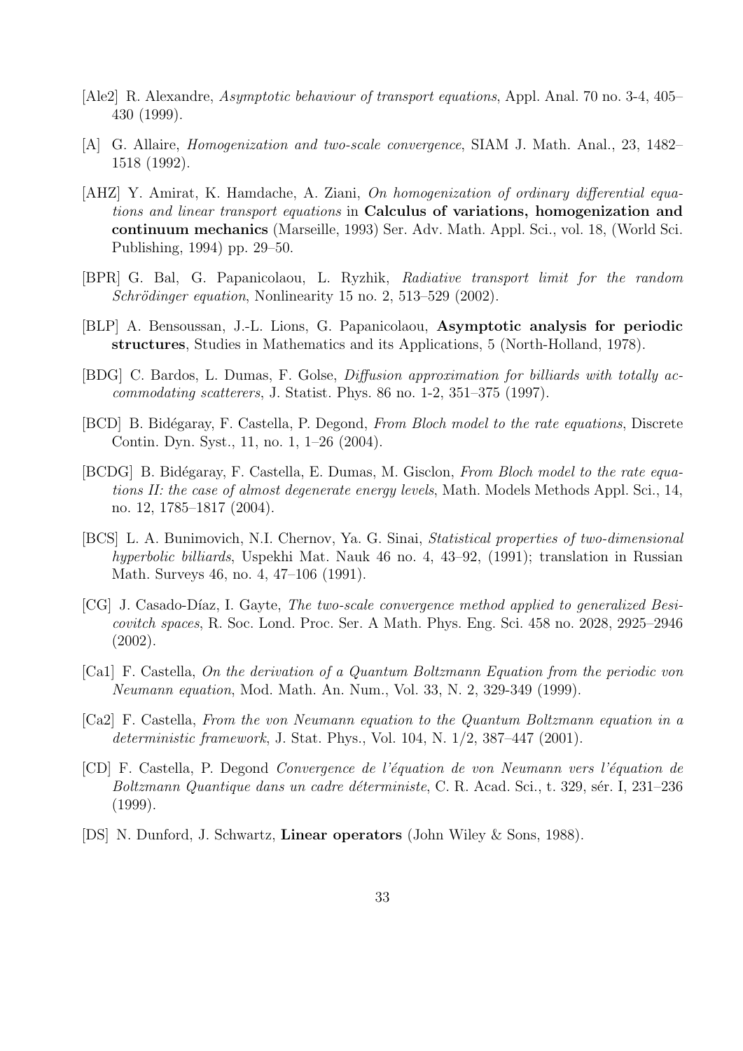[Ale2] R. Alexandre, *Asymptotic behaviour of transport equations*, Appl. Anal. 70 no. 3-4, 405–430 (1999).

[A] G. Allaire, *Homogenization and two-scale convergence*, SIAM J. Math. Anal., 23, 1482–1518 (1992).

[AHZ] Y. Amirat, K. Hamdache, A. Ziani, *On homogenization of ordinary differential equations and linear transport equations* in **Calculus of variations, homogenization and continuum mechanics** (Marseille, 1993) Ser. Adv. Math. Appl. Sci., vol. 18, (World Sci. Publishing, 1994) pp. 29–50.

[BPR] G. Bal, G. Papanicolaou, L. Ryzhik, *Radiative transport limit for the random Schrödinger equation*, Nonlinearity 15 no. 2, 513–529 (2002).

[BLP] A. Bensoussan, J.-L. Lions, G. Papanicolaou, **Asymptotic analysis for periodic structures**, Studies in Mathematics and its Applications, 5 (North-Holland, 1978).

[BDG] C. Bardos, L. Dumas, F. Golse, *Diffusion approximation for billiards with totally accommodating scatterers*, J. Statist. Phys. 86 no. 1-2, 351–375 (1997).

[BCD] B. Bidégaray, F. Castella, P. Degond, *From Bloch model to the rate equations*, Discrete Contin. Dyn. Syst., 11, no. 1, 1–26 (2004).

[BCDG] B. Bidégaray, F. Castella, E. Dumas, M. Gisclon, *From Bloch model to the rate equations II: the case of almost degenerate energy levels*, Math. Models Methods Appl. Sci., 14, no. 12, 1785–1817 (2004).

[BCS] L. A. Bunimovich, N.I. Chernov, Ya. G. Sinai, *Statistical properties of two-dimensional hyperbolic billiards*, Uspekhi Mat. Nauk 46 no. 4, 43–92, (1991); translation in Russian Math. Surveys 46, no. 4, 47–106 (1991).

[CG] J. Casado-Díaz, I. Gayte, *The two-scale convergence method applied to generalized Besicovitch spaces*, R. Soc. Lond. Proc. Ser. A Math. Phys. Eng. Sci. 458 no. 2028, 2925–2946 (2002).

[Ca1] F. Castella, *On the derivation of a Quantum Boltzmann Equation from the periodic von Neumann equation*, Mod. Math. An. Num., Vol. 33, N. 2, 329-349 (1999).

[Ca2] F. Castella, *From the von Neumann equation to the Quantum Boltzmann equation in a deterministic framework*, J. Stat. Phys., Vol. 104, N. 1/2, 387–447 (2001).

[CD] F. Castella, P. Degond *Convergence de l'équation de von Neumann vers l'équation de Boltzmann Quantique dans un cadre déterministe*, C. R. Acad. Sci., t. 329, sér. I, 231–236 (1999).

[DS] N. Dunford, J. Schwartz, **Linear operators** (John Wiley & Sons, 1988).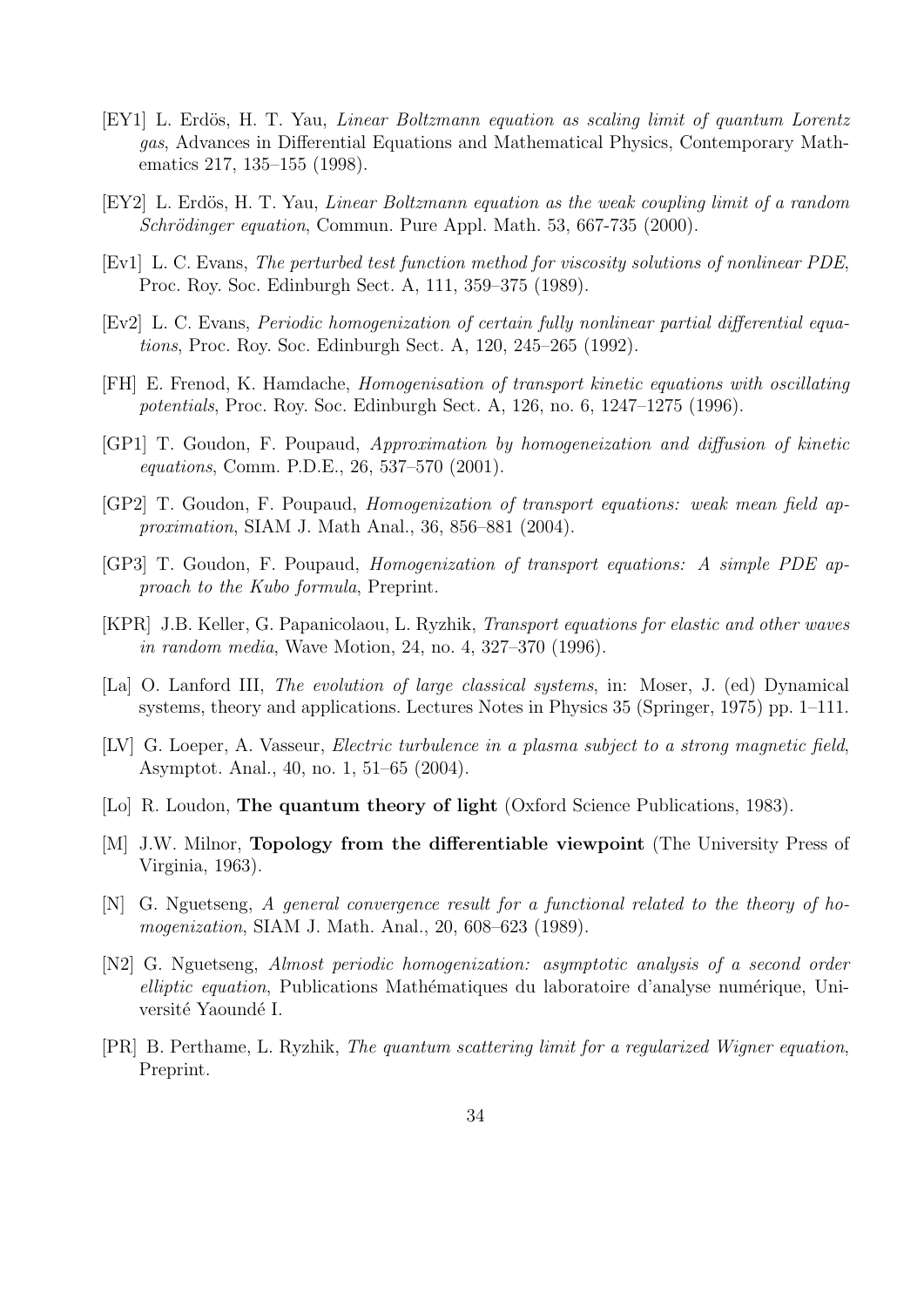[EY1] L. Erdös, H. T. Yau, *Linear Boltzmann equation as scaling limit of quantum Lorentz gas*, Advances in Differential Equations and Mathematical Physics, Contemporary Mathematics 217, 135–155 (1998).

[EY2] L. Erdös, H. T. Yau, *Linear Boltzmann equation as the weak coupling limit of a random Schrödinger equation*, Commun. Pure Appl. Math. 53, 667-735 (2000).

[Ev1] L. C. Evans, *The perturbed test function method for viscosity solutions of nonlinear PDE*, Proc. Roy. Soc. Edinburgh Sect. A, 111, 359–375 (1989).

[Ev2] L. C. Evans, *Periodic homogenization of certain fully nonlinear partial differential equations*, Proc. Roy. Soc. Edinburgh Sect. A, 120, 245–265 (1992).

[FH] E. Frenod, K. Hamdache, *Homogenisation of transport kinetic equations with oscillating potentials*, Proc. Roy. Soc. Edinburgh Sect. A, 126, no. 6, 1247–1275 (1996).

[GP1] T. Goudon, F. Poupaud, *Approximation by homogeneization and diffusion of kinetic equations*, Comm. P.D.E., 26, 537–570 (2001).

[GP2] T. Goudon, F. Poupaud, *Homogenization of transport equations: weak mean field approximation*, SIAM J. Math Anal., 36, 856–881 (2004).

[GP3] T. Goudon, F. Poupaud, *Homogenization of transport equations: A simple PDE approach to the Kubo formula*, Preprint.

[KPR] J.B. Keller, G. Papanicolaou, L. Ryzhik, *Transport equations for elastic and other waves in random media*, Wave Motion, 24, no. 4, 327–370 (1996).

[La] O. Lanford III, *The evolution of large classical systems*, in: Moser, J. (ed) Dynamical systems, theory and applications. Lectures Notes in Physics 35 (Springer, 1975) pp. 1–111.

[LV] G. Loeper, A. Vasseur, *Electric turbulence in a plasma subject to a strong magnetic field*, Asymptot. Anal., 40, no. 1, 51–65 (2004).

[Lo] R. Loudon, **The quantum theory of light** (Oxford Science Publications, 1983).

[M] J.W. Milnor, **Topology from the differentiable viewpoint** (The University Press of Virginia, 1963).

[N] G. Nguetseng, *A general convergence result for a functional related to the theory of homogenization*, SIAM J. Math. Anal., 20, 608–623 (1989).

[N2] G. Nguetseng, *Almost periodic homogenization: asymptotic analysis of a second order elliptic equation*, Publications Mathématiques du laboratoire d'analyse numérique, Université Yaoundé I.

[PR] B. Perthame, L. Ryzhik, *The quantum scattering limit for a regularized Wigner equation*, Preprint.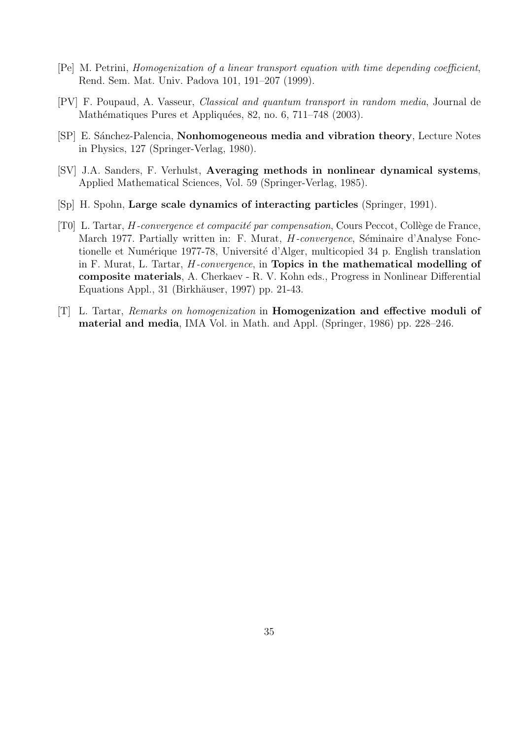[Pe] M. Petrini, *Homogenization of a linear transport equation with time depending coefficient*, Rend. Sem. Mat. Univ. Padova 101, 191–207 (1999).

[PV] F. Poupaud, A. Vasseur, *Classical and quantum transport in random media*, Journal de Mathématiques Pures et Appliquées, 82, no. 6, 711–748 (2003).

[SP] E. Sánchez-Palencia, **Nonhomogeneous media and vibration theory**, Lecture Notes in Physics, 127 (Springer-Verlag, 1980).

[SV] J.A. Sanders, F. Verhulst, **Averaging methods in nonlinear dynamical systems**, Applied Mathematical Sciences, Vol. 59 (Springer-Verlag, 1985).

[Sp] H. Spohn, **Large scale dynamics of interacting particles** (Springer, 1991).

[T0] L. Tartar, *H-convergence et compacité par compensation*, Cours Peccot, Collège de France, March 1977. Partially written in: F. Murat, *H-convergence*, Séminaire d'Analyse Fonctionelle et Numérique 1977-78, Université d'Alger, multicopied 34 p. English translation in F. Murat, L. Tartar, *H-convergence*, in **Topics in the mathematical modelling of composite materials**, A. Cherkaev - R. V. Kohn eds., Progress in Nonlinear Differential Equations Appl., 31 (Birkhäuser, 1997) pp. 21-43.

[T] L. Tartar, *Remarks on homogenization* in **Homogenization and effective moduli of material and media**, IMA Vol. in Math. and Appl. (Springer, 1986) pp. 228–246.